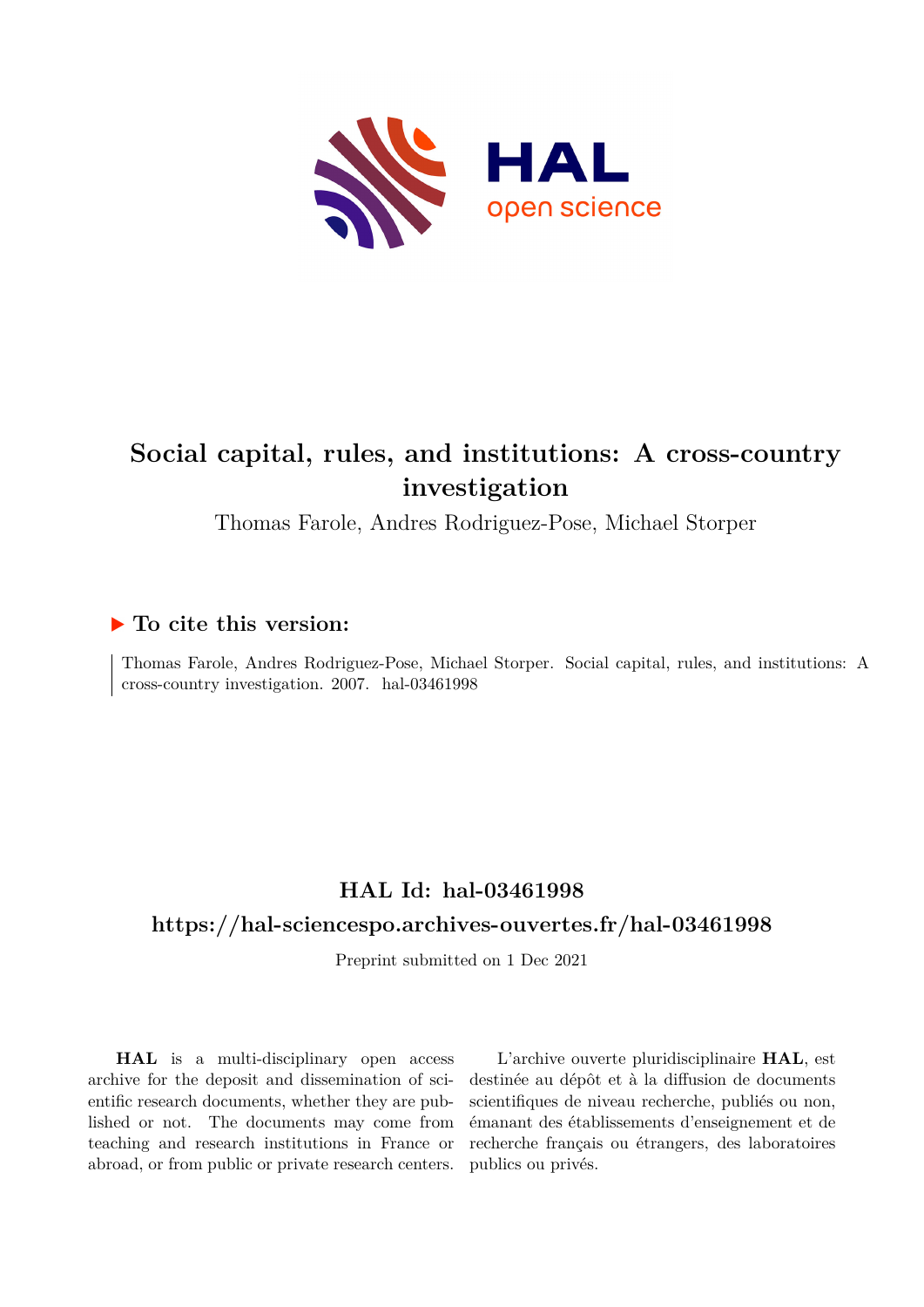# Social capital, rules, and institutions: A cross-country investigation

Thomas Farole, Andres Rodriguez-Pose, Michael Storper

## ▶ To cite this version:

Thomas Farole, Andres Rodriguez-Pose, Michael Storper. Social capital, rules, and institutions: A cross-country investigation. 2007. hal-03461998

## HAL Id: hal-03461998

## https://hal-sciencespo.archives-ouvertes.fr/hal-03461998

Preprint submitted on 1 Dec 2021

**HAL** is a multi-disciplinary open access archive for the deposit and dissemination of scientific research documents, whether they are published or not. The documents may come from teaching and research institutions in France or abroad, or from public or private research centers.

L'archive ouverte pluridisciplinaire **HAL**, est destinée au dépôt et à la diffusion de documents scientifiques de niveau recherche, publiés ou non, émanant des établissements d'enseignement et de recherche français ou étrangers, des laboratoires publics ou privés.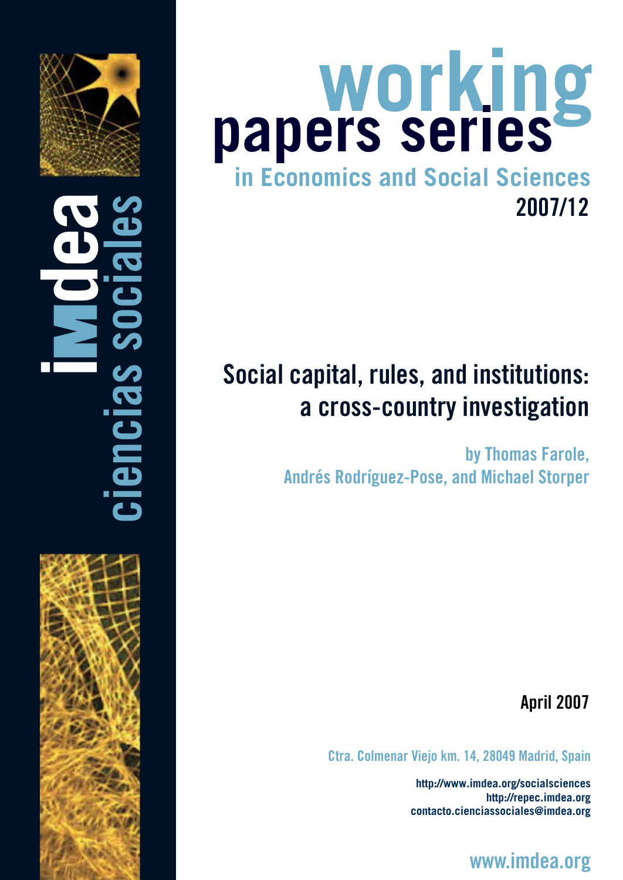imdea ciencias sociales

# working papers series in Economics and Social Sciences

2007/12

## Social capital, rules, and institutions: a cross-country investigation

by Thomas Farole, Andrés Rodríguez-Pose, and Michael Storper

April 2007

Ctra. Colmenar Viejo km. 14, 28049 Madrid, Spain

http://www.imdea.org/socialsciences
http://repec.imdea.org
contacto.cienciassociales@imdea.org

www.imdea.org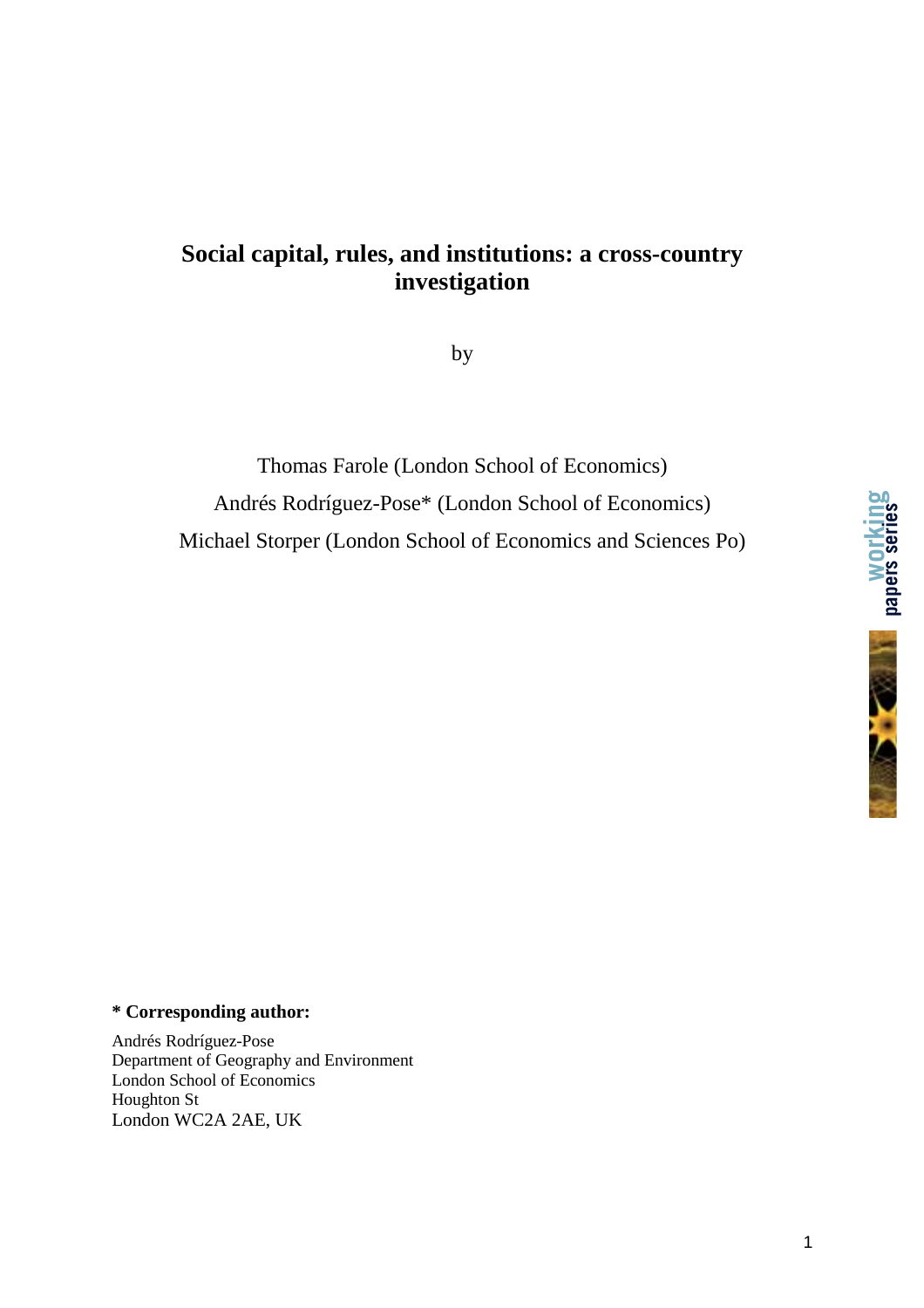# Social capital, rules, and institutions: a cross-country investigation

by

Thomas Farole (London School of Economics)

Andrés Rodríguez-Pose* (London School of Economics)

Michael Storper (London School of Economics and Sciences Po)

**\* Corresponding author:**

Andrés Rodríguez-Pose
Department of Geography and Environment
London School of Economics
Houghton St
London WC2A 2AE, UK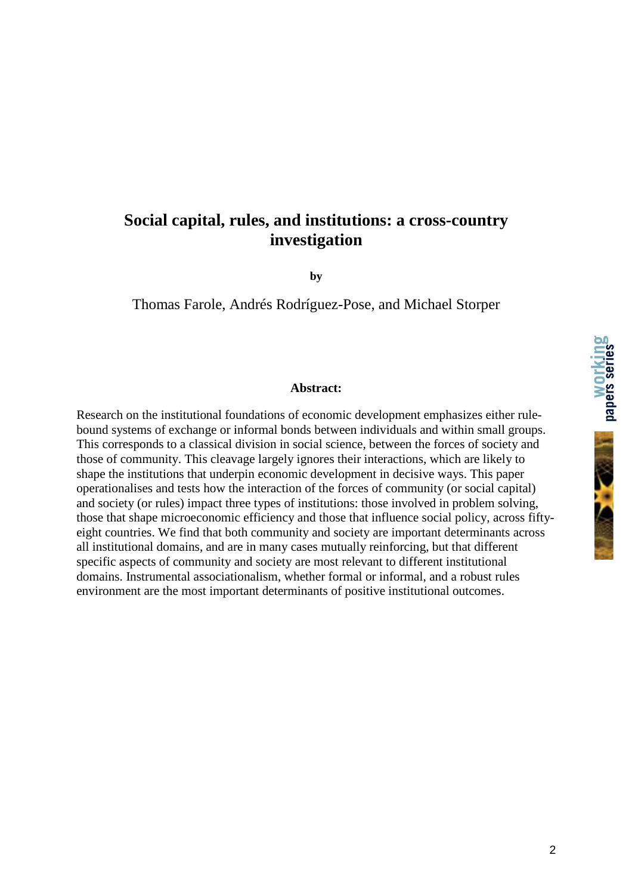# Social capital, rules, and institutions: a cross-country investigation

**by**

Thomas Farole, Andrés Rodríguez-Pose, and Michael Storper

**Abstract:**

Research on the institutional foundations of economic development emphasizes either rule-bound systems of exchange or informal bonds between individuals and within small groups. This corresponds to a classical division in social science, between the forces of society and those of community. This cleavage largely ignores their interactions, which are likely to shape the institutions that underpin economic development in decisive ways. This paper operationalises and tests how the interaction of the forces of community (or social capital) and society (or rules) impact three types of institutions: those involved in problem solving, those that shape microeconomic efficiency and those that influence social policy, across fifty-eight countries. We find that both community and society are important determinants across all institutional domains, and are in many cases mutually reinforcing, but that different specific aspects of community and society are most relevant to different institutional domains. Instrumental associationalism, whether formal or informal, and a robust rules environment are the most important determinants of positive institutional outcomes.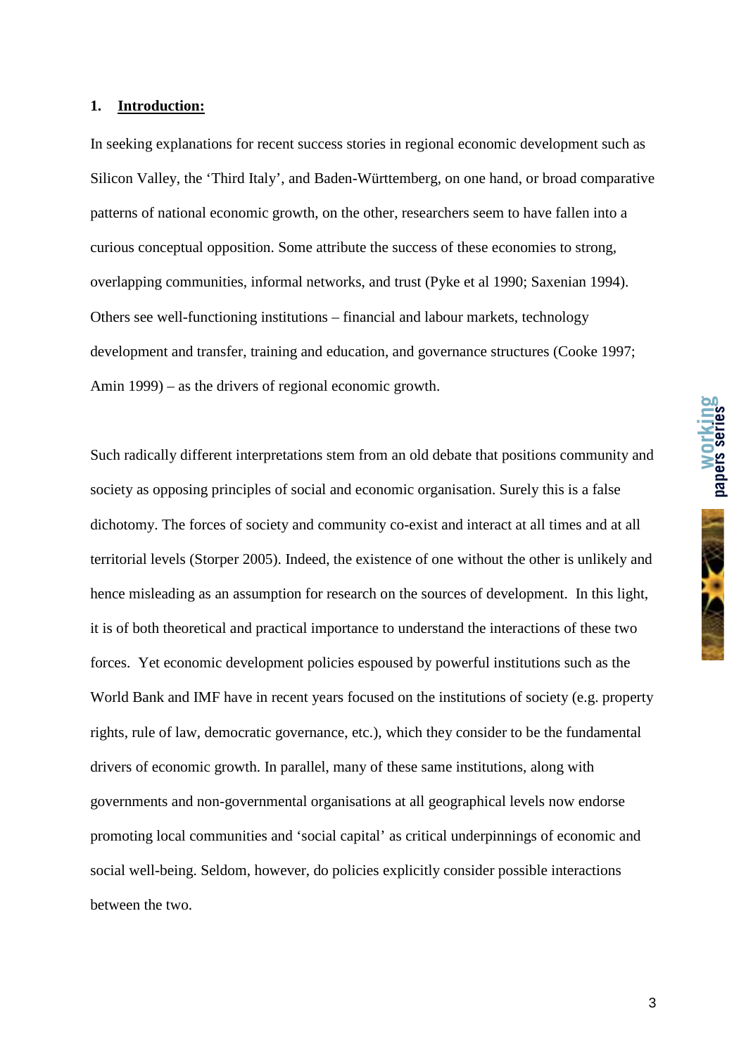## 1. Introduction:

In seeking explanations for recent success stories in regional economic development such as Silicon Valley, the 'Third Italy', and Baden-Württemberg, on one hand, or broad comparative patterns of national economic growth, on the other, researchers seem to have fallen into a curious conceptual opposition. Some attribute the success of these economies to strong, overlapping communities, informal networks, and trust (Pyke et al 1990; Saxenian 1994). Others see well-functioning institutions – financial and labour markets, technology development and transfer, training and education, and governance structures (Cooke 1997; Amin 1999) – as the drivers of regional economic growth.

Such radically different interpretations stem from an old debate that positions community and society as opposing principles of social and economic organisation. Surely this is a false dichotomy. The forces of society and community co-exist and interact at all times and at all territorial levels (Storper 2005). Indeed, the existence of one without the other is unlikely and hence misleading as an assumption for research on the sources of development. In this light, it is of both theoretical and practical importance to understand the interactions of these two forces. Yet economic development policies espoused by powerful institutions such as the World Bank and IMF have in recent years focused on the institutions of society (e.g. property rights, rule of law, democratic governance, etc.), which they consider to be the fundamental drivers of economic growth. In parallel, many of these same institutions, along with governments and non-governmental organisations at all geographical levels now endorse promoting local communities and 'social capital' as critical underpinnings of economic and social well-being. Seldom, however, do policies explicitly consider possible interactions between the two.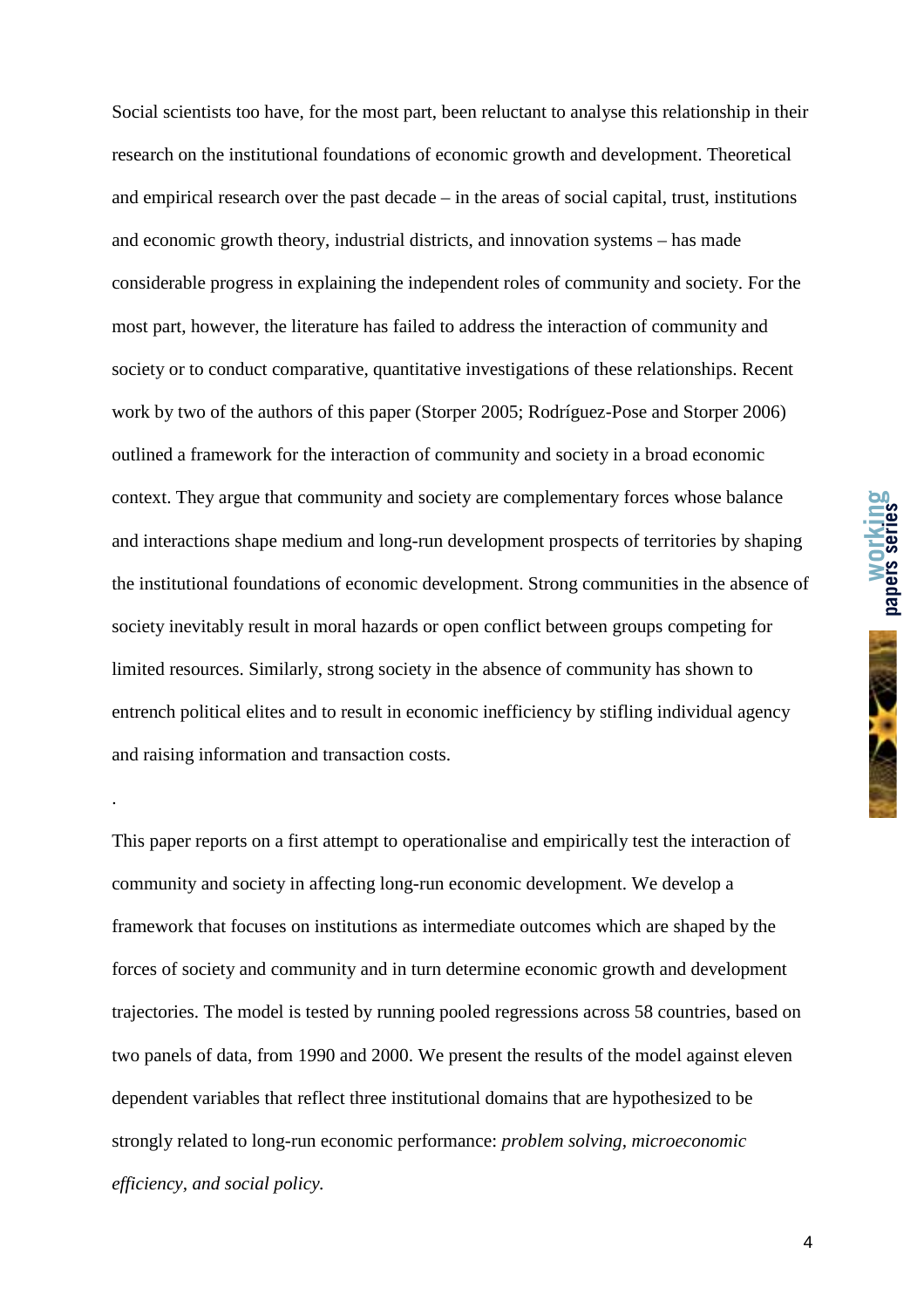Social scientists too have, for the most part, been reluctant to analyse this relationship in their research on the institutional foundations of economic growth and development. Theoretical and empirical research over the past decade – in the areas of social capital, trust, institutions and economic growth theory, industrial districts, and innovation systems – has made considerable progress in explaining the independent roles of community and society. For the most part, however, the literature has failed to address the interaction of community and society or to conduct comparative, quantitative investigations of these relationships. Recent work by two of the authors of this paper (Storper 2005; Rodríguez-Pose and Storper 2006) outlined a framework for the interaction of community and society in a broad economic context. They argue that community and society are complementary forces whose balance and interactions shape medium and long-run development prospects of territories by shaping the institutional foundations of economic development. Strong communities in the absence of society inevitably result in moral hazards or open conflict between groups competing for limited resources. Similarly, strong society in the absence of community has shown to entrench political elites and to result in economic inefficiency by stifling individual agency and raising information and transaction costs.

.

This paper reports on a first attempt to operationalise and empirically test the interaction of community and society in affecting long-run economic development. We develop a framework that focuses on institutions as intermediate outcomes which are shaped by the forces of society and community and in turn determine economic growth and development trajectories. The model is tested by running pooled regressions across 58 countries, based on two panels of data, from 1990 and 2000. We present the results of the model against eleven dependent variables that reflect three institutional domains that are hypothesized to be strongly related to long-run economic performance: *problem solving, microeconomic efficiency, and social policy.*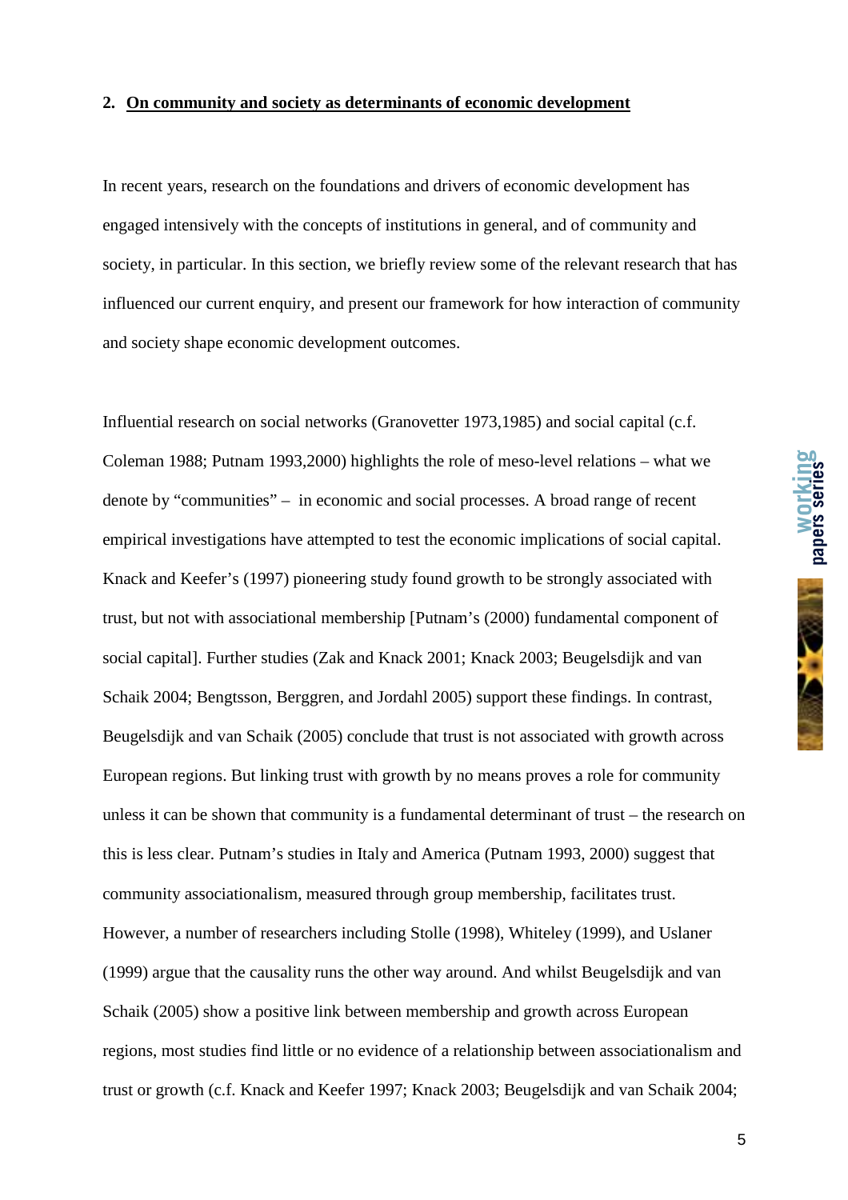## 2. On community and society as determinants of economic development

In recent years, research on the foundations and drivers of economic development has engaged intensively with the concepts of institutions in general, and of community and society, in particular. In this section, we briefly review some of the relevant research that has influenced our current enquiry, and present our framework for how interaction of community and society shape economic development outcomes.

Influential research on social networks (Granovetter 1973,1985) and social capital (c.f. Coleman 1988; Putnam 1993,2000) highlights the role of meso-level relations – what we denote by "communities" – in economic and social processes. A broad range of recent empirical investigations have attempted to test the economic implications of social capital. Knack and Keefer's (1997) pioneering study found growth to be strongly associated with trust, but not with associational membership [Putnam's (2000) fundamental component of social capital]. Further studies (Zak and Knack 2001; Knack 2003; Beugelsdijk and van Schaik 2004; Bengtsson, Berggren, and Jordahl 2005) support these findings. In contrast, Beugelsdijk and van Schaik (2005) conclude that trust is not associated with growth across European regions. But linking trust with growth by no means proves a role for community unless it can be shown that community is a fundamental determinant of trust – the research on this is less clear. Putnam's studies in Italy and America (Putnam 1993, 2000) suggest that community associationalism, measured through group membership, facilitates trust. However, a number of researchers including Stolle (1998), Whiteley (1999), and Uslaner (1999) argue that the causality runs the other way around. And whilst Beugelsdijk and van Schaik (2005) show a positive link between membership and growth across European regions, most studies find little or no evidence of a relationship between associationalism and trust or growth (c.f. Knack and Keefer 1997; Knack 2003; Beugelsdijk and van Schaik 2004;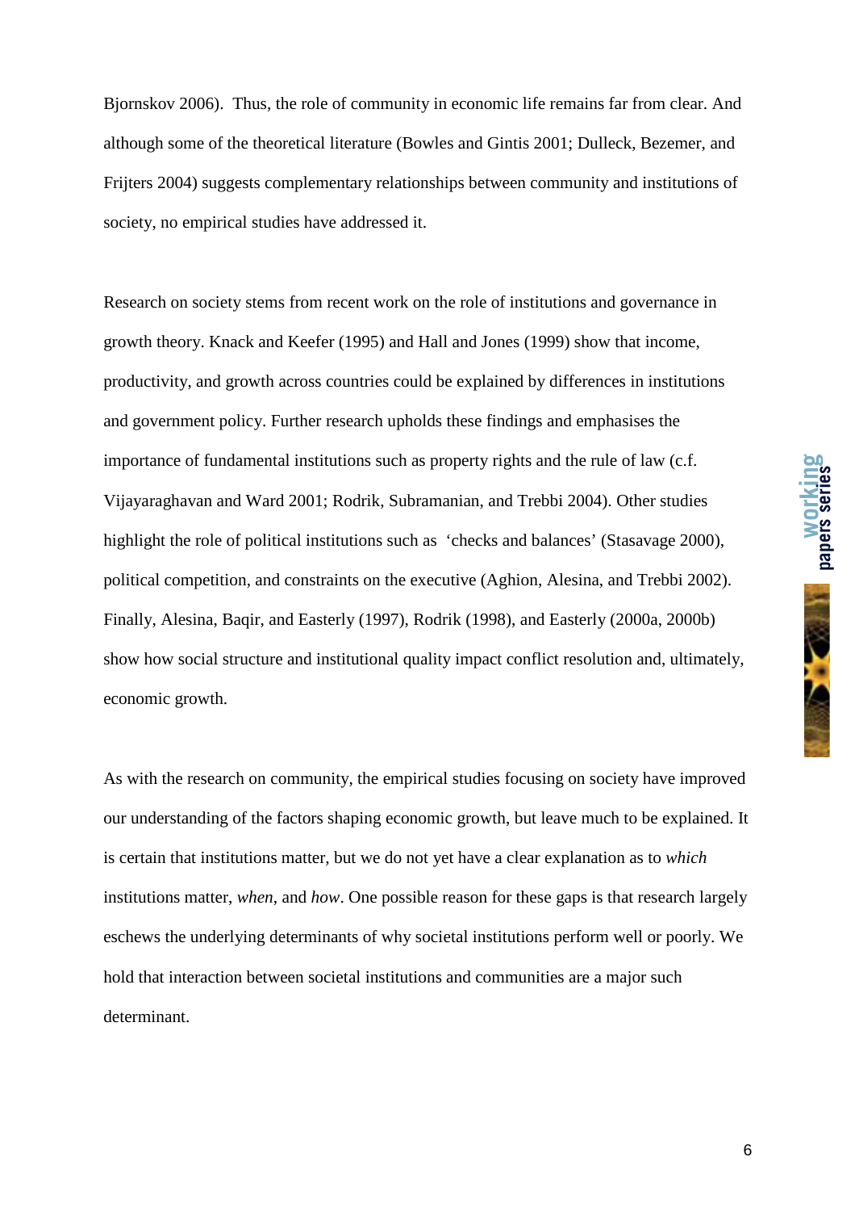Bjornskov 2006). Thus, the role of community in economic life remains far from clear. And although some of the theoretical literature (Bowles and Gintis 2001; Dulleck, Bezemer, and Frijters 2004) suggests complementary relationships between community and institutions of society, no empirical studies have addressed it.

Research on society stems from recent work on the role of institutions and governance in growth theory. Knack and Keefer (1995) and Hall and Jones (1999) show that income, productivity, and growth across countries could be explained by differences in institutions and government policy. Further research upholds these findings and emphasises the importance of fundamental institutions such as property rights and the rule of law (c.f. Vijayaraghavan and Ward 2001; Rodrik, Subramanian, and Trebbi 2004). Other studies highlight the role of political institutions such as 'checks and balances' (Stasavage 2000), political competition, and constraints on the executive (Aghion, Alesina, and Trebbi 2002). Finally, Alesina, Baqir, and Easterly (1997), Rodrik (1998), and Easterly (2000a, 2000b) show how social structure and institutional quality impact conflict resolution and, ultimately, economic growth.

As with the research on community, the empirical studies focusing on society have improved our understanding of the factors shaping economic growth, but leave much to be explained. It is certain that institutions matter, but we do not yet have a clear explanation as to *which* institutions matter, *when*, and *how*. One possible reason for these gaps is that research largely eschews the underlying determinants of why societal institutions perform well or poorly. We hold that interaction between societal institutions and communities are a major such determinant.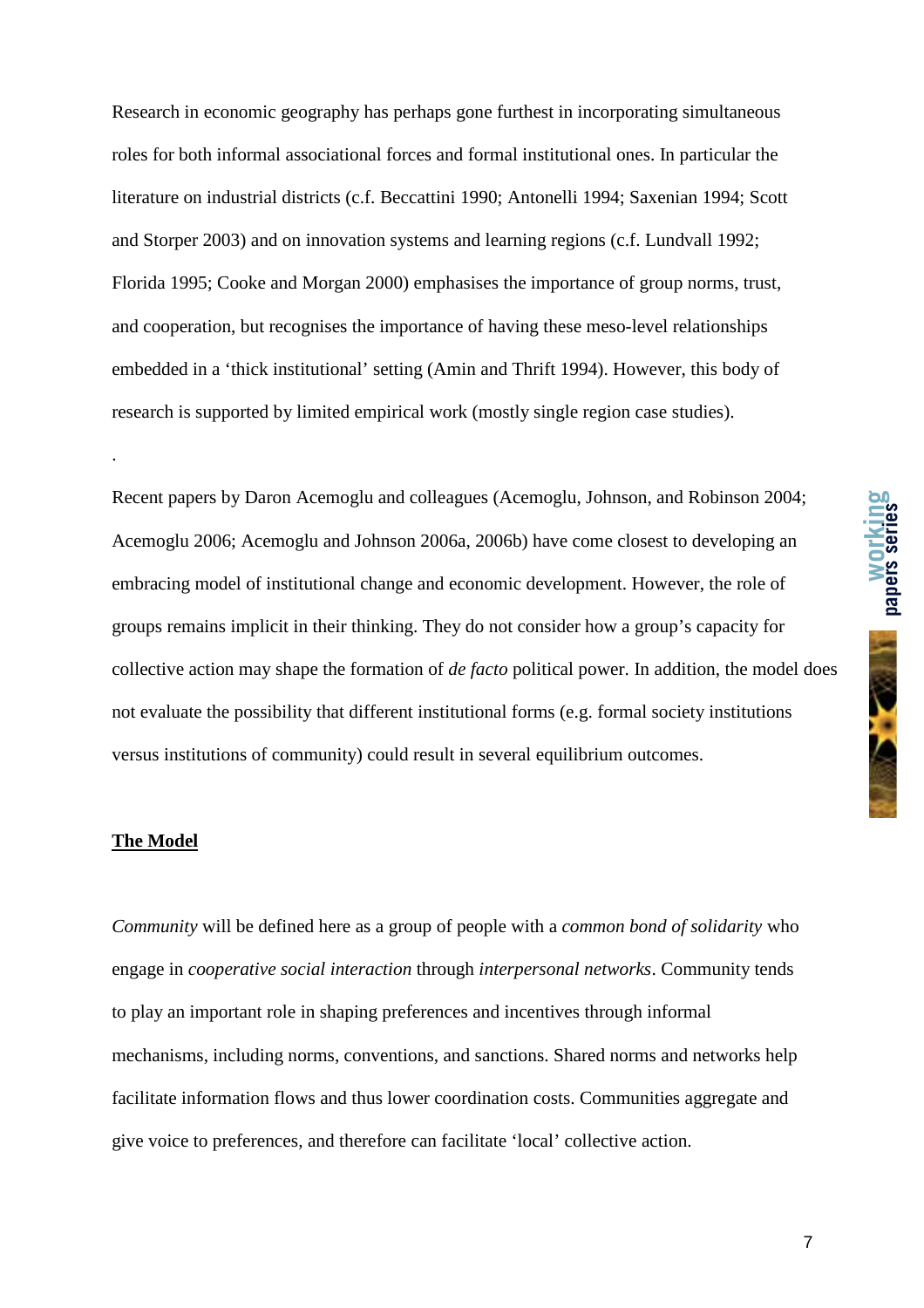Research in economic geography has perhaps gone furthest in incorporating simultaneous roles for both informal associational forces and formal institutional ones. In particular the literature on industrial districts (c.f. Beccattini 1990; Antonelli 1994; Saxenian 1994; Scott and Storper 2003) and on innovation systems and learning regions (c.f. Lundvall 1992; Florida 1995; Cooke and Morgan 2000) emphasises the importance of group norms, trust, and cooperation, but recognises the importance of having these meso-level relationships embedded in a 'thick institutional' setting (Amin and Thrift 1994). However, this body of research is supported by limited empirical work (mostly single region case studies).

.

Recent papers by Daron Acemoglu and colleagues (Acemoglu, Johnson, and Robinson 2004; Acemoglu 2006; Acemoglu and Johnson 2006a, 2006b) have come closest to developing an embracing model of institutional change and economic development. However, the role of groups remains implicit in their thinking. They do not consider how a group's capacity for collective action may shape the formation of *de facto* political power. In addition, the model does not evaluate the possibility that different institutional forms (e.g. formal society institutions versus institutions of community) could result in several equilibrium outcomes.

## The Model

*Community* will be defined here as a group of people with a *common bond of solidarity* who engage in *cooperative social interaction* through *interpersonal networks*. Community tends to play an important role in shaping preferences and incentives through informal mechanisms, including norms, conventions, and sanctions. Shared norms and networks help facilitate information flows and thus lower coordination costs. Communities aggregate and give voice to preferences, and therefore can facilitate 'local' collective action.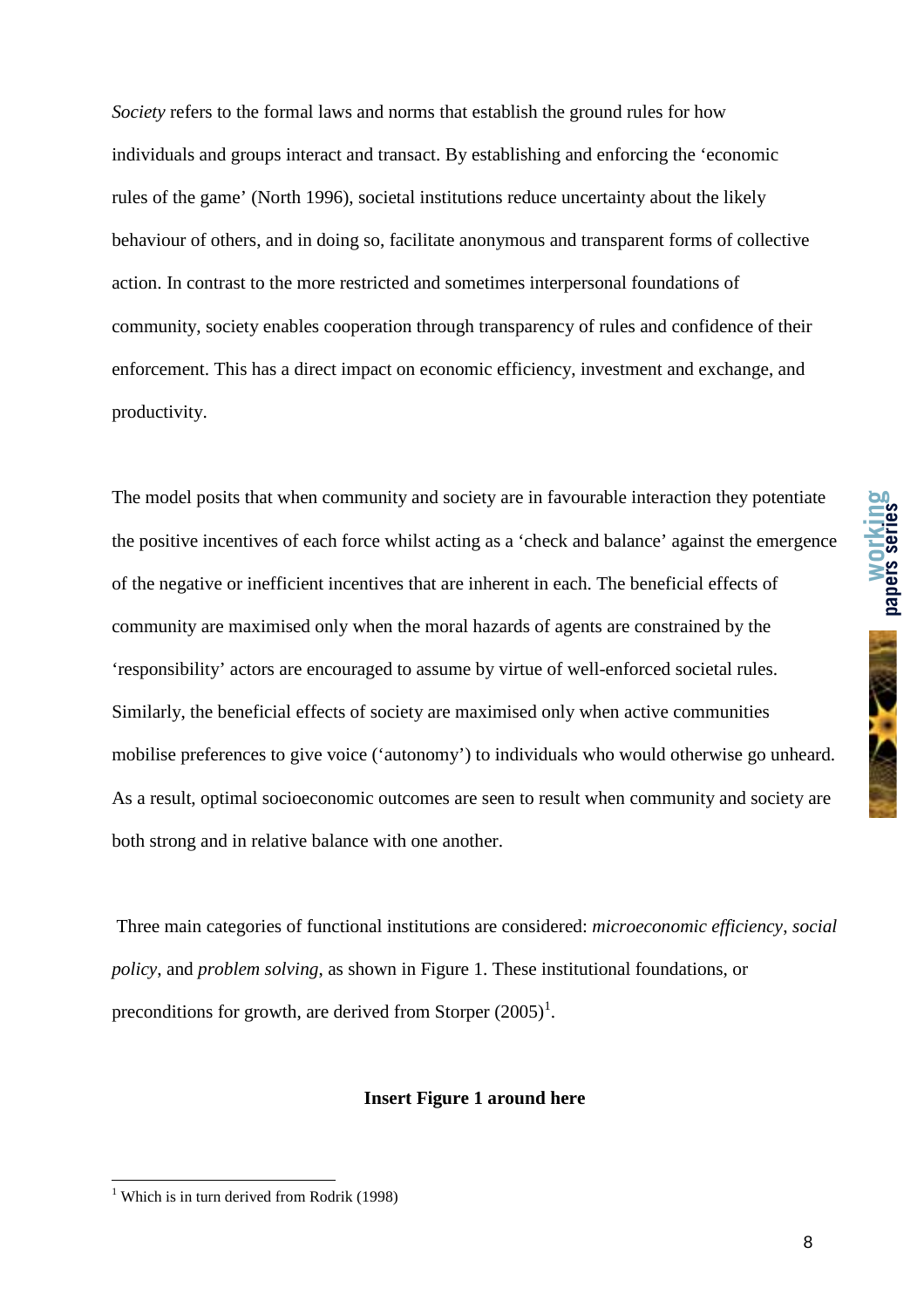*Society* refers to the formal laws and norms that establish the ground rules for how individuals and groups interact and transact. By establishing and enforcing the 'economic rules of the game' (North 1996), societal institutions reduce uncertainty about the likely behaviour of others, and in doing so, facilitate anonymous and transparent forms of collective action. In contrast to the more restricted and sometimes interpersonal foundations of community, society enables cooperation through transparency of rules and confidence of their enforcement. This has a direct impact on economic efficiency, investment and exchange, and productivity.

The model posits that when community and society are in favourable interaction they potentiate the positive incentives of each force whilst acting as a 'check and balance' against the emergence of the negative or inefficient incentives that are inherent in each. The beneficial effects of community are maximised only when the moral hazards of agents are constrained by the 'responsibility' actors are encouraged to assume by virtue of well-enforced societal rules. Similarly, the beneficial effects of society are maximised only when active communities mobilise preferences to give voice ('autonomy') to individuals who would otherwise go unheard. As a result, optimal socioeconomic outcomes are seen to result when community and society are both strong and in relative balance with one another.

Three main categories of functional institutions are considered: *microeconomic efficiency*, *social policy*, and *problem solving*, as shown in Figure 1. These institutional foundations, or preconditions for growth, are derived from Storper (2005)[1].

**Insert Figure 1 around here**

[1] Which is in turn derived from Rodrik (1998)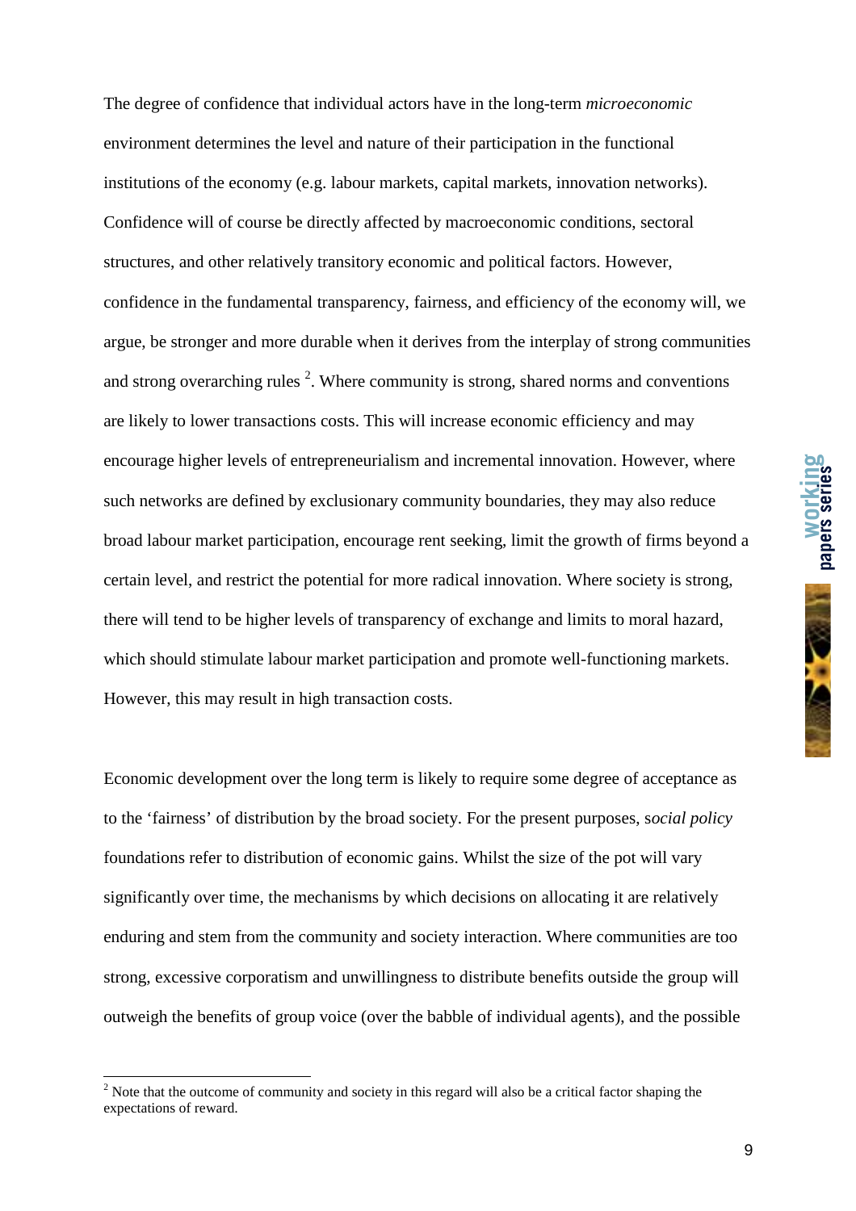The degree of confidence that individual actors have in the long-term *microeconomic* environment determines the level and nature of their participation in the functional institutions of the economy (e.g. labour markets, capital markets, innovation networks). Confidence will of course be directly affected by macroeconomic conditions, sectoral structures, and other relatively transitory economic and political factors. However, confidence in the fundamental transparency, fairness, and efficiency of the economy will, we argue, be stronger and more durable when it derives from the interplay of strong communities and strong overarching rules [2]. Where community is strong, shared norms and conventions are likely to lower transactions costs. This will increase economic efficiency and may encourage higher levels of entrepreneurialism and incremental innovation. However, where such networks are defined by exclusionary community boundaries, they may also reduce broad labour market participation, encourage rent seeking, limit the growth of firms beyond a certain level, and restrict the potential for more radical innovation. Where society is strong, there will tend to be higher levels of transparency of exchange and limits to moral hazard, which should stimulate labour market participation and promote well-functioning markets. However, this may result in high transaction costs.

Economic development over the long term is likely to require some degree of acceptance as to the 'fairness' of distribution by the broad society. For the present purposes, s*ocial policy* foundations refer to distribution of economic gains. Whilst the size of the pot will vary significantly over time, the mechanisms by which decisions on allocating it are relatively enduring and stem from the community and society interaction. Where communities are too strong, excessive corporatism and unwillingness to distribute benefits outside the group will outweigh the benefits of group voice (over the babble of individual agents), and the possible

[2] Note that the outcome of community and society in this regard will also be a critical factor shaping the expectations of reward.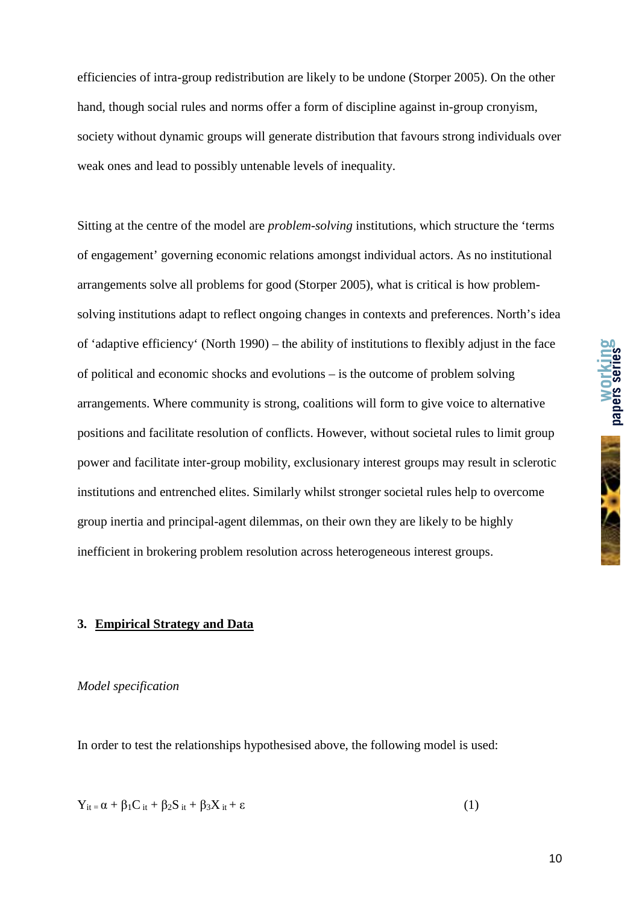efficiencies of intra-group redistribution are likely to be undone (Storper 2005). On the other hand, though social rules and norms offer a form of discipline against in-group cronyism, society without dynamic groups will generate distribution that favours strong individuals over weak ones and lead to possibly untenable levels of inequality.

Sitting at the centre of the model are *problem-solving* institutions, which structure the 'terms of engagement' governing economic relations amongst individual actors. As no institutional arrangements solve all problems for good (Storper 2005), what is critical is how problem-solving institutions adapt to reflect ongoing changes in contexts and preferences. North's idea of 'adaptive efficiency' (North 1990) – the ability of institutions to flexibly adjust in the face of political and economic shocks and evolutions – is the outcome of problem solving arrangements. Where community is strong, coalitions will form to give voice to alternative positions and facilitate resolution of conflicts. However, without societal rules to limit group power and facilitate inter-group mobility, exclusionary interest groups may result in sclerotic institutions and entrenched elites. Similarly whilst stronger societal rules help to overcome group inertia and principal-agent dilemmas, on their own they are likely to be highly inefficient in brokering problem resolution across heterogeneous interest groups.

## 3. <u>Empirical Strategy and Data</u>

*Model specification*

In order to test the relationships hypothesised above, the following model is used:

$$Y_{it} = \alpha + \beta_1 C_{it} + \beta_2 S_{it} + \beta_3 X_{it} + \varepsilon \qquad (1)$$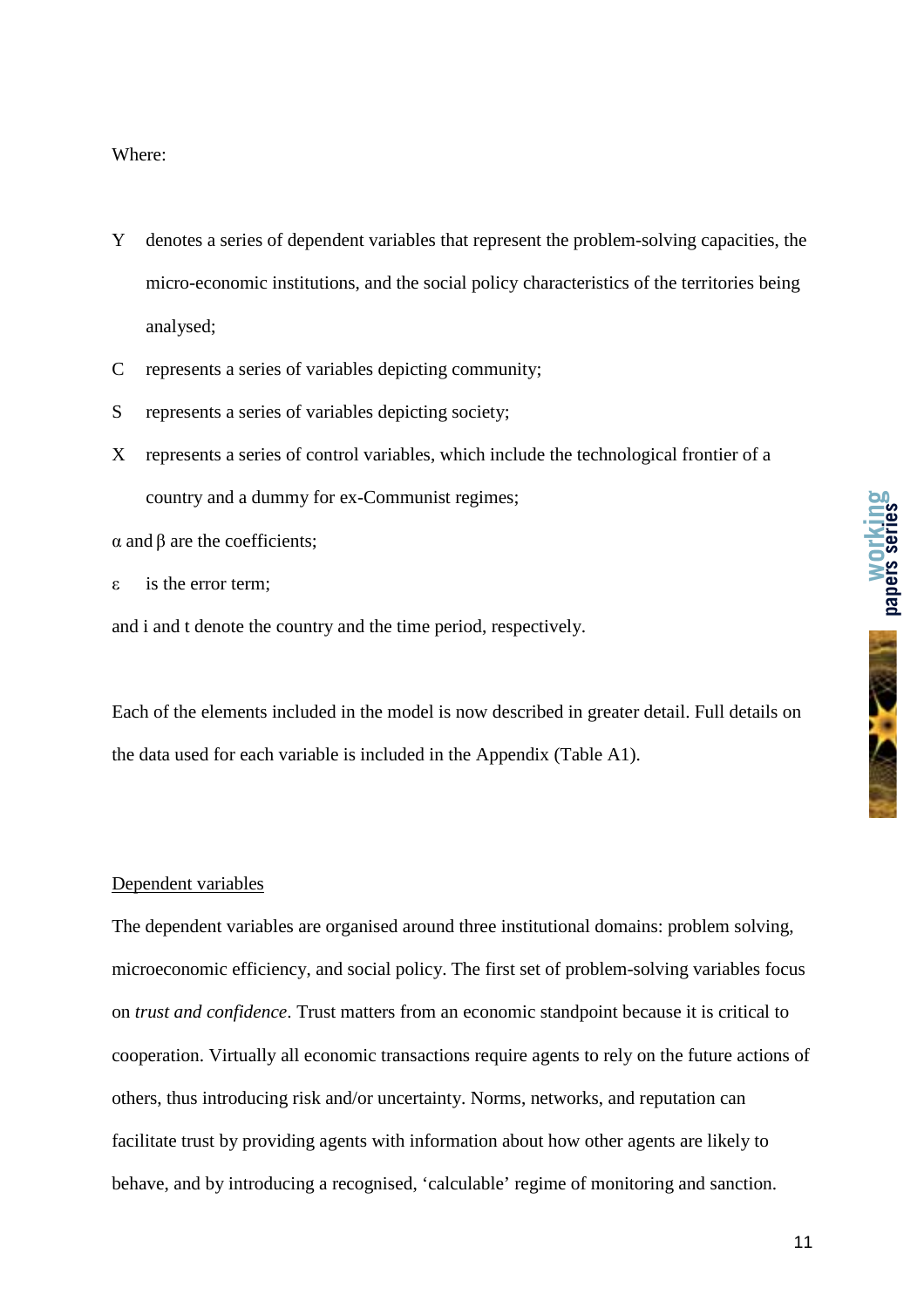Where:

- $Y$ denotes a series of dependent variables that represent the problem-solving capacities, the micro-economic institutions, and the social policy characteristics of the territories being analysed;
- $C$ represents a series of variables depicting community;
- $S$ represents a series of variables depicting society;
- $X$ represents a series of control variables, which include the technological frontier of a country and a dummy for ex-Communist regimes;

$\alpha$ and $\beta$ are the coefficients;

$\varepsilon$ is the error term;

and $i$ and $t$ denote the country and the time period, respectively.

Each of the elements included in the model is now described in greater detail. Full details on the data used for each variable is included in the Appendix (Table A1).

## Dependent variables

The dependent variables are organised around three institutional domains: problem solving, microeconomic efficiency, and social policy. The first set of problem-solving variables focus on *trust and confidence*. Trust matters from an economic standpoint because it is critical to cooperation. Virtually all economic transactions require agents to rely on the future actions of others, thus introducing risk and/or uncertainty. Norms, networks, and reputation can facilitate trust by providing agents with information about how other agents are likely to behave, and by introducing a recognised, 'calculable' regime of monitoring and sanction.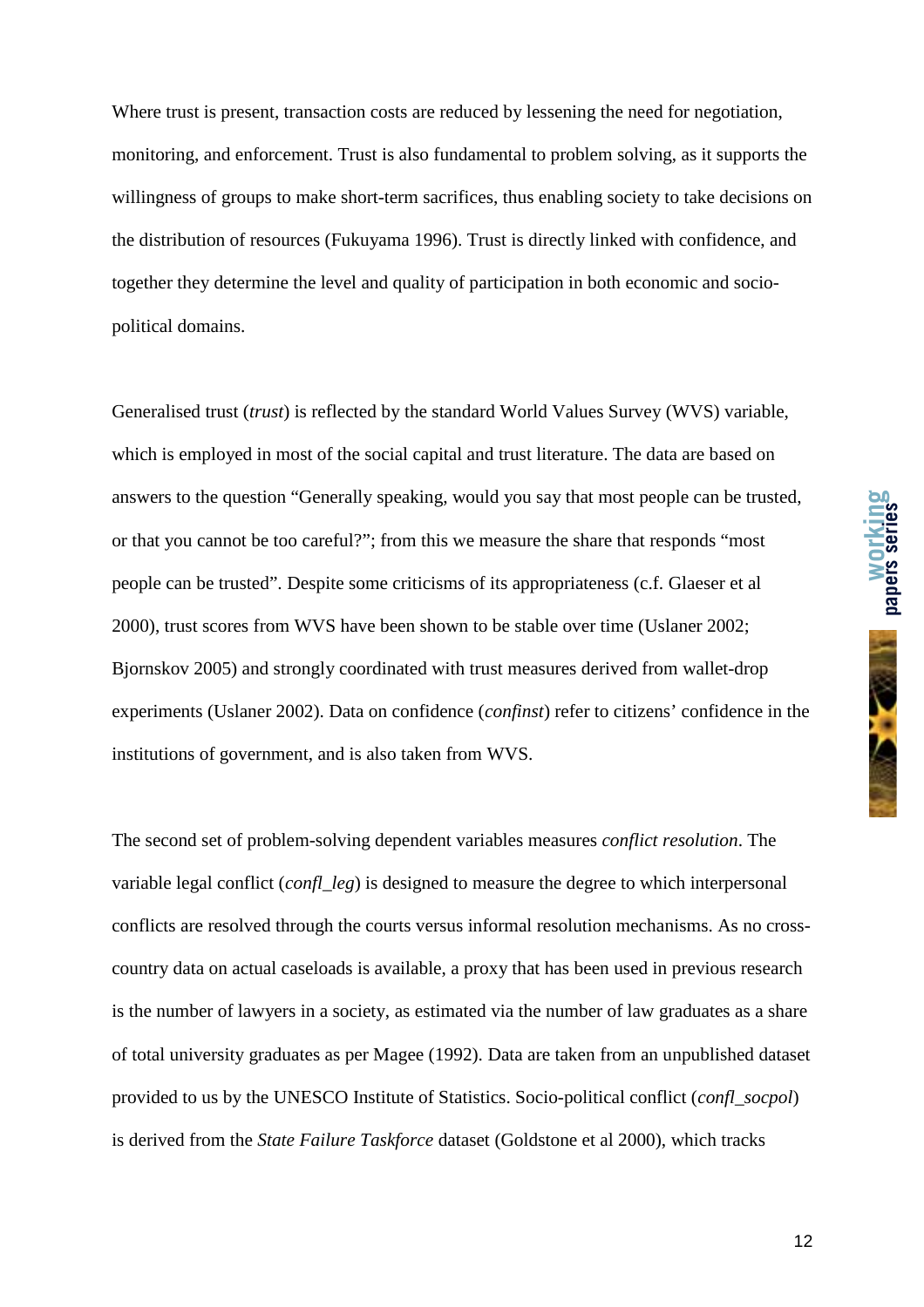Where trust is present, transaction costs are reduced by lessening the need for negotiation, monitoring, and enforcement. Trust is also fundamental to problem solving, as it supports the willingness of groups to make short-term sacrifices, thus enabling society to take decisions on the distribution of resources (Fukuyama 1996). Trust is directly linked with confidence, and together they determine the level and quality of participation in both economic and socio-political domains.

Generalised trust (*trust*) is reflected by the standard World Values Survey (WVS) variable, which is employed in most of the social capital and trust literature. The data are based on answers to the question "Generally speaking, would you say that most people can be trusted, or that you cannot be too careful?"; from this we measure the share that responds "most people can be trusted". Despite some criticisms of its appropriateness (c.f. Glaeser et al 2000), trust scores from WVS have been shown to be stable over time (Uslaner 2002; Bjornskov 2005) and strongly coordinated with trust measures derived from wallet-drop experiments (Uslaner 2002). Data on confidence (*confinst*) refer to citizens' confidence in the institutions of government, and is also taken from WVS.

The second set of problem-solving dependent variables measures *conflict resolution*. The variable legal conflict (*confl_leg*) is designed to measure the degree to which interpersonal conflicts are resolved through the courts versus informal resolution mechanisms. As no cross-country data on actual caseloads is available, a proxy that has been used in previous research is the number of lawyers in a society, as estimated via the number of law graduates as a share of total university graduates as per Magee (1992). Data are taken from an unpublished dataset provided to us by the UNESCO Institute of Statistics. Socio-political conflict (*confl_socpol*) is derived from the *State Failure Taskforce* dataset (Goldstone et al 2000), which tracks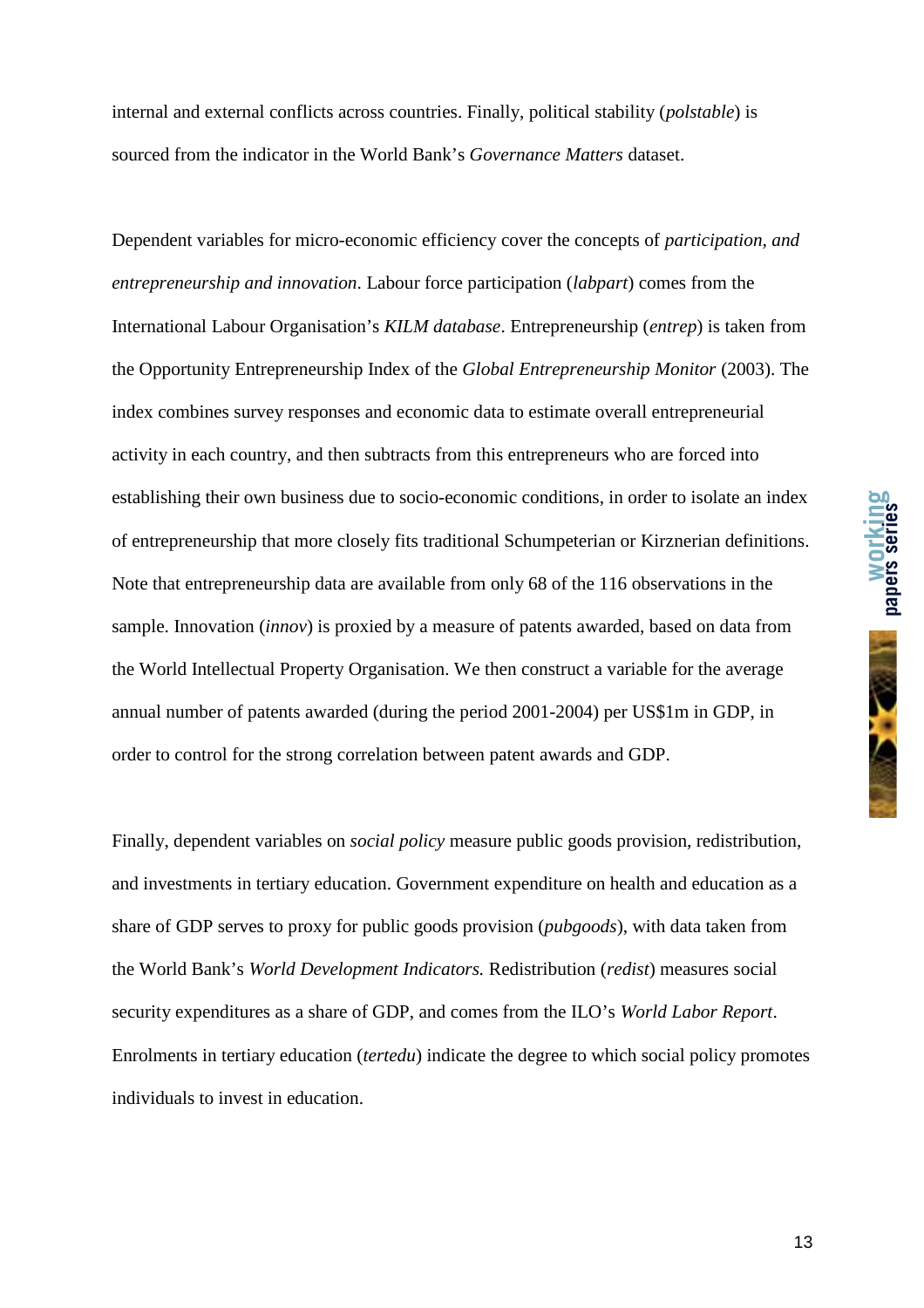internal and external conflicts across countries. Finally, political stability (*polstable*) is sourced from the indicator in the World Bank's *Governance Matters* dataset.

Dependent variables for micro-economic efficiency cover the concepts of *participation, and entrepreneurship and innovation*. Labour force participation (*labpart*) comes from the International Labour Organisation's *KILM database*. Entrepreneurship (*entrep*) is taken from the Opportunity Entrepreneurship Index of the *Global Entrepreneurship Monitor* (2003). The index combines survey responses and economic data to estimate overall entrepreneurial activity in each country, and then subtracts from this entrepreneurs who are forced into establishing their own business due to socio-economic conditions, in order to isolate an index of entrepreneurship that more closely fits traditional Schumpeterian or Kirznerian definitions. Note that entrepreneurship data are available from only 68 of the 116 observations in the sample. Innovation (*innov*) is proxied by a measure of patents awarded, based on data from the World Intellectual Property Organisation. We then construct a variable for the average annual number of patents awarded (during the period 2001-2004) per US$1m in GDP, in order to control for the strong correlation between patent awards and GDP.

Finally, dependent variables on *social policy* measure public goods provision, redistribution, and investments in tertiary education. Government expenditure on health and education as a share of GDP serves to proxy for public goods provision (*pubgoods*), with data taken from the World Bank's *World Development Indicators.* Redistribution (*redist*) measures social security expenditures as a share of GDP, and comes from the ILO's *World Labor Report*. Enrolments in tertiary education (*tertedu*) indicate the degree to which social policy promotes individuals to invest in education.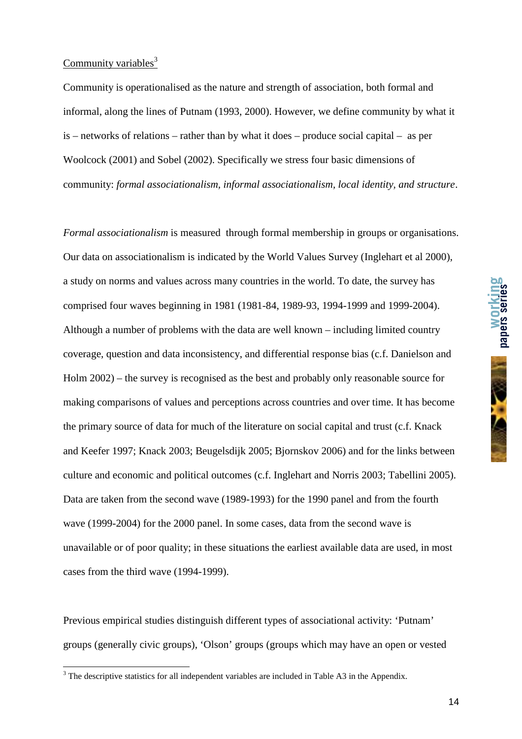Community variables[3]

Community is operationalised as the nature and strength of association, both formal and informal, along the lines of Putnam (1993, 2000). However, we define community by what it is – networks of relations – rather than by what it does – produce social capital – as per Woolcock (2001) and Sobel (2002). Specifically we stress four basic dimensions of community: *formal associationalism, informal associationalism, local identity, and structure*.

*Formal associationalism* is measured through formal membership in groups or organisations. Our data on associationalism is indicated by the World Values Survey (Inglehart et al 2000), a study on norms and values across many countries in the world. To date, the survey has comprised four waves beginning in 1981 (1981-84, 1989-93, 1994-1999 and 1999-2004). Although a number of problems with the data are well known – including limited country coverage, question and data inconsistency, and differential response bias (c.f. Danielson and Holm 2002) – the survey is recognised as the best and probably only reasonable source for making comparisons of values and perceptions across countries and over time. It has become the primary source of data for much of the literature on social capital and trust (c.f. Knack and Keefer 1997; Knack 2003; Beugelsdijk 2005; Bjornskov 2006) and for the links between culture and economic and political outcomes (c.f. Inglehart and Norris 2003; Tabellini 2005). Data are taken from the second wave (1989-1993) for the 1990 panel and from the fourth wave (1999-2004) for the 2000 panel. In some cases, data from the second wave is unavailable or of poor quality; in these situations the earliest available data are used, in most cases from the third wave (1994-1999).

Previous empirical studies distinguish different types of associational activity: 'Putnam' groups (generally civic groups), 'Olson' groups (groups which may have an open or vested

[3] The descriptive statistics for all independent variables are included in Table A3 in the Appendix.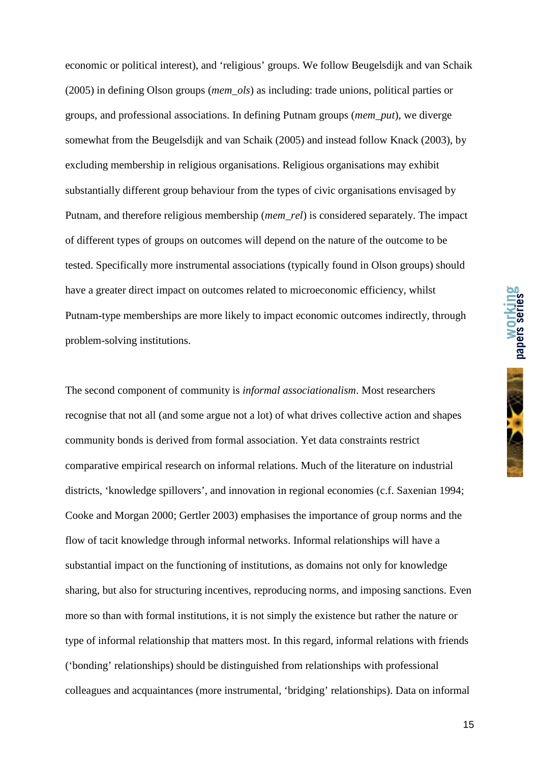economic or political interest), and 'religious' groups. We follow Beugelsdijk and van Schaik (2005) in defining Olson groups (*mem_ols*) as including: trade unions, political parties or groups, and professional associations. In defining Putnam groups (*mem_put*), we diverge somewhat from the Beugelsdijk and van Schaik (2005) and instead follow Knack (2003), by excluding membership in religious organisations. Religious organisations may exhibit substantially different group behaviour from the types of civic organisations envisaged by Putnam, and therefore religious membership (*mem_rel*) is considered separately. The impact of different types of groups on outcomes will depend on the nature of the outcome to be tested. Specifically more instrumental associations (typically found in Olson groups) should have a greater direct impact on outcomes related to microeconomic efficiency, whilst Putnam-type memberships are more likely to impact economic outcomes indirectly, through problem-solving institutions.

The second component of community is *informal associationalism*. Most researchers recognise that not all (and some argue not a lot) of what drives collective action and shapes community bonds is derived from formal association. Yet data constraints restrict comparative empirical research on informal relations. Much of the literature on industrial districts, 'knowledge spillovers', and innovation in regional economies (c.f. Saxenian 1994; Cooke and Morgan 2000; Gertler 2003) emphasises the importance of group norms and the flow of tacit knowledge through informal networks. Informal relationships will have a substantial impact on the functioning of institutions, as domains not only for knowledge sharing, but also for structuring incentives, reproducing norms, and imposing sanctions. Even more so than with formal institutions, it is not simply the existence but rather the nature or type of informal relationship that matters most. In this regard, informal relations with friends ('bonding' relationships) should be distinguished from relationships with professional colleagues and acquaintances (more instrumental, 'bridging' relationships). Data on informal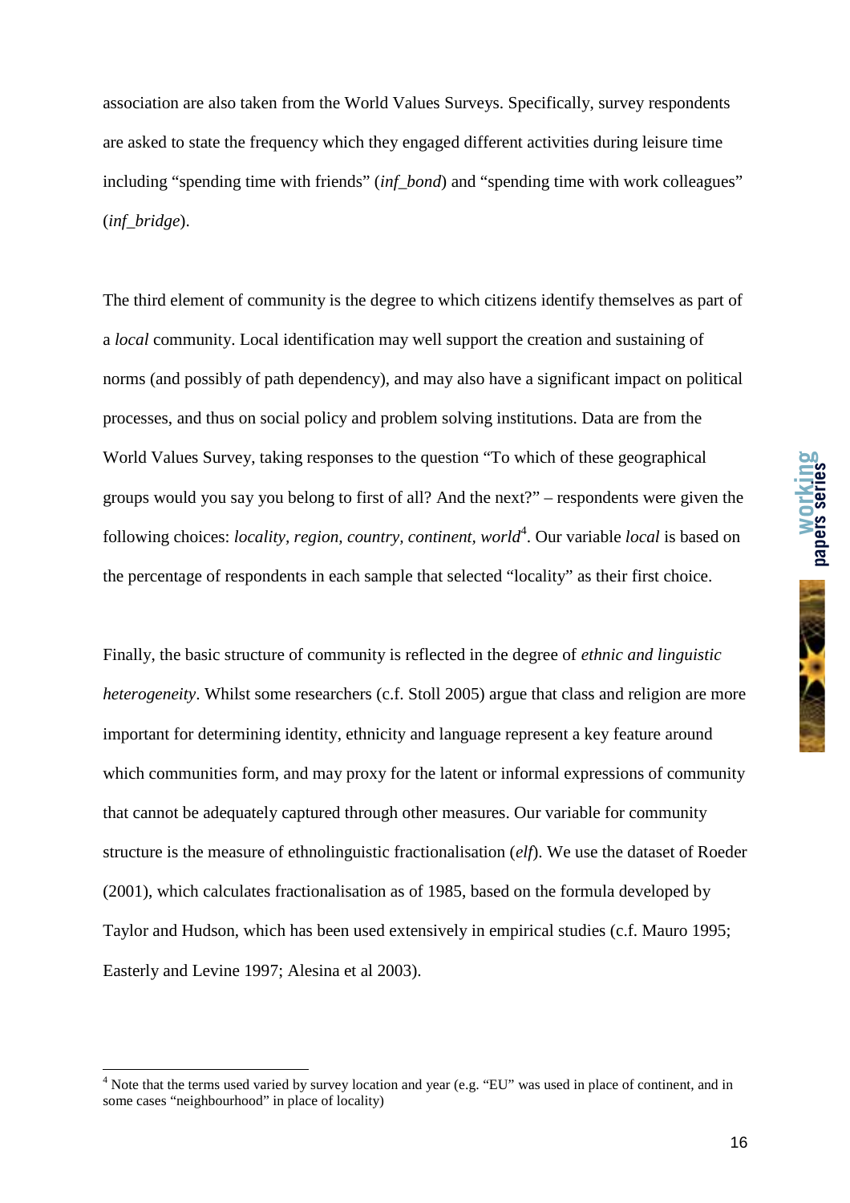association are also taken from the World Values Surveys. Specifically, survey respondents are asked to state the frequency which they engaged different activities during leisure time including "spending time with friends" (*inf_bond*) and "spending time with work colleagues" (*inf_bridge*).

The third element of community is the degree to which citizens identify themselves as part of a *local* community. Local identification may well support the creation and sustaining of norms (and possibly of path dependency), and may also have a significant impact on political processes, and thus on social policy and problem solving institutions. Data are from the World Values Survey, taking responses to the question "To which of these geographical groups would you say you belong to first of all? And the next?" – respondents were given the following choices: *locality, region, country, continent, world*[4]. Our variable *local* is based on the percentage of respondents in each sample that selected "locality" as their first choice.

Finally, the basic structure of community is reflected in the degree of *ethnic and linguistic heterogeneity*. Whilst some researchers (c.f. Stoll 2005) argue that class and religion are more important for determining identity, ethnicity and language represent a key feature around which communities form, and may proxy for the latent or informal expressions of community that cannot be adequately captured through other measures. Our variable for community structure is the measure of ethnolinguistic fractionalisation (*elf*). We use the dataset of Roeder (2001), which calculates fractionalisation as of 1985, based on the formula developed by Taylor and Hudson, which has been used extensively in empirical studies (c.f. Mauro 1995; Easterly and Levine 1997; Alesina et al 2003).

[4] Note that the terms used varied by survey location and year (e.g. "EU" was used in place of continent, and in some cases "neighbourhood" in place of locality)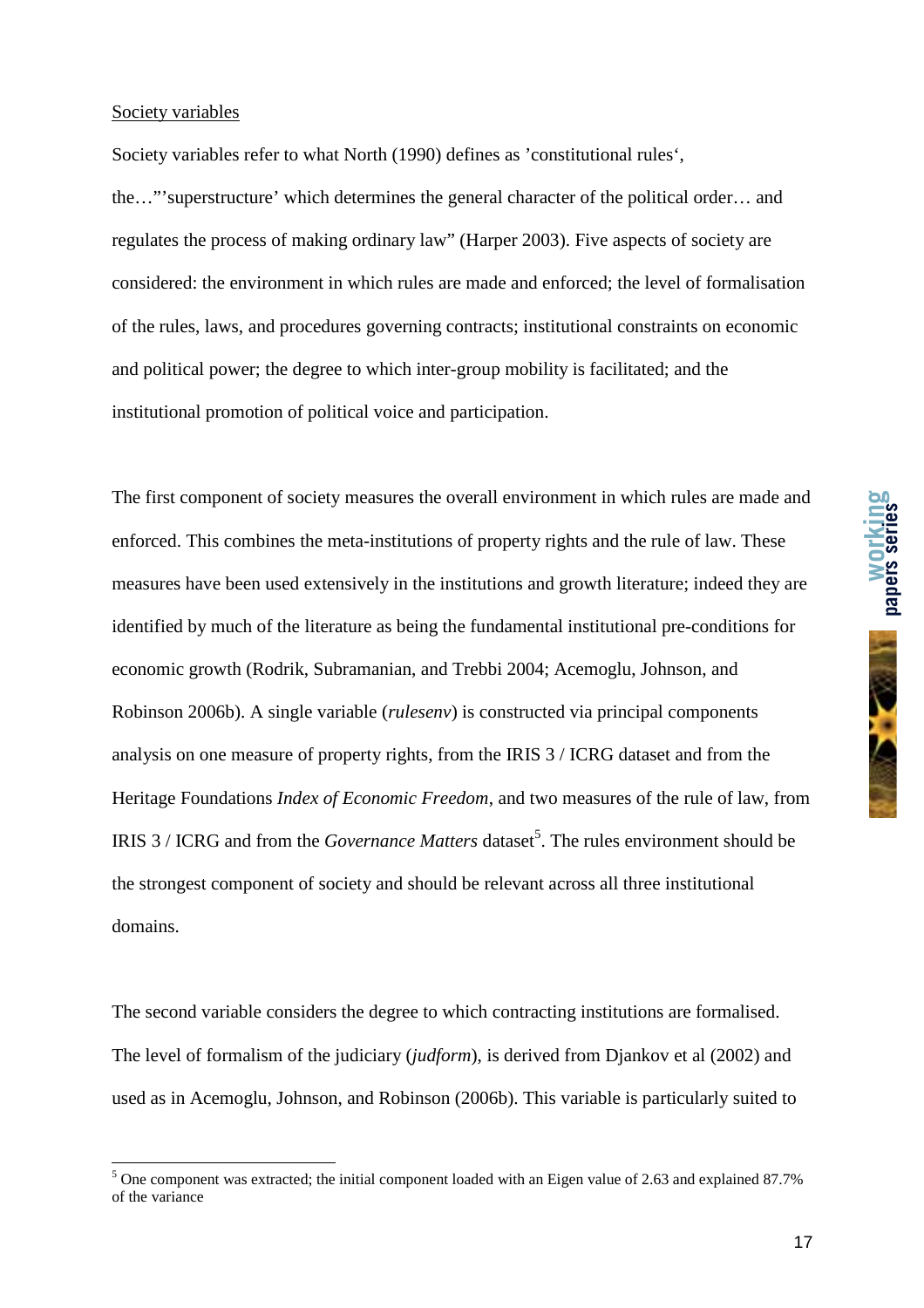Society variables

Society variables refer to what North (1990) defines as 'constitutional rules', the…"'superstructure' which determines the general character of the political order… and regulates the process of making ordinary law" (Harper 2003). Five aspects of society are considered: the environment in which rules are made and enforced; the level of formalisation of the rules, laws, and procedures governing contracts; institutional constraints on economic and political power; the degree to which inter-group mobility is facilitated; and the institutional promotion of political voice and participation.

The first component of society measures the overall environment in which rules are made and enforced. This combines the meta-institutions of property rights and the rule of law. These measures have been used extensively in the institutions and growth literature; indeed they are identified by much of the literature as being the fundamental institutional pre-conditions for economic growth (Rodrik, Subramanian, and Trebbi 2004; Acemoglu, Johnson, and Robinson 2006b). A single variable (*rulesenv*) is constructed via principal components analysis on one measure of property rights, from the IRIS 3 / ICRG dataset and from the Heritage Foundations *Index of Economic Freedom*, and two measures of the rule of law, from IRIS 3 / ICRG and from the *Governance Matters* dataset[5]. The rules environment should be the strongest component of society and should be relevant across all three institutional domains.

The second variable considers the degree to which contracting institutions are formalised. The level of formalism of the judiciary (*judform*), is derived from Djankov et al (2002) and used as in Acemoglu, Johnson, and Robinson (2006b). This variable is particularly suited to

[5] One component was extracted; the initial component loaded with an Eigen value of 2.63 and explained 87.7% of the variance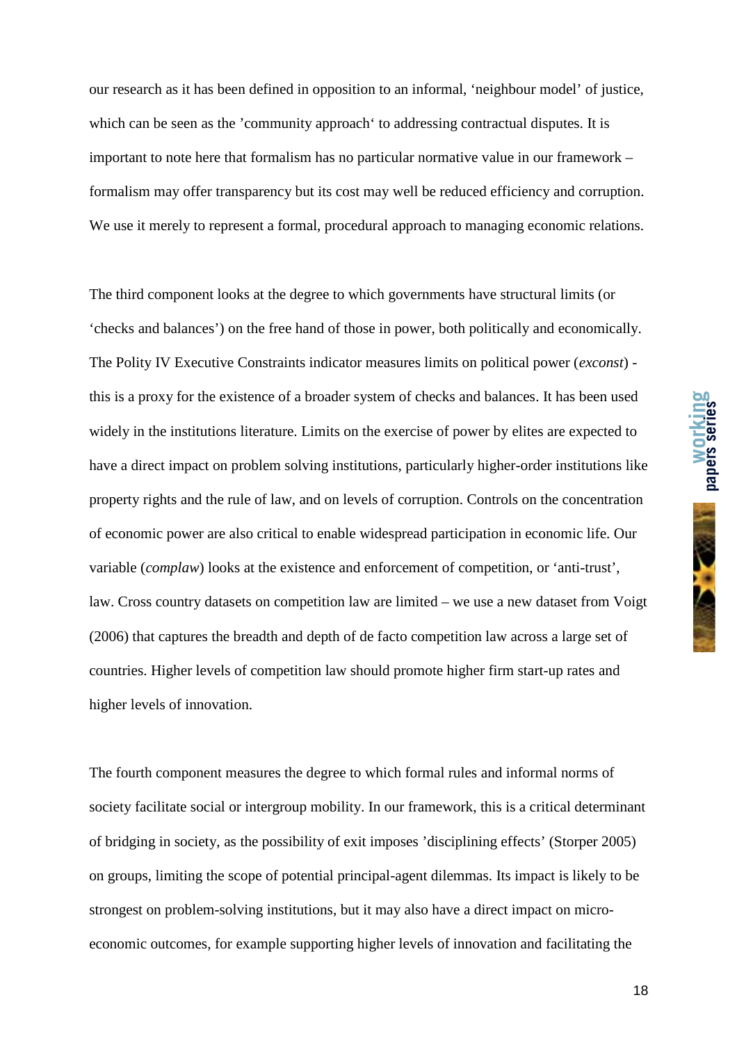our research as it has been defined in opposition to an informal, 'neighbour model' of justice, which can be seen as the 'community approach' to addressing contractual disputes. It is important to note here that formalism has no particular normative value in our framework – formalism may offer transparency but its cost may well be reduced efficiency and corruption. We use it merely to represent a formal, procedural approach to managing economic relations.

The third component looks at the degree to which governments have structural limits (or 'checks and balances') on the free hand of those in power, both politically and economically. The Polity IV Executive Constraints indicator measures limits on political power (*exconst*) - this is a proxy for the existence of a broader system of checks and balances. It has been used widely in the institutions literature. Limits on the exercise of power by elites are expected to have a direct impact on problem solving institutions, particularly higher-order institutions like property rights and the rule of law, and on levels of corruption. Controls on the concentration of economic power are also critical to enable widespread participation in economic life. Our variable (*complaw*) looks at the existence and enforcement of competition, or 'anti-trust', law. Cross country datasets on competition law are limited – we use a new dataset from Voigt (2006) that captures the breadth and depth of de facto competition law across a large set of countries. Higher levels of competition law should promote higher firm start-up rates and higher levels of innovation.

The fourth component measures the degree to which formal rules and informal norms of society facilitate social or intergroup mobility. In our framework, this is a critical determinant of bridging in society, as the possibility of exit imposes 'disciplining effects' (Storper 2005) on groups, limiting the scope of potential principal-agent dilemmas. Its impact is likely to be strongest on problem-solving institutions, but it may also have a direct impact on micro-economic outcomes, for example supporting higher levels of innovation and facilitating the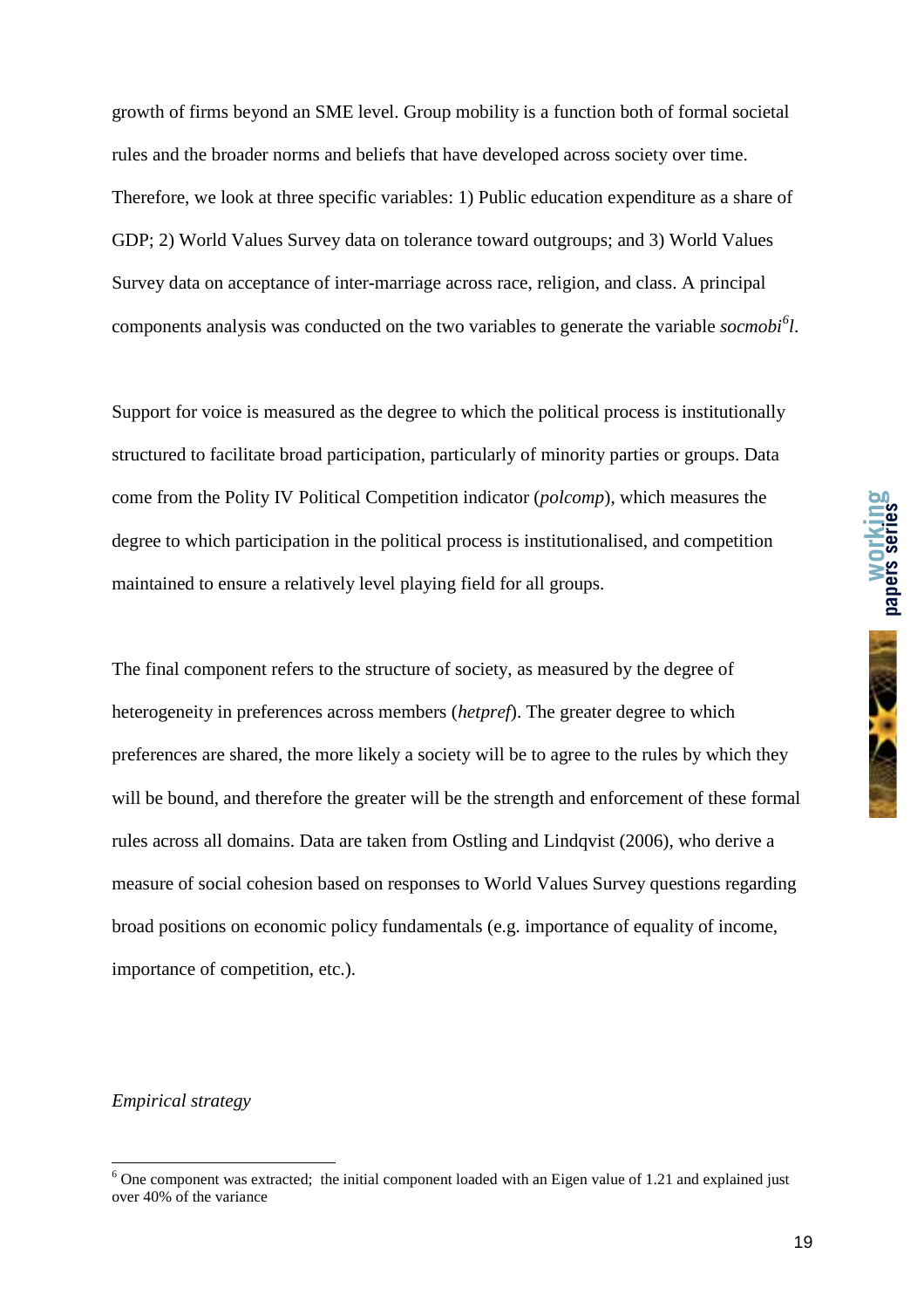growth of firms beyond an SME level. Group mobility is a function both of formal societal rules and the broader norms and beliefs that have developed across society over time. Therefore, we look at three specific variables: 1) Public education expenditure as a share of GDP; 2) World Values Survey data on tolerance toward outgroups; and 3) World Values Survey data on acceptance of inter-marriage across race, religion, and class. A principal components analysis was conducted on the two variables to generate the variable *socmobi*[6]*l*.

Support for voice is measured as the degree to which the political process is institutionally structured to facilitate broad participation, particularly of minority parties or groups. Data come from the Polity IV Political Competition indicator (*polcomp*), which measures the degree to which participation in the political process is institutionalised, and competition maintained to ensure a relatively level playing field for all groups.

The final component refers to the structure of society, as measured by the degree of heterogeneity in preferences across members (*hetpref*). The greater degree to which preferences are shared, the more likely a society will be to agree to the rules by which they will be bound, and therefore the greater will be the strength and enforcement of these formal rules across all domains. Data are taken from Ostling and Lindqvist (2006), who derive a measure of social cohesion based on responses to World Values Survey questions regarding broad positions on economic policy fundamentals (e.g. importance of equality of income, importance of competition, etc.).

*Empirical strategy*

[6] One component was extracted; the initial component loaded with an Eigen value of 1.21 and explained just over 40% of the variance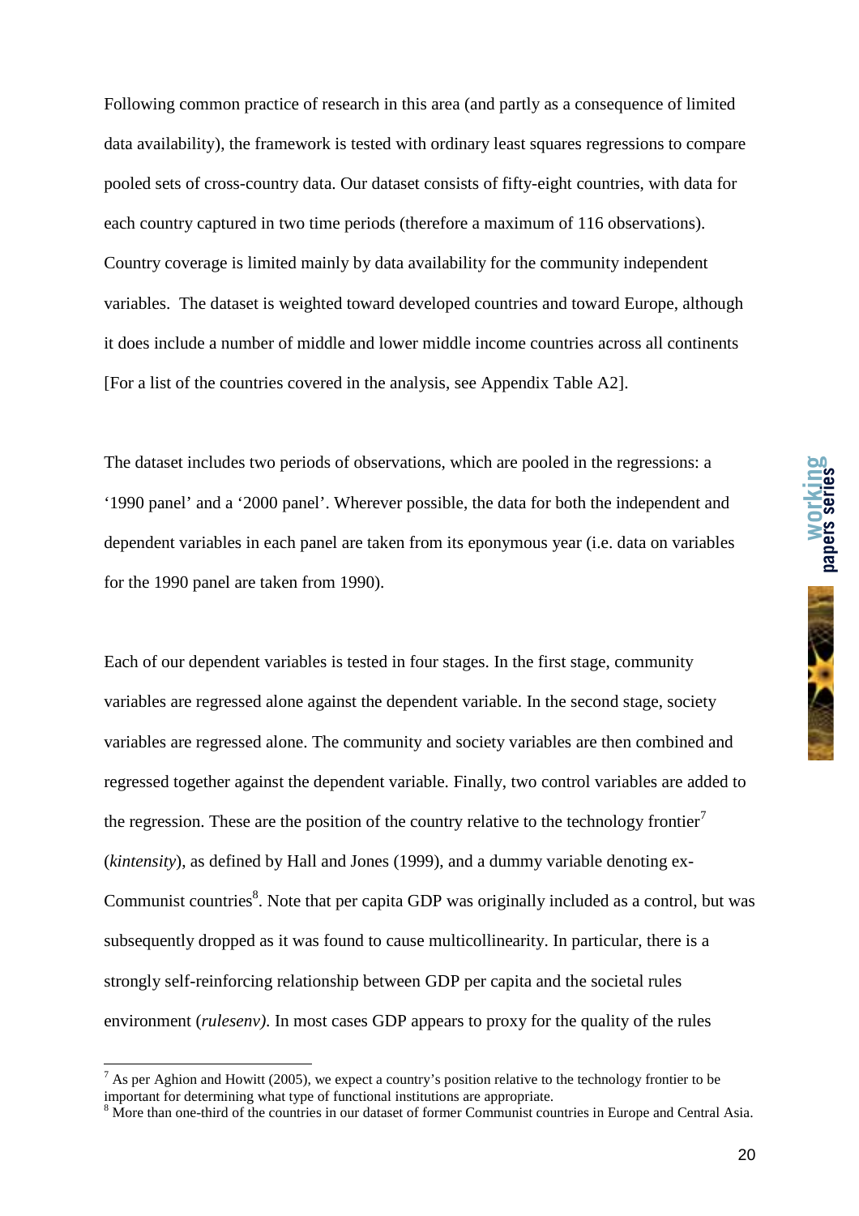Following common practice of research in this area (and partly as a consequence of limited data availability), the framework is tested with ordinary least squares regressions to compare pooled sets of cross-country data. Our dataset consists of fifty-eight countries, with data for each country captured in two time periods (therefore a maximum of 116 observations). Country coverage is limited mainly by data availability for the community independent variables. The dataset is weighted toward developed countries and toward Europe, although it does include a number of middle and lower middle income countries across all continents [For a list of the countries covered in the analysis, see Appendix Table A2].

The dataset includes two periods of observations, which are pooled in the regressions: a '1990 panel' and a '2000 panel'. Wherever possible, the data for both the independent and dependent variables in each panel are taken from its eponymous year (i.e. data on variables for the 1990 panel are taken from 1990).

Each of our dependent variables is tested in four stages. In the first stage, community variables are regressed alone against the dependent variable. In the second stage, society variables are regressed alone. The community and society variables are then combined and regressed together against the dependent variable. Finally, two control variables are added to the regression. These are the position of the country relative to the technology frontier[7] (*kintensity*), as defined by Hall and Jones (1999), and a dummy variable denoting ex-Communist countries[8]. Note that per capita GDP was originally included as a control, but was subsequently dropped as it was found to cause multicollinearity. In particular, there is a strongly self-reinforcing relationship between GDP per capita and the societal rules environment (*rulesenv)*. In most cases GDP appears to proxy for the quality of the rules

[7] As per Aghion and Howitt (2005), we expect a country's position relative to the technology frontier to be important for determining what type of functional institutions are appropriate.

[8] More than one-third of the countries in our dataset of former Communist countries in Europe and Central Asia.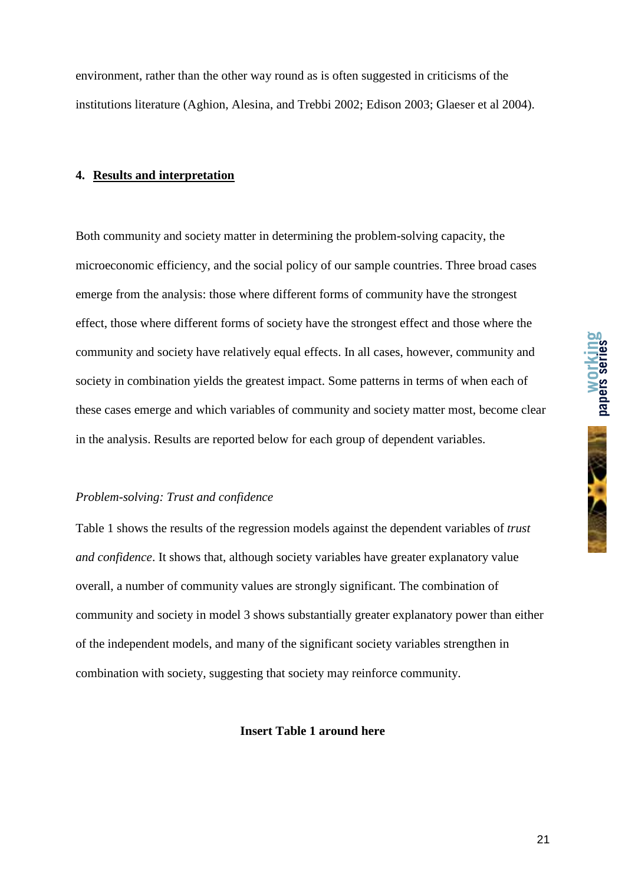environment, rather than the other way round as is often suggested in criticisms of the institutions literature (Aghion, Alesina, and Trebbi 2002; Edison 2003; Glaeser et al 2004).

## 4. <u>Results and interpretation</u>

Both community and society matter in determining the problem-solving capacity, the microeconomic efficiency, and the social policy of our sample countries. Three broad cases emerge from the analysis: those where different forms of community have the strongest effect, those where different forms of society have the strongest effect and those where the community and society have relatively equal effects. In all cases, however, community and society in combination yields the greatest impact. Some patterns in terms of when each of these cases emerge and which variables of community and society matter most, become clear in the analysis. Results are reported below for each group of dependent variables.

*Problem-solving: Trust and confidence*

Table 1 shows the results of the regression models against the dependent variables of *trust and confidence*. It shows that, although society variables have greater explanatory value overall, a number of community values are strongly significant. The combination of community and society in model 3 shows substantially greater explanatory power than either of the independent models, and many of the significant society variables strengthen in combination with society, suggesting that society may reinforce community.

**Insert Table 1 around here**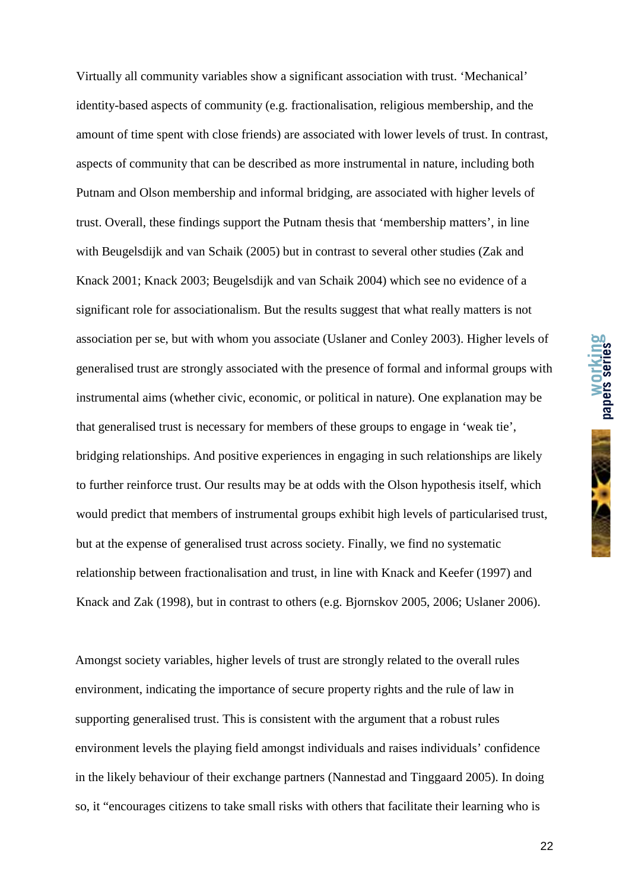Virtually all community variables show a significant association with trust. ‘Mechanical’ identity-based aspects of community (e.g. fractionalisation, religious membership, and the amount of time spent with close friends) are associated with lower levels of trust. In contrast, aspects of community that can be described as more instrumental in nature, including both Putnam and Olson membership and informal bridging, are associated with higher levels of trust. Overall, these findings support the Putnam thesis that ‘membership matters’, in line with Beugelsdijk and van Schaik (2005) but in contrast to several other studies (Zak and Knack 2001; Knack 2003; Beugelsdijk and van Schaik 2004) which see no evidence of a significant role for associationalism. But the results suggest that what really matters is not association per se, but with whom you associate (Uslaner and Conley 2003). Higher levels of generalised trust are strongly associated with the presence of formal and informal groups with instrumental aims (whether civic, economic, or political in nature). One explanation may be that generalised trust is necessary for members of these groups to engage in ‘weak tie’, bridging relationships. And positive experiences in engaging in such relationships are likely to further reinforce trust. Our results may be at odds with the Olson hypothesis itself, which would predict that members of instrumental groups exhibit high levels of particularised trust, but at the expense of generalised trust across society. Finally, we find no systematic relationship between fractionalisation and trust, in line with Knack and Keefer (1997) and Knack and Zak (1998), but in contrast to others (e.g. Bjornskov 2005, 2006; Uslaner 2006).

Amongst society variables, higher levels of trust are strongly related to the overall rules environment, indicating the importance of secure property rights and the rule of law in supporting generalised trust. This is consistent with the argument that a robust rules environment levels the playing field amongst individuals and raises individuals’ confidence in the likely behaviour of their exchange partners (Nannestad and Tinggaard 2005). In doing so, it “encourages citizens to take small risks with others that facilitate their learning who is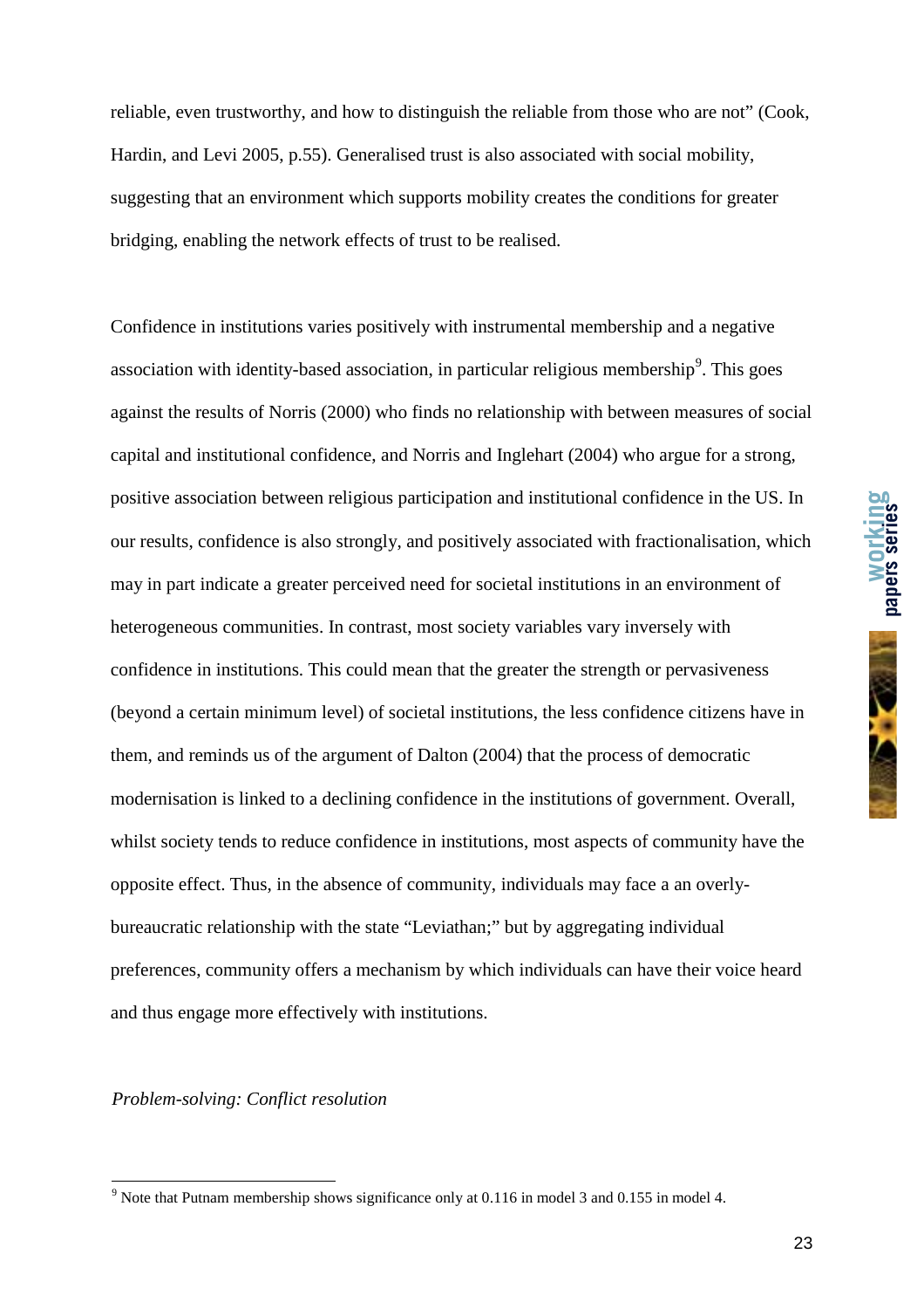reliable, even trustworthy, and how to distinguish the reliable from those who are not" (Cook, Hardin, and Levi 2005, p.55). Generalised trust is also associated with social mobility, suggesting that an environment which supports mobility creates the conditions for greater bridging, enabling the network effects of trust to be realised.

Confidence in institutions varies positively with instrumental membership and a negative association with identity-based association, in particular religious membership[9]. This goes against the results of Norris (2000) who finds no relationship with between measures of social capital and institutional confidence, and Norris and Inglehart (2004) who argue for a strong, positive association between religious participation and institutional confidence in the US. In our results, confidence is also strongly, and positively associated with fractionalisation, which may in part indicate a greater perceived need for societal institutions in an environment of heterogeneous communities. In contrast, most society variables vary inversely with confidence in institutions. This could mean that the greater the strength or pervasiveness (beyond a certain minimum level) of societal institutions, the less confidence citizens have in them, and reminds us of the argument of Dalton (2004) that the process of democratic modernisation is linked to a declining confidence in the institutions of government. Overall, whilst society tends to reduce confidence in institutions, most aspects of community have the opposite effect. Thus, in the absence of community, individuals may face a an overly-bureaucratic relationship with the state "Leviathan;" but by aggregating individual preferences, community offers a mechanism by which individuals can have their voice heard and thus engage more effectively with institutions.

*Problem-solving: Conflict resolution*

[9] Note that Putnam membership shows significance only at 0.116 in model 3 and 0.155 in model 4.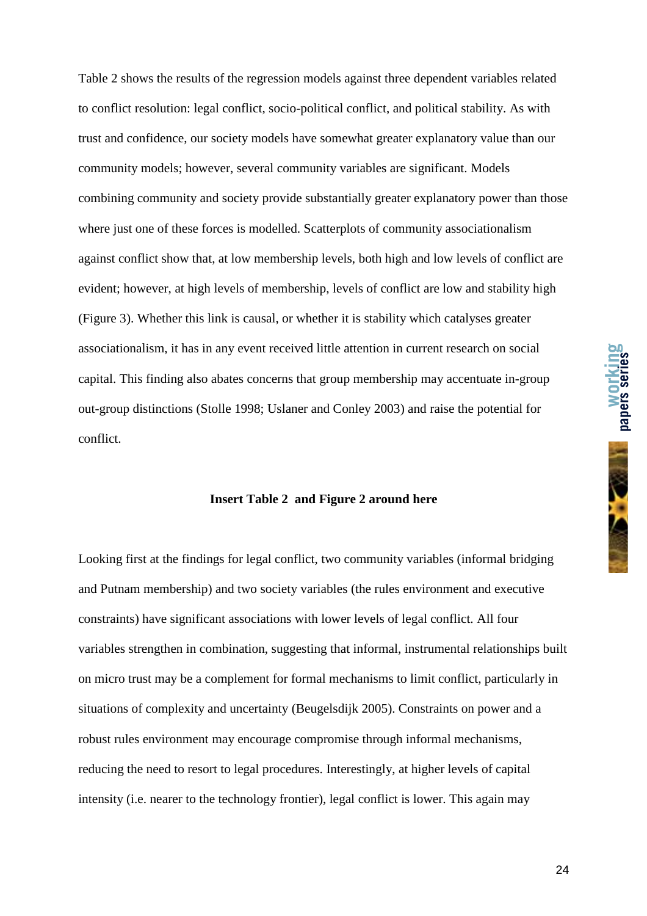Table 2 shows the results of the regression models against three dependent variables related to conflict resolution: legal conflict, socio-political conflict, and political stability. As with trust and confidence, our society models have somewhat greater explanatory value than our community models; however, several community variables are significant. Models combining community and society provide substantially greater explanatory power than those where just one of these forces is modelled. Scatterplots of community associationalism against conflict show that, at low membership levels, both high and low levels of conflict are evident; however, at high levels of membership, levels of conflict are low and stability high (Figure 3). Whether this link is causal, or whether it is stability which catalyses greater associationalism, it has in any event received little attention in current research on social capital. This finding also abates concerns that group membership may accentuate in-group out-group distinctions (Stolle 1998; Uslaner and Conley 2003) and raise the potential for conflict.

**Insert Table 2 and Figure 2 around here**

Looking first at the findings for legal conflict, two community variables (informal bridging and Putnam membership) and two society variables (the rules environment and executive constraints) have significant associations with lower levels of legal conflict. All four variables strengthen in combination, suggesting that informal, instrumental relationships built on micro trust may be a complement for formal mechanisms to limit conflict, particularly in situations of complexity and uncertainty (Beugelsdijk 2005). Constraints on power and a robust rules environment may encourage compromise through informal mechanisms, reducing the need to resort to legal procedures. Interestingly, at higher levels of capital intensity (i.e. nearer to the technology frontier), legal conflict is lower. This again may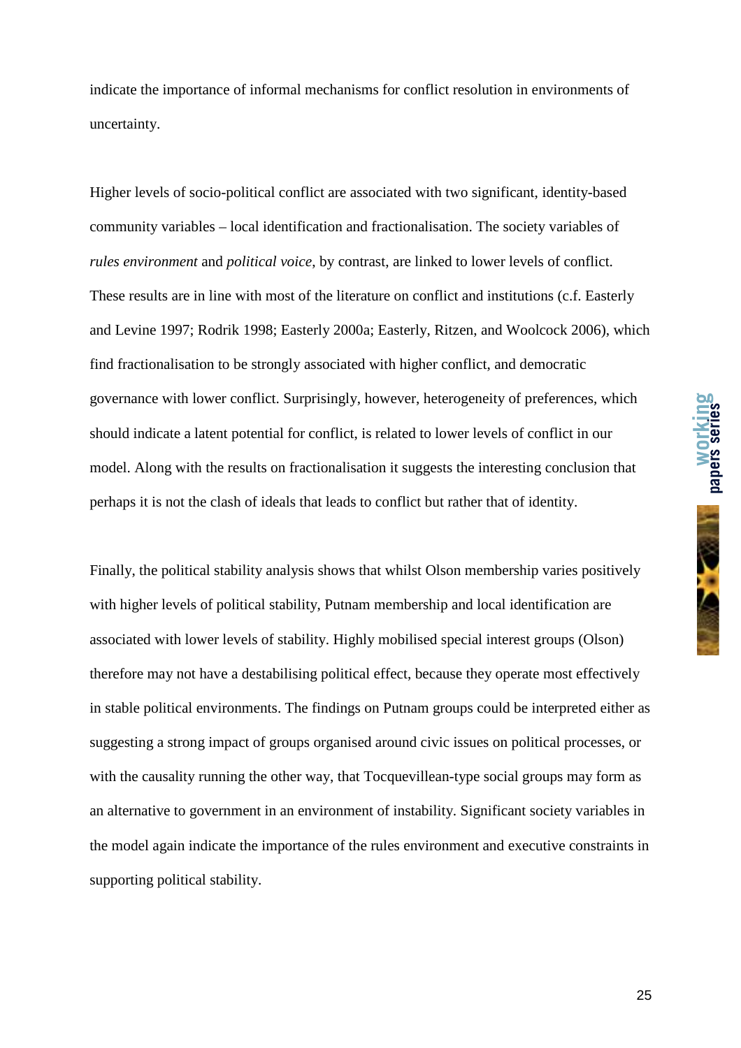indicate the importance of informal mechanisms for conflict resolution in environments of uncertainty.

Higher levels of socio-political conflict are associated with two significant, identity-based community variables – local identification and fractionalisation. The society variables of *rules environment* and *political voice*, by contrast, are linked to lower levels of conflict. These results are in line with most of the literature on conflict and institutions (c.f. Easterly and Levine 1997; Rodrik 1998; Easterly 2000a; Easterly, Ritzen, and Woolcock 2006), which find fractionalisation to be strongly associated with higher conflict, and democratic governance with lower conflict. Surprisingly, however, heterogeneity of preferences, which should indicate a latent potential for conflict, is related to lower levels of conflict in our model. Along with the results on fractionalisation it suggests the interesting conclusion that perhaps it is not the clash of ideals that leads to conflict but rather that of identity.

Finally, the political stability analysis shows that whilst Olson membership varies positively with higher levels of political stability, Putnam membership and local identification are associated with lower levels of stability. Highly mobilised special interest groups (Olson) therefore may not have a destabilising political effect, because they operate most effectively in stable political environments. The findings on Putnam groups could be interpreted either as suggesting a strong impact of groups organised around civic issues on political processes, or with the causality running the other way, that Tocquevillean-type social groups may form as an alternative to government in an environment of instability. Significant society variables in the model again indicate the importance of the rules environment and executive constraints in supporting political stability.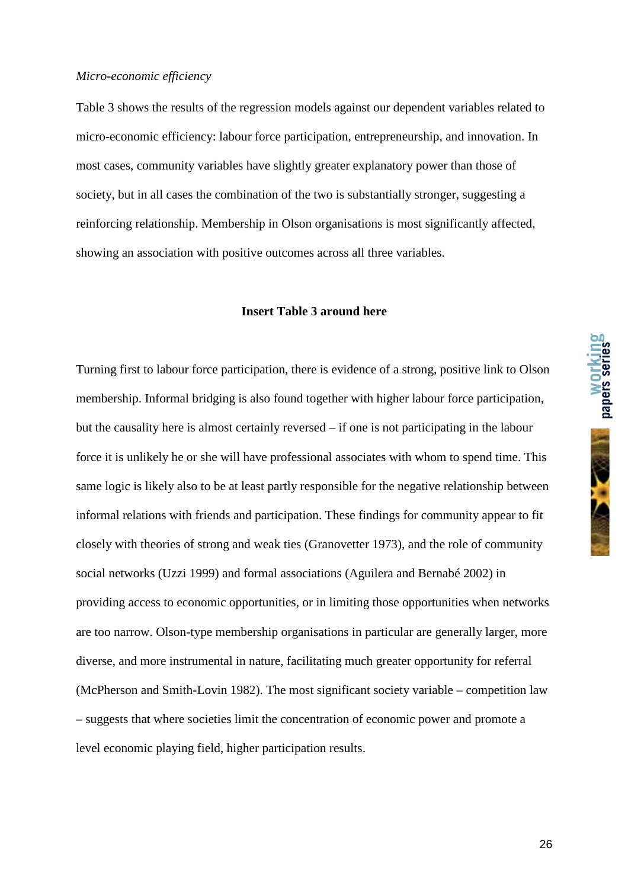*Micro-economic efficiency*

Table 3 shows the results of the regression models against our dependent variables related to micro-economic efficiency: labour force participation, entrepreneurship, and innovation. In most cases, community variables have slightly greater explanatory power than those of society, but in all cases the combination of the two is substantially stronger, suggesting a reinforcing relationship. Membership in Olson organisations is most significantly affected, showing an association with positive outcomes across all three variables.

**Insert Table 3 around here**

Turning first to labour force participation, there is evidence of a strong, positive link to Olson membership. Informal bridging is also found together with higher labour force participation, but the causality here is almost certainly reversed – if one is not participating in the labour force it is unlikely he or she will have professional associates with whom to spend time. This same logic is likely also to be at least partly responsible for the negative relationship between informal relations with friends and participation. These findings for community appear to fit closely with theories of strong and weak ties (Granovetter 1973), and the role of community social networks (Uzzi 1999) and formal associations (Aguilera and Bernabé 2002) in providing access to economic opportunities, or in limiting those opportunities when networks are too narrow. Olson-type membership organisations in particular are generally larger, more diverse, and more instrumental in nature, facilitating much greater opportunity for referral (McPherson and Smith-Lovin 1982). The most significant society variable – competition law – suggests that where societies limit the concentration of economic power and promote a level economic playing field, higher participation results.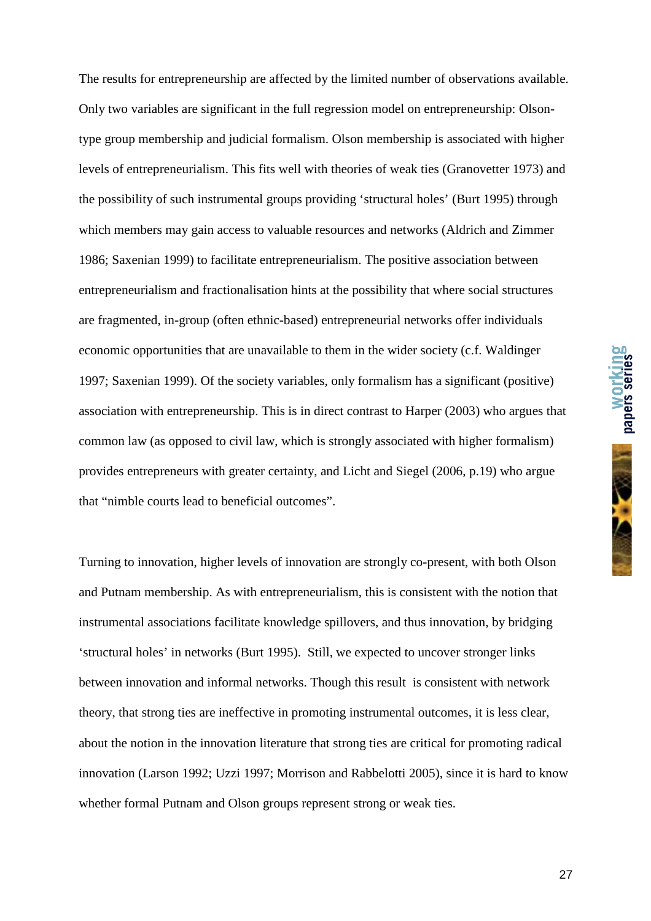The results for entrepreneurship are affected by the limited number of observations available. Only two variables are significant in the full regression model on entrepreneurship: Olson-type group membership and judicial formalism. Olson membership is associated with higher levels of entrepreneurialism. This fits well with theories of weak ties (Granovetter 1973) and the possibility of such instrumental groups providing 'structural holes' (Burt 1995) through which members may gain access to valuable resources and networks (Aldrich and Zimmer 1986; Saxenian 1999) to facilitate entrepreneurialism. The positive association between entrepreneurialism and fractionalisation hints at the possibility that where social structures are fragmented, in-group (often ethnic-based) entrepreneurial networks offer individuals economic opportunities that are unavailable to them in the wider society (c.f. Waldinger 1997; Saxenian 1999). Of the society variables, only formalism has a significant (positive) association with entrepreneurship. This is in direct contrast to Harper (2003) who argues that common law (as opposed to civil law, which is strongly associated with higher formalism) provides entrepreneurs with greater certainty, and Licht and Siegel (2006, p.19) who argue that "nimble courts lead to beneficial outcomes".

Turning to innovation, higher levels of innovation are strongly co-present, with both Olson and Putnam membership. As with entrepreneurialism, this is consistent with the notion that instrumental associations facilitate knowledge spillovers, and thus innovation, by bridging 'structural holes' in networks (Burt 1995). Still, we expected to uncover stronger links between innovation and informal networks. Though this result is consistent with network theory, that strong ties are ineffective in promoting instrumental outcomes, it is less clear, about the notion in the innovation literature that strong ties are critical for promoting radical innovation (Larson 1992; Uzzi 1997; Morrison and Rabbelotti 2005), since it is hard to know whether formal Putnam and Olson groups represent strong or weak ties.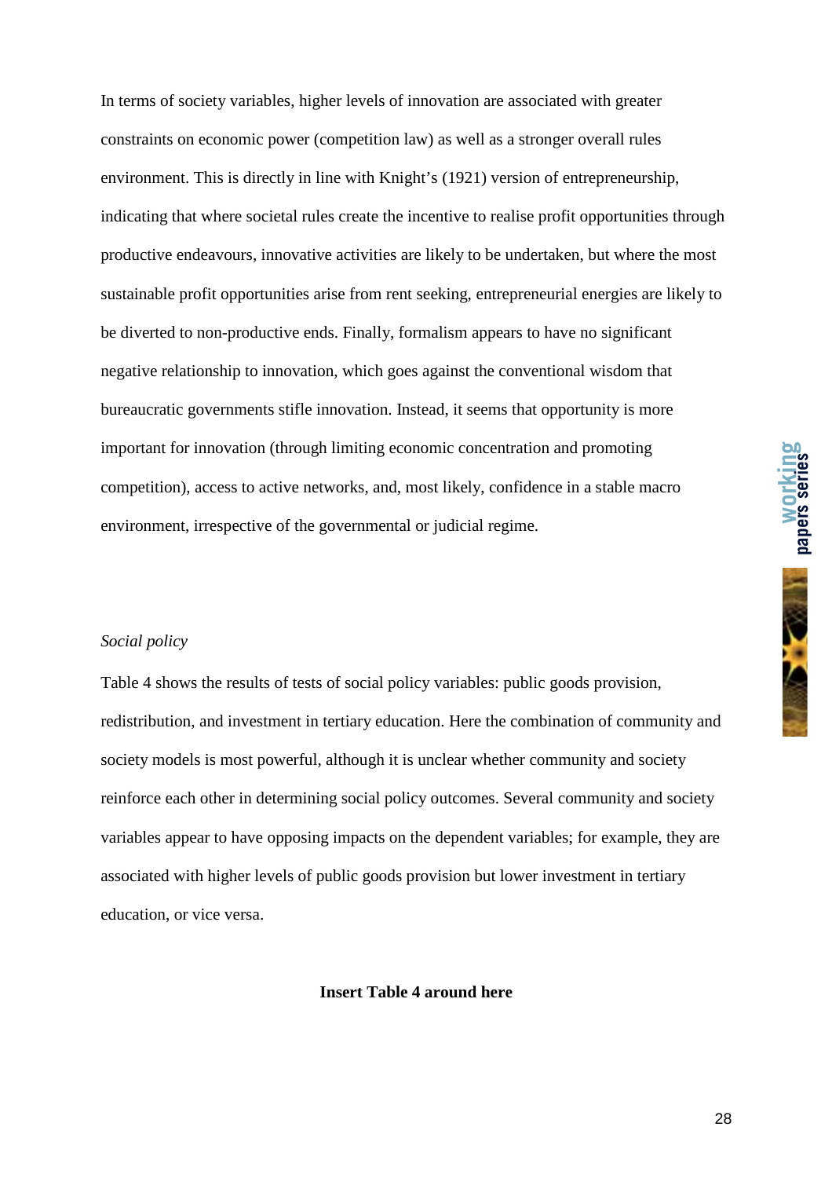In terms of society variables, higher levels of innovation are associated with greater constraints on economic power (competition law) as well as a stronger overall rules environment. This is directly in line with Knight's (1921) version of entrepreneurship, indicating that where societal rules create the incentive to realise profit opportunities through productive endeavours, innovative activities are likely to be undertaken, but where the most sustainable profit opportunities arise from rent seeking, entrepreneurial energies are likely to be diverted to non-productive ends. Finally, formalism appears to have no significant negative relationship to innovation, which goes against the conventional wisdom that bureaucratic governments stifle innovation. Instead, it seems that opportunity is more important for innovation (through limiting economic concentration and promoting competition), access to active networks, and, most likely, confidence in a stable macro environment, irrespective of the governmental or judicial regime.

*Social policy*

Table 4 shows the results of tests of social policy variables: public goods provision, redistribution, and investment in tertiary education. Here the combination of community and society models is most powerful, although it is unclear whether community and society reinforce each other in determining social policy outcomes. Several community and society variables appear to have opposing impacts on the dependent variables; for example, they are associated with higher levels of public goods provision but lower investment in tertiary education, or vice versa.

**Insert Table 4 around here**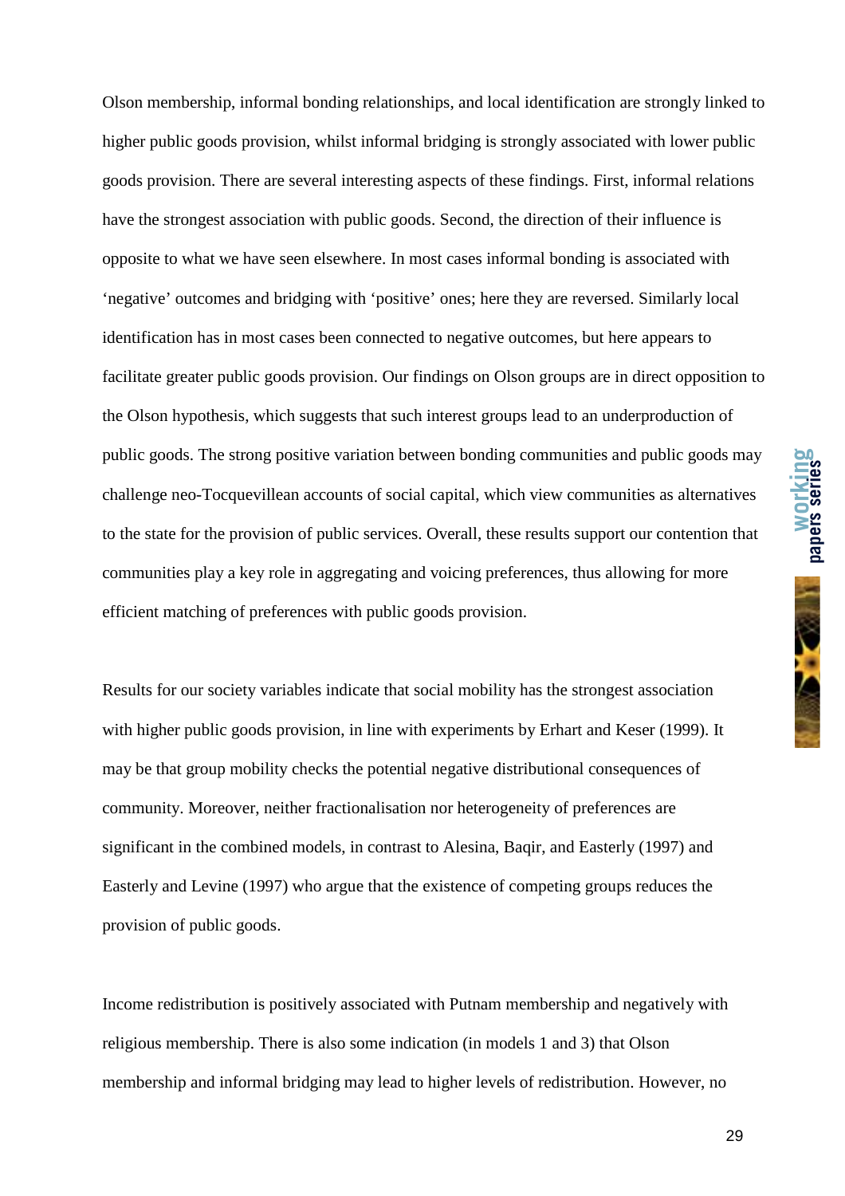Olson membership, informal bonding relationships, and local identification are strongly linked to higher public goods provision, whilst informal bridging is strongly associated with lower public goods provision. There are several interesting aspects of these findings. First, informal relations have the strongest association with public goods. Second, the direction of their influence is opposite to what we have seen elsewhere. In most cases informal bonding is associated with 'negative' outcomes and bridging with 'positive' ones; here they are reversed. Similarly local identification has in most cases been connected to negative outcomes, but here appears to facilitate greater public goods provision. Our findings on Olson groups are in direct opposition to the Olson hypothesis, which suggests that such interest groups lead to an underproduction of public goods. The strong positive variation between bonding communities and public goods may challenge neo-Tocquevillean accounts of social capital, which view communities as alternatives to the state for the provision of public services. Overall, these results support our contention that communities play a key role in aggregating and voicing preferences, thus allowing for more efficient matching of preferences with public goods provision.

Results for our society variables indicate that social mobility has the strongest association with higher public goods provision, in line with experiments by Erhart and Keser (1999). It may be that group mobility checks the potential negative distributional consequences of community. Moreover, neither fractionalisation nor heterogeneity of preferences are significant in the combined models, in contrast to Alesina, Baqir, and Easterly (1997) and Easterly and Levine (1997) who argue that the existence of competing groups reduces the provision of public goods.

Income redistribution is positively associated with Putnam membership and negatively with religious membership. There is also some indication (in models 1 and 3) that Olson membership and informal bridging may lead to higher levels of redistribution. However, no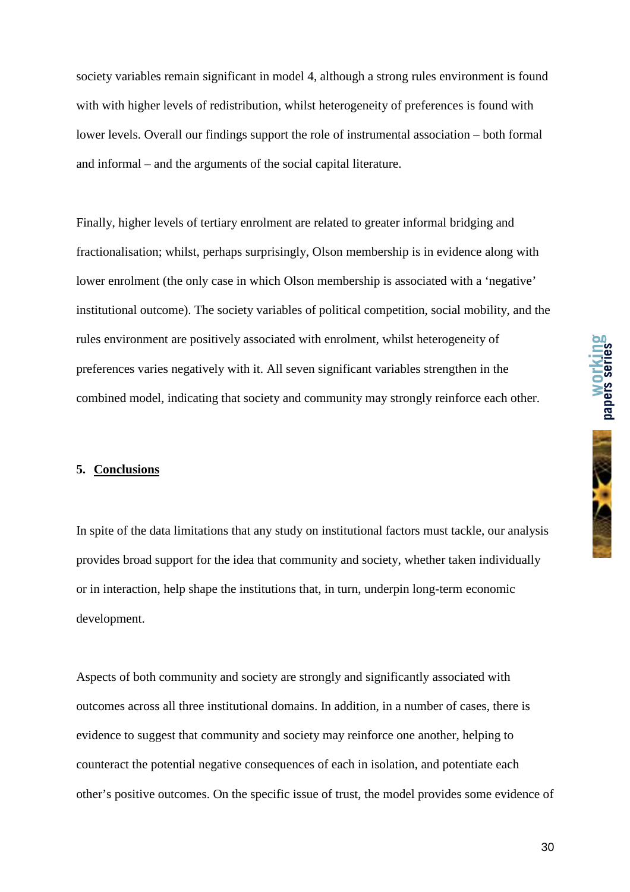society variables remain significant in model 4, although a strong rules environment is found with with higher levels of redistribution, whilst heterogeneity of preferences is found with lower levels. Overall our findings support the role of instrumental association – both formal and informal – and the arguments of the social capital literature.

Finally, higher levels of tertiary enrolment are related to greater informal bridging and fractionalisation; whilst, perhaps surprisingly, Olson membership is in evidence along with lower enrolment (the only case in which Olson membership is associated with a 'negative' institutional outcome). The society variables of political competition, social mobility, and the rules environment are positively associated with enrolment, whilst heterogeneity of preferences varies negatively with it. All seven significant variables strengthen in the combined model, indicating that society and community may strongly reinforce each other.

## 5. Conclusions

In spite of the data limitations that any study on institutional factors must tackle, our analysis provides broad support for the idea that community and society, whether taken individually or in interaction, help shape the institutions that, in turn, underpin long-term economic development.

Aspects of both community and society are strongly and significantly associated with outcomes across all three institutional domains. In addition, in a number of cases, there is evidence to suggest that community and society may reinforce one another, helping to counteract the potential negative consequences of each in isolation, and potentiate each other's positive outcomes. On the specific issue of trust, the model provides some evidence of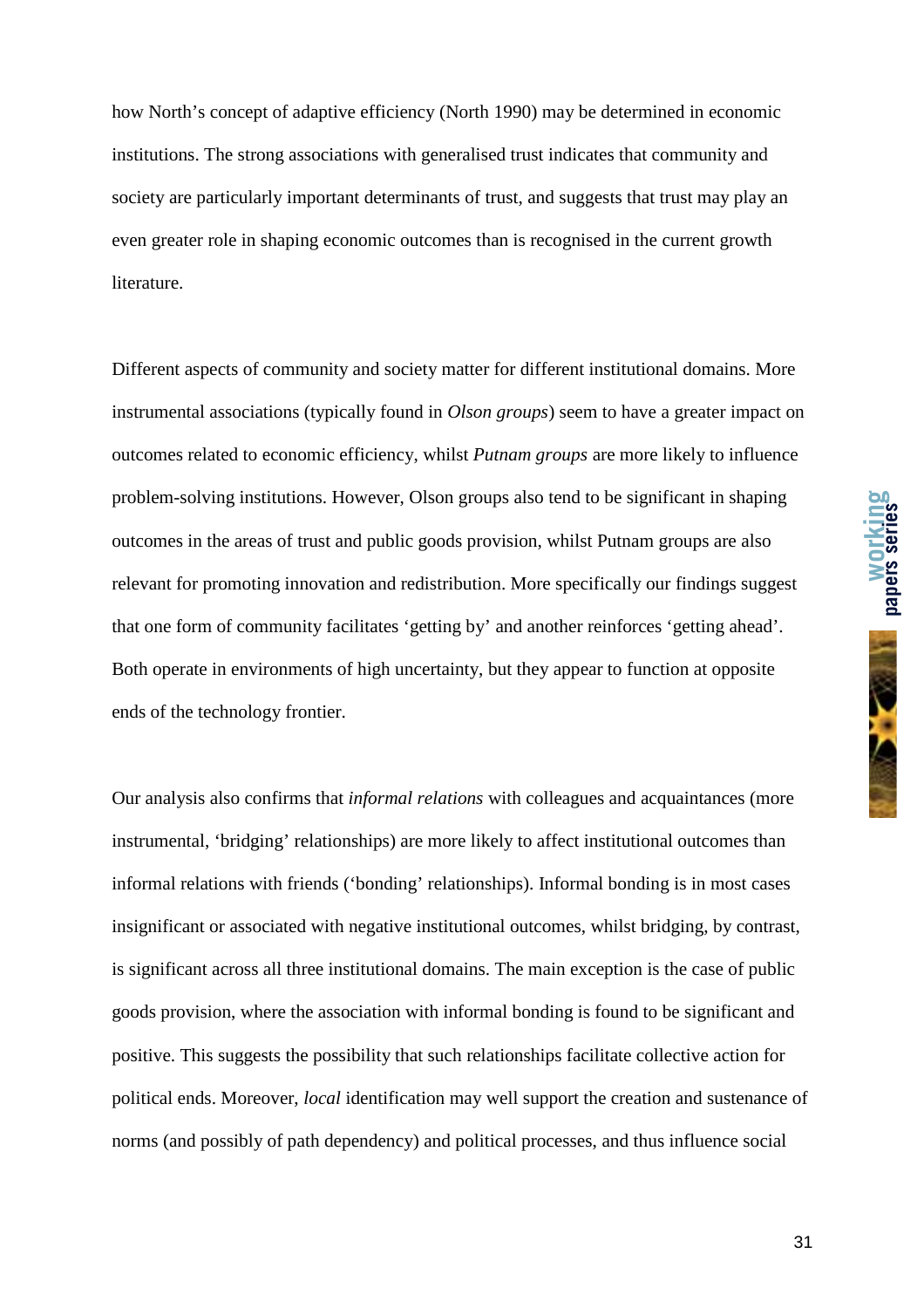how North's concept of adaptive efficiency (North 1990) may be determined in economic institutions. The strong associations with generalised trust indicates that community and society are particularly important determinants of trust, and suggests that trust may play an even greater role in shaping economic outcomes than is recognised in the current growth literature.

Different aspects of community and society matter for different institutional domains. More instrumental associations (typically found in *Olson groups*) seem to have a greater impact on outcomes related to economic efficiency, whilst *Putnam groups* are more likely to influence problem-solving institutions. However, Olson groups also tend to be significant in shaping outcomes in the areas of trust and public goods provision, whilst Putnam groups are also relevant for promoting innovation and redistribution. More specifically our findings suggest that one form of community facilitates 'getting by' and another reinforces 'getting ahead'. Both operate in environments of high uncertainty, but they appear to function at opposite ends of the technology frontier.

Our analysis also confirms that *informal relations* with colleagues and acquaintances (more instrumental, 'bridging' relationships) are more likely to affect institutional outcomes than informal relations with friends ('bonding' relationships). Informal bonding is in most cases insignificant or associated with negative institutional outcomes, whilst bridging, by contrast, is significant across all three institutional domains. The main exception is the case of public goods provision, where the association with informal bonding is found to be significant and positive. This suggests the possibility that such relationships facilitate collective action for political ends. Moreover, *local* identification may well support the creation and sustenance of norms (and possibly of path dependency) and political processes, and thus influence social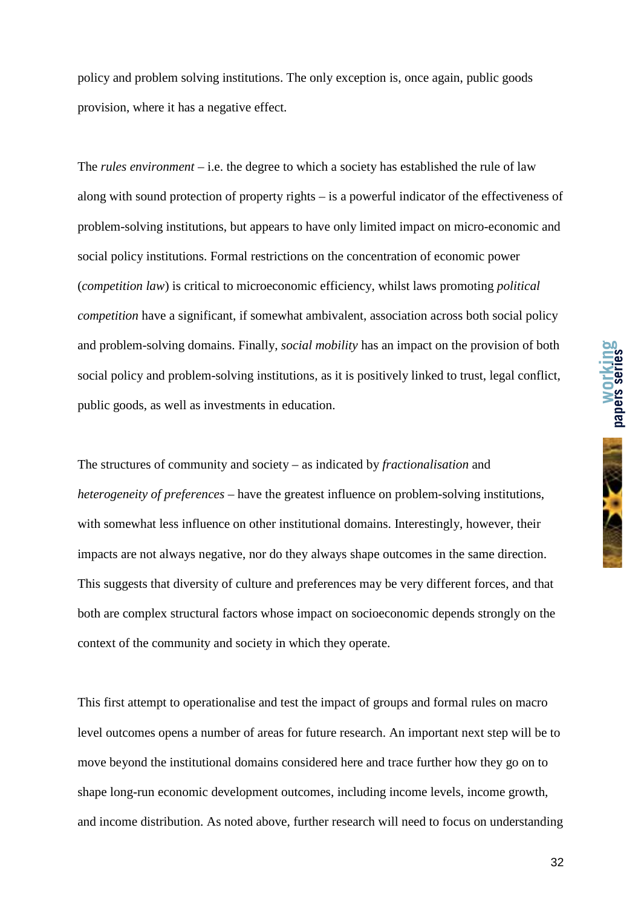policy and problem solving institutions. The only exception is, once again, public goods provision, where it has a negative effect.

The *rules environment* – i.e. the degree to which a society has established the rule of law along with sound protection of property rights – is a powerful indicator of the effectiveness of problem-solving institutions, but appears to have only limited impact on micro-economic and social policy institutions. Formal restrictions on the concentration of economic power (*competition law*) is critical to microeconomic efficiency, whilst laws promoting *political competition* have a significant, if somewhat ambivalent, association across both social policy and problem-solving domains. Finally, *social mobility* has an impact on the provision of both social policy and problem-solving institutions, as it is positively linked to trust, legal conflict, public goods, as well as investments in education.

The structures of community and society – as indicated by *fractionalisation* and *heterogeneity of preferences* – have the greatest influence on problem-solving institutions, with somewhat less influence on other institutional domains. Interestingly, however, their impacts are not always negative, nor do they always shape outcomes in the same direction. This suggests that diversity of culture and preferences may be very different forces, and that both are complex structural factors whose impact on socioeconomic depends strongly on the context of the community and society in which they operate.

This first attempt to operationalise and test the impact of groups and formal rules on macro level outcomes opens a number of areas for future research. An important next step will be to move beyond the institutional domains considered here and trace further how they go on to shape long-run economic development outcomes, including income levels, income growth, and income distribution. As noted above, further research will need to focus on understanding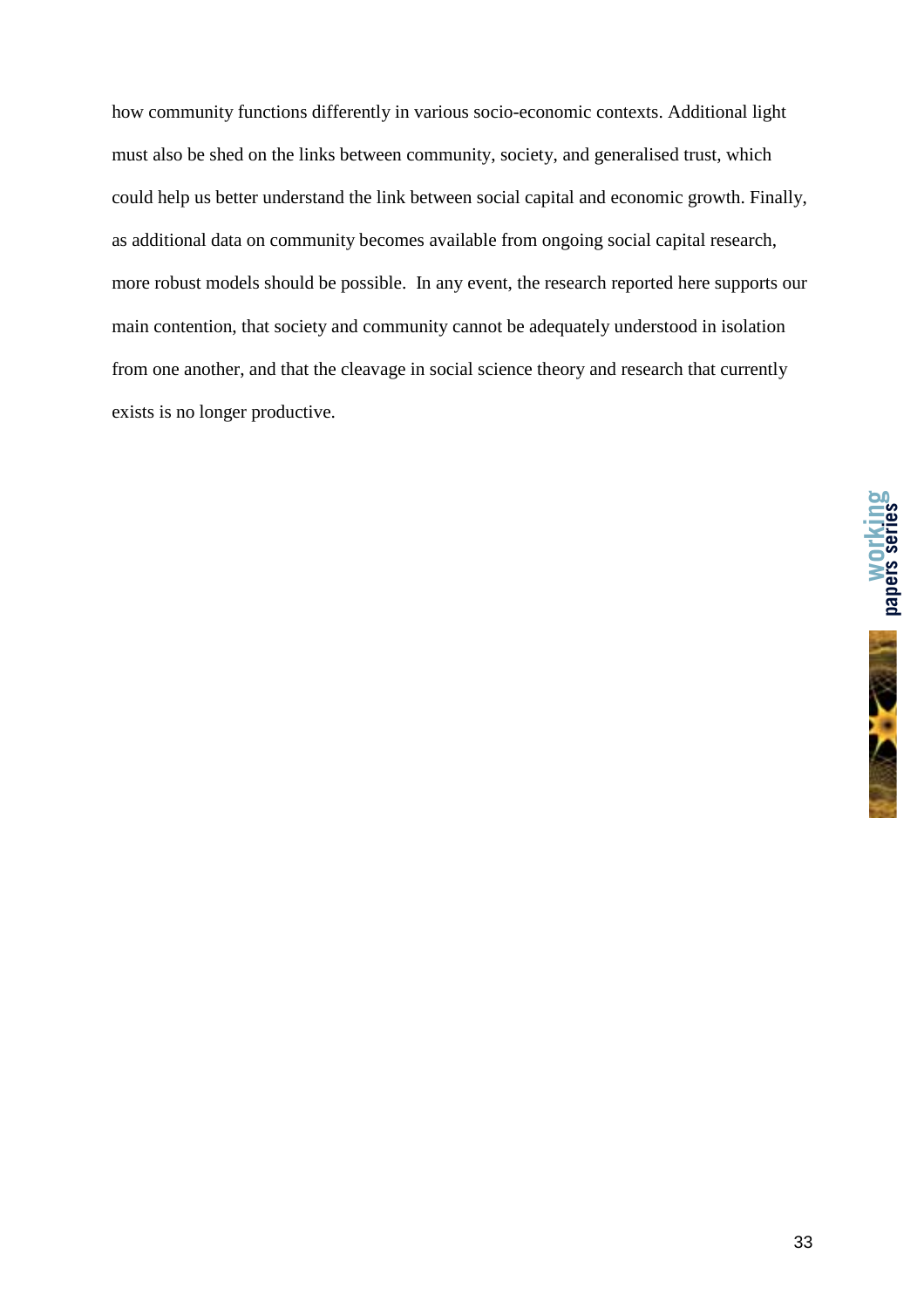how community functions differently in various socio-economic contexts. Additional light must also be shed on the links between community, society, and generalised trust, which could help us better understand the link between social capital and economic growth. Finally, as additional data on community becomes available from ongoing social capital research, more robust models should be possible. In any event, the research reported here supports our main contention, that society and community cannot be adequately understood in isolation from one another, and that the cleavage in social science theory and research that currently exists is no longer productive.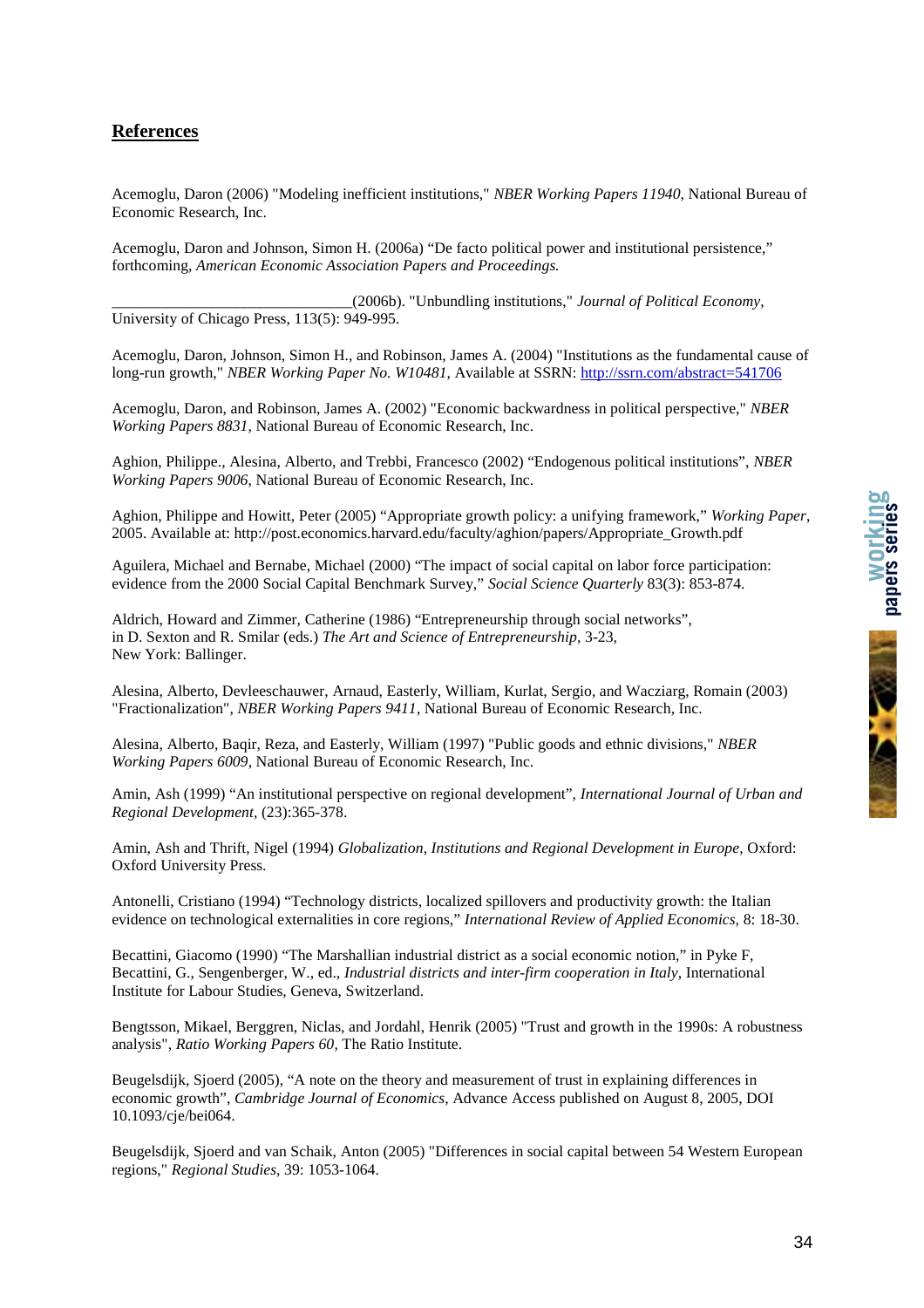## References

Acemoglu, Daron (2006) "Modeling inefficient institutions," *NBER Working Papers 11940*, National Bureau of Economic Research, Inc.

Acemoglu, Daron and Johnson, Simon H. (2006a) "De facto political power and institutional persistence," forthcoming, *American Economic Association Papers and Proceedings.*

_______________________________(2006b). "Unbundling institutions," *Journal of Political Economy*, University of Chicago Press, 113(5): 949-995.

Acemoglu, Daron, Johnson, Simon H., and Robinson, James A. (2004) "Institutions as the fundamental cause of long-run growth," *NBER Working Paper No. W10481*, Available at SSRN: http://ssrn.com/abstract=541706

Acemoglu, Daron, and Robinson, James A. (2002) "Economic backwardness in political perspective," *NBER Working Papers 8831*, National Bureau of Economic Research, Inc.

Aghion, Philippe., Alesina, Alberto, and Trebbi, Francesco (2002) "Endogenous political institutions", *NBER Working Papers 9006*, National Bureau of Economic Research, Inc.

Aghion, Philippe and Howitt, Peter (2005) "Appropriate growth policy: a unifying framework," *Working Paper*, 2005. Available at: http://post.economics.harvard.edu/faculty/aghion/papers/Appropriate_Growth.pdf

Aguilera, Michael and Bernabe, Michael (2000) "The impact of social capital on labor force participation: evidence from the 2000 Social Capital Benchmark Survey," *Social Science Quarterly* 83(3): 853-874.

Aldrich, Howard and Zimmer, Catherine (1986) "Entrepreneurship through social networks", in D. Sexton and R. Smilar (eds.) *The Art and Science of Entrepreneurship*, 3-23, New York: Ballinger.

Alesina, Alberto, Devleeschauwer, Arnaud, Easterly, William, Kurlat, Sergio, and Wacziarg, Romain (2003) "Fractionalization", *NBER Working Papers 9411*, National Bureau of Economic Research, Inc.

Alesina, Alberto, Baqir, Reza, and Easterly, William (1997) "Public goods and ethnic divisions," *NBER Working Papers 6009*, National Bureau of Economic Research, Inc.

Amin, Ash (1999) "An institutional perspective on regional development", *International Journal of Urban and Regional Development*, (23):365-378.

Amin, Ash and Thrift, Nigel (1994) *Globalization, Institutions and Regional Development in Europe*, Oxford: Oxford University Press.

Antonelli, Cristiano (1994) "Technology districts, localized spillovers and productivity growth: the Italian evidence on technological externalities in core regions," *International Review of Applied Economics*, 8: 18-30.

Becattini, Giacomo (1990) "The Marshallian industrial district as a social economic notion," in Pyke F, Becattini, G., Sengenberger, W., ed., *Industrial districts and inter-firm cooperation in Italy*, International Institute for Labour Studies, Geneva, Switzerland.

Bengtsson, Mikael, Berggren, Niclas, and Jordahl, Henrik (2005) "Trust and growth in the 1990s: A robustness analysis", *Ratio Working Papers 60*, The Ratio Institute.

Beugelsdijk, Sjoerd (2005), "A note on the theory and measurement of trust in explaining differences in economic growth", *Cambridge Journal of Economics*, Advance Access published on August 8, 2005, DOI 10.1093/cje/bei064.

Beugelsdijk, Sjoerd and van Schaik, Anton (2005) "Differences in social capital between 54 Western European regions," *Regional Studies*, 39: 1053-1064.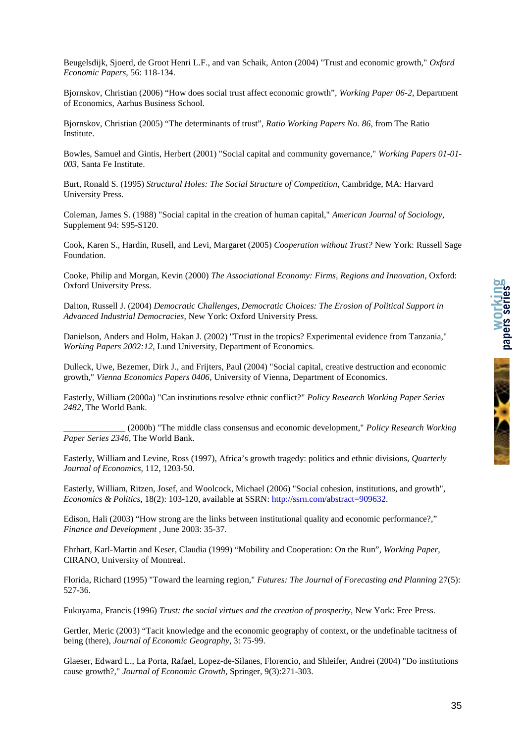Beugelsdijk, Sjoerd, de Groot Henri L.F., and van Schaik, Anton (2004) "Trust and economic growth," *Oxford Economic Papers*, 56: 118-134.

Bjornskov, Christian (2006) "How does social trust affect economic growth", *Working Paper 06-2*, Department of Economics, Aarhus Business School.

Bjornskov, Christian (2005) "The determinants of trust", *Ratio Working Papers No. 86*, from The Ratio Institute.

Bowles, Samuel and Gintis, Herbert (2001) "Social capital and community governance," *Working Papers 01-01-003*, Santa Fe Institute.

Burt, Ronald S. (1995) *Structural Holes: The Social Structure of Competition*, Cambridge, MA: Harvard University Press.

Coleman, James S. (1988) "Social capital in the creation of human capital," *American Journal of Sociology*, Supplement 94: S95-S120.

Cook, Karen S., Hardin, Rusell, and Levi, Margaret (2005) *Cooperation without Trust?* New York: Russell Sage Foundation.

Cooke, Philip and Morgan, Kevin (2000) *The Associational Economy: Firms, Regions and Innovation*, Oxford: Oxford University Press.

Dalton, Russell J. (2004) *Democratic Challenges, Democratic Choices: The Erosion of Political Support in Advanced Industrial Democracies*, New York: Oxford University Press.

Danielson, Anders and Holm, Hakan J. (2002) "Trust in the tropics? Experimental evidence from Tanzania," *Working Papers 2002:12*, Lund University, Department of Economics.

Dulleck, Uwe, Bezemer, Dirk J., and Frijters, Paul (2004) "Social capital, creative destruction and economic growth," *Vienna Economics Papers 0406*, University of Vienna, Department of Economics.

Easterly, William (2000a) "Can institutions resolve ethnic conflict?" *Policy Research Working Paper Series 2482*, The World Bank.

______________ (2000b) "The middle class consensus and economic development," *Policy Research Working Paper Series 2346*, The World Bank.

Easterly, William and Levine, Ross (1997), Africa's growth tragedy: politics and ethnic divisions, *Quarterly Journal of Economics*, 112, 1203-50.

Easterly, William, Ritzen, Josef, and Woolcock, Michael (2006) "Social cohesion, institutions, and growth", *Economics & Politics*, 18(2): 103-120, available at SSRN: http://ssrn.com/abstract=909632.

Edison, Hali (2003) "How strong are the links between institutional quality and economic performance?," *Finance and Development* , June 2003: 35-37.

Ehrhart, Karl-Martin and Keser, Claudia (1999) "Mobility and Cooperation: On the Run", *Working Paper*, CIRANO, University of Montreal.

Florida, Richard (1995) "Toward the learning region," *Futures: The Journal of Forecasting and Planning* 27(5): 527-36.

Fukuyama, Francis (1996) *Trust: the social virtues and the creation of prosperity*, New York: Free Press.

Gertler, Meric (2003) "Tacit knowledge and the economic geography of context, or the undefinable tacitness of being (there), *Journal of Economic Geography*, 3: 75-99.

Glaeser, Edward L., La Porta, Rafael, Lopez-de-Silanes, Florencio, and Shleifer, Andrei (2004) "Do institutions cause growth?," *Journal of Economic Growth*, Springer, 9(3):271-303.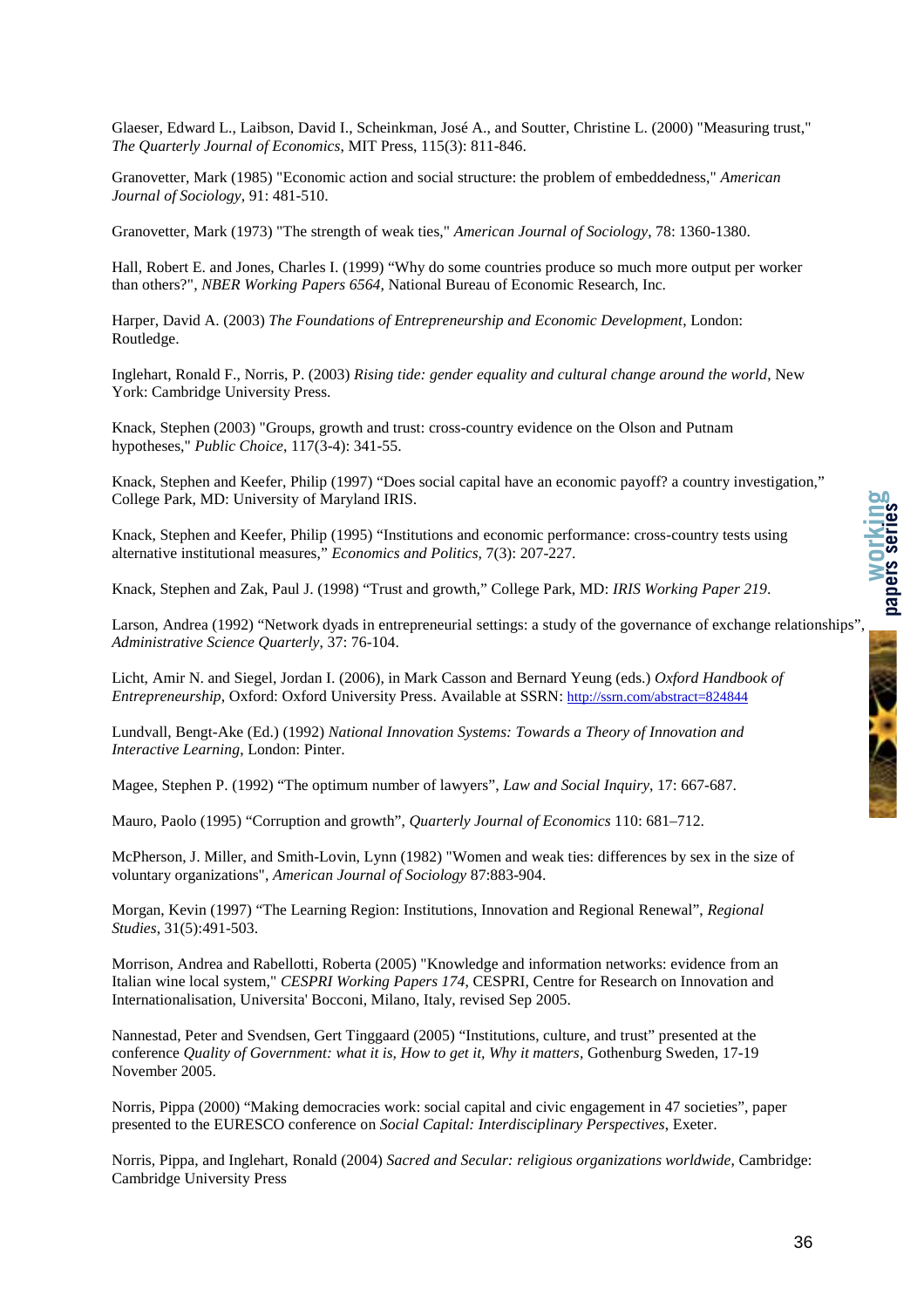Glaeser, Edward L., Laibson, David I., Scheinkman, José A., and Soutter, Christine L. (2000) "Measuring trust," *The Quarterly Journal of Economics*, MIT Press, 115(3): 811-846.

Granovetter, Mark (1985) "Economic action and social structure: the problem of embeddedness," *American Journal of Sociology*, 91: 481-510.

Granovetter, Mark (1973) "The strength of weak ties," *American Journal of Sociology*, 78: 1360-1380.

Hall, Robert E. and Jones, Charles I. (1999) "Why do some countries produce so much more output per worker than others?", *NBER Working Papers 6564*, National Bureau of Economic Research, Inc.

Harper, David A. (2003) *The Foundations of Entrepreneurship and Economic Development*, London: Routledge.

Inglehart, Ronald F., Norris, P. (2003) *Rising tide: gender equality and cultural change around the world*, New York: Cambridge University Press.

Knack, Stephen (2003) "Groups, growth and trust: cross-country evidence on the Olson and Putnam hypotheses," *Public Choice*, 117(3-4): 341-55.

Knack, Stephen and Keefer, Philip (1997) "Does social capital have an economic payoff? a country investigation," College Park, MD: University of Maryland IRIS.

Knack, Stephen and Keefer, Philip (1995) "Institutions and economic performance: cross-country tests using alternative institutional measures," *Economics and Politics,* 7(3): 207-227.

Knack, Stephen and Zak, Paul J. (1998) "Trust and growth," College Park, MD: *IRIS Working Paper 219*.

Larson, Andrea (1992) "Network dyads in entrepreneurial settings: a study of the governance of exchange relationships", *Administrative Science Quarterly*, 37: 76-104.

Licht, Amir N. and Siegel, Jordan I. (2006), in Mark Casson and Bernard Yeung (eds.) *Oxford Handbook of Entrepreneurship*, Oxford: Oxford University Press. Available at SSRN: http://ssrn.com/abstract=824844

Lundvall, Bengt-Ake (Ed.) (1992) *National Innovation Systems: Towards a Theory of Innovation and Interactive Learning*, London: Pinter.

Magee, Stephen P. (1992) "The optimum number of lawyers", *Law and Social Inquiry*, 17: 667-687.

Mauro, Paolo (1995) "Corruption and growth", *Quarterly Journal of Economics* 110: 681–712.

McPherson, J. Miller, and Smith-Lovin, Lynn (1982) "Women and weak ties: differences by sex in the size of voluntary organizations", *American Journal of Sociology* 87:883-904.

Morgan, Kevin (1997) "The Learning Region: Institutions, Innovation and Regional Renewal", *Regional Studies*, 31(5):491-503.

Morrison, Andrea and Rabellotti, Roberta (2005) "Knowledge and information networks: evidence from an Italian wine local system," *CESPRI Working Papers 174*, CESPRI, Centre for Research on Innovation and Internationalisation, Universita' Bocconi, Milano, Italy, revised Sep 2005.

Nannestad, Peter and Svendsen, Gert Tinggaard (2005) "Institutions, culture, and trust" presented at the conference *Quality of Government: what it is, How to get it, Why it matters*, Gothenburg Sweden, 17-19 November 2005.

Norris, Pippa (2000) "Making democracies work: social capital and civic engagement in 47 societies", paper presented to the EURESCO conference on *Social Capital: Interdisciplinary Perspectives*, Exeter.

Norris, Pippa, and Inglehart, Ronald (2004) *Sacred and Secular: religious organizations worldwide*, Cambridge: Cambridge University Press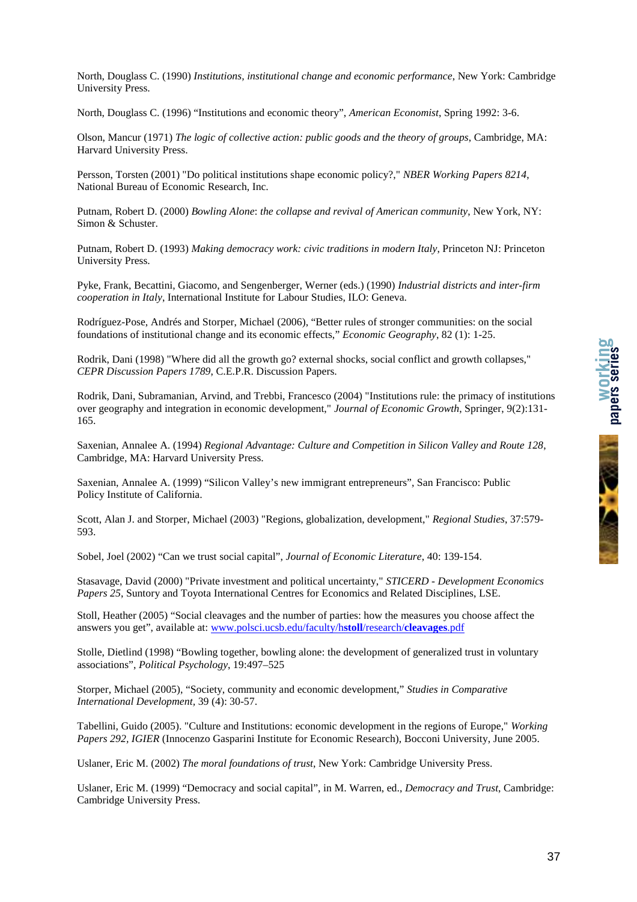North, Douglass C. (1990) *Institutions, institutional change and economic performance*, New York: Cambridge University Press.

North, Douglass C. (1996) "Institutions and economic theory", *American Economist*, Spring 1992: 3-6.

Olson, Mancur (1971) *The logic of collective action: public goods and the theory of groups*, Cambridge, MA: Harvard University Press.

Persson, Torsten (2001) "Do political institutions shape economic policy?," *NBER Working Papers 8214*, National Bureau of Economic Research, Inc.

Putnam, Robert D. (2000) *Bowling Alone*: *the collapse and revival of American community*, New York, NY: Simon & Schuster.

Putnam, Robert D. (1993) *Making democracy work: civic traditions in modern Italy*, Princeton NJ: Princeton University Press.

Pyke, Frank, Becattini, Giacomo, and Sengenberger, Werner (eds.) (1990) *Industrial districts and inter-firm cooperation in Italy*, International Institute for Labour Studies, ILO: Geneva.

Rodríguez-Pose, Andrés and Storper, Michael (2006), "Better rules of stronger communities: on the social foundations of institutional change and its economic effects," *Economic Geography*, 82 (1): 1-25.

Rodrik, Dani (1998) "Where did all the growth go? external shocks, social conflict and growth collapses," *CEPR Discussion Papers 1789*, C.E.P.R. Discussion Papers.

Rodrik, Dani, Subramanian, Arvind, and Trebbi, Francesco (2004) "Institutions rule: the primacy of institutions over geography and integration in economic development," *Journal of Economic Growth*, Springer, 9(2):131-165.

Saxenian, Annalee A. (1994) *Regional Advantage: Culture and Competition in Silicon Valley and Route 128*, Cambridge, MA: Harvard University Press.

Saxenian, Annalee A. (1999) "Silicon Valley's new immigrant entrepreneurs", San Francisco: Public Policy Institute of California.

Scott, Alan J. and Storper, Michael (2003) "Regions, globalization, development," *Regional Studies*, 37:579-593.

Sobel, Joel (2002) "Can we trust social capital", *Journal of Economic Literature*, 40: 139-154.

Stasavage, David (2000) "Private investment and political uncertainty," *STICERD - Development Economics Papers 25*, Suntory and Toyota International Centres for Economics and Related Disciplines, LSE.

Stoll, Heather (2005) "Social cleavages and the number of parties: how the measures you choose affect the answers you get", available at: www.polsci.ucsb.edu/faculty/h**stoll**/research/**cleavages**.pdf

Stolle, Dietlind (1998) "Bowling together, bowling alone: the development of generalized trust in voluntary associations", *Political Psychology*, 19:497–525

Storper, Michael (2005), "Society, community and economic development," *Studies in Comparative International Development*, 39 (4): 30-57.

Tabellini, Guido (2005). "Culture and Institutions: economic development in the regions of Europe," *Working Papers 292, IGIER* (Innocenzo Gasparini Institute for Economic Research), Bocconi University, June 2005.

Uslaner, Eric M. (2002) *The moral foundations of trust*, New York: Cambridge University Press.

Uslaner, Eric M. (1999) "Democracy and social capital", in M. Warren, ed., *Democracy and Trust*, Cambridge: Cambridge University Press.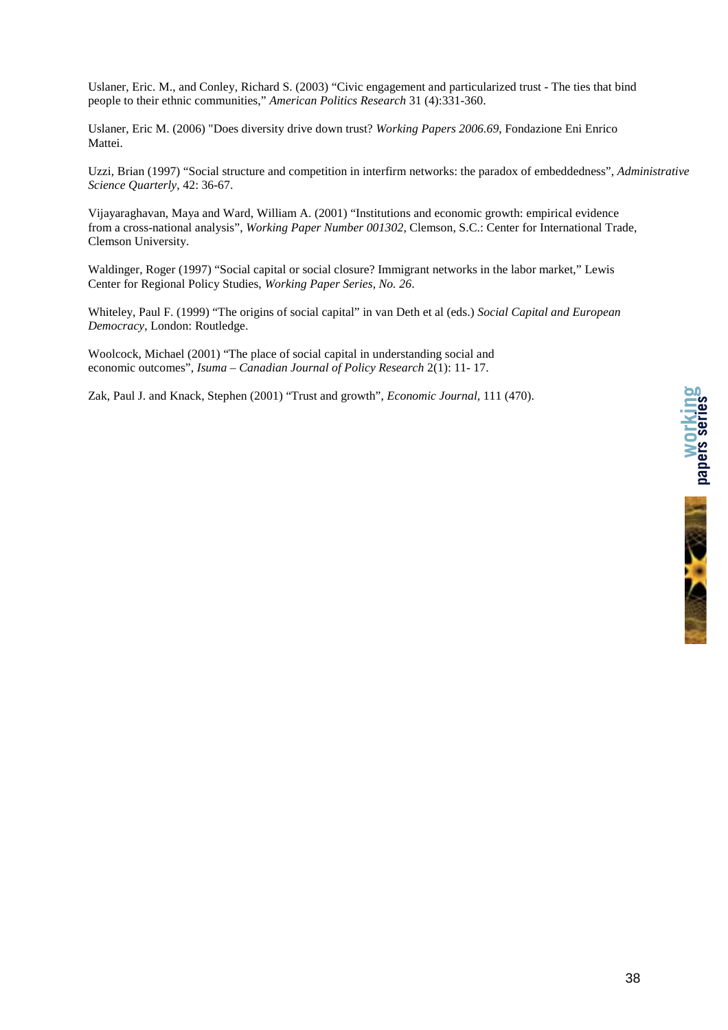Uslaner, Eric. M., and Conley, Richard S. (2003) "Civic engagement and particularized trust - The ties that bind people to their ethnic communities," *American Politics Research* 31 (4):331-360.

Uslaner, Eric M. (2006) "Does diversity drive down trust? *Working Papers 2006.69*, Fondazione Eni Enrico Mattei.

Uzzi, Brian (1997) "Social structure and competition in interfirm networks: the paradox of embeddedness", *Administrative Science Quarterly*, 42: 36-67.

Vijayaraghavan, Maya and Ward, William A. (2001) "Institutions and economic growth: empirical evidence from a cross-national analysis", *Working Paper Number 001302*, Clemson, S.C.: Center for International Trade, Clemson University.

Waldinger, Roger (1997) "Social capital or social closure? Immigrant networks in the labor market," Lewis Center for Regional Policy Studies, *Working Paper Series, No. 26*.

Whiteley, Paul F. (1999) "The origins of social capital" in van Deth et al (eds.) *Social Capital and European Democracy*, London: Routledge.

Woolcock, Michael (2001) "The place of social capital in understanding social and economic outcomes", *Isuma – Canadian Journal of Policy Research* 2(1): 11- 17.

Zak, Paul J. and Knack, Stephen (2001) "Trust and growth", *Economic Journal,* 111 (470).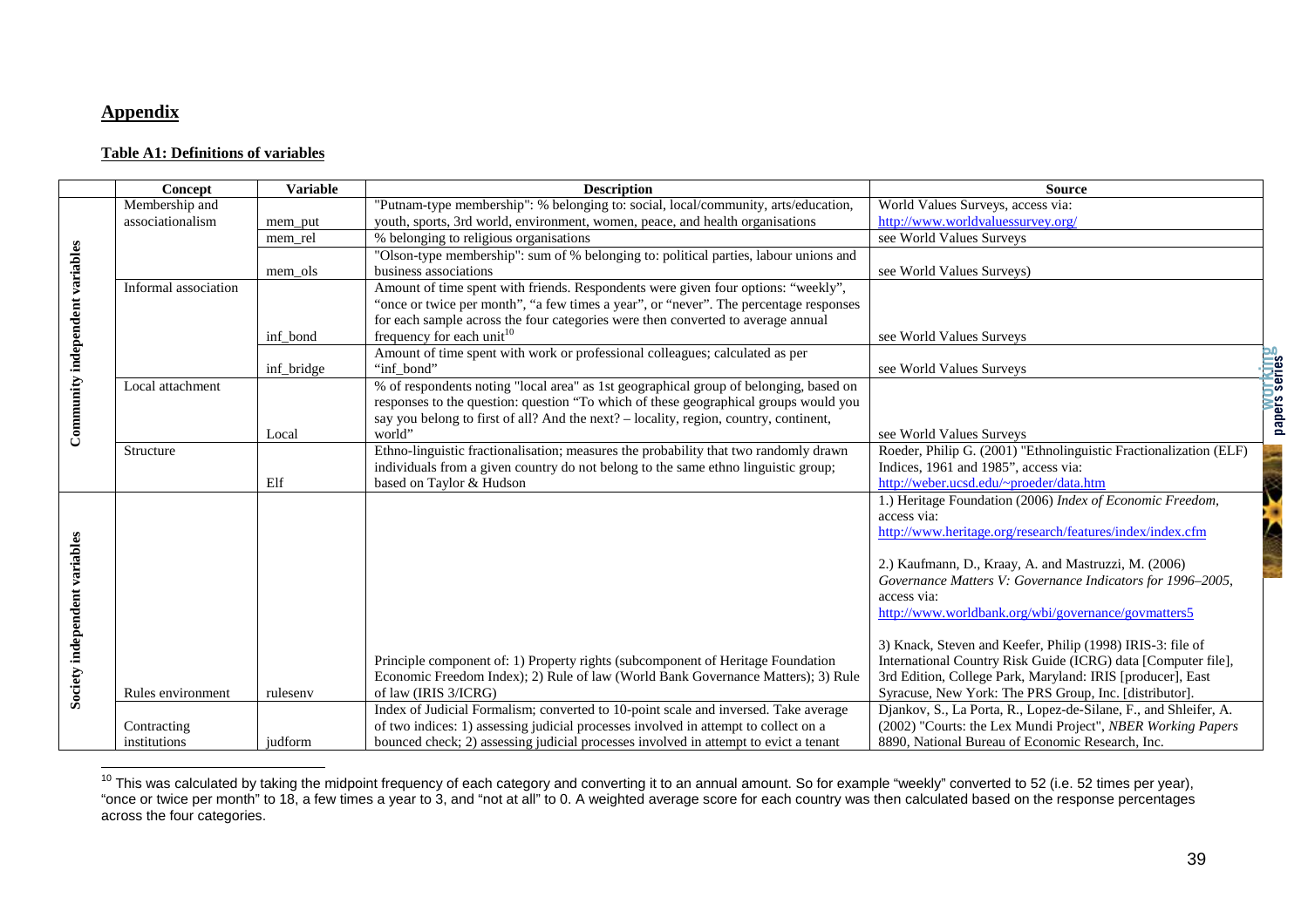## Appendix

### Table A1: Definitions of variables

| | Concept | Variable | Description | Source |
|---|---|---|---|---|
| Community independent variables | Membership and associationalism | mem_put | "Putnam-type membership": % belonging to: social, local/community, arts/education, youth, sports, 3rd world, environment, women, peace, and health organisations | World Values Surveys, access via: http://www.worldvaluessurvey.org/ |
| | | mem_rel | % belonging to religious organisations | see World Values Surveys |
| | | mem_ols | "Olson-type membership": sum of % belonging to: political parties, labour unions and business associations | see World Values Surveys) |
| | Informal association | inf_bond | Amount of time spent with friends. Respondents were given four options: "weekly", "once or twice per month", "a few times a year", or "never". The percentage responses for each sample across the four categories were then converted to average annual frequency for each unit[10] | see World Values Surveys |
| | | inf_bridge | Amount of time spent with work or professional colleagues; calculated as per "inf_bond" | see World Values Surveys |
| | Local attachment | Local | % of respondents noting "local area" as 1st geographical group of belonging, based on responses to the question: question "To which of these geographical groups would you say you belong to first of all? And the next? – locality, region, country, continent, world" | see World Values Surveys |
| | Structure | Elf | Ethno-linguistic fractionalisation; measures the probability that two randomly drawn individuals from a given country do not belong to the same ethno linguistic group; based on Taylor & Hudson | Roeder, Philip G. (2001) "Ethnolinguistic Fractionalization (ELF) Indices, 1961 and 1985", access via: http://weber.ucsd.edu/~proeder/data.htm |
| Society independent variables | Rules environment | rulesenv | Principle component of: 1) Property rights (subcomponent of Heritage Foundation Economic Freedom Index); 2) Rule of law (World Bank Governance Matters); 3) Rule of law (IRIS 3/ICRG) | 1.) Heritage Foundation (2006) *Index of Economic Freedom*, access via: http://www.heritage.org/research/features/index/index.cfm<br><br>2.) Kaufmann, D., Kraay, A. and Mastruzzi, M. (2006) *Governance Matters V: Governance Indicators for 1996–2005*, access via: http://www.worldbank.org/wbi/governance/govmatters5<br><br>3) Knack, Steven and Keefer, Philip (1998) IRIS-3: file of International Country Risk Guide (ICRG) data [Computer file], 3rd Edition, College Park, Maryland: IRIS [producer], East Syracuse, New York: The PRS Group, Inc. [distributor]. |
| | Contracting institutions | judform | Index of Judicial Formalism; converted to 10-point scale and inversed. Take average of two indices: 1) assessing judicial processes involved in attempt to collect on a bounced check; 2) assessing judicial processes involved in attempt to evict a tenant | Djankov, S., La Porta, R., Lopez-de-Silane, F., and Shleifer, A. (2002) "Courts: the Lex Mundi Project", *NBER Working Papers* 8890, National Bureau of Economic Research, Inc. |

[10] This was calculated by taking the midpoint frequency of each category and converting it to an annual amount. So for example "weekly" converted to 52 (i.e. 52 times per year), "once or twice per month" to 18, a few times a year to 3, and "not at all" to 0. A weighted average score for each country was then calculated based on the response percentages across the four categories.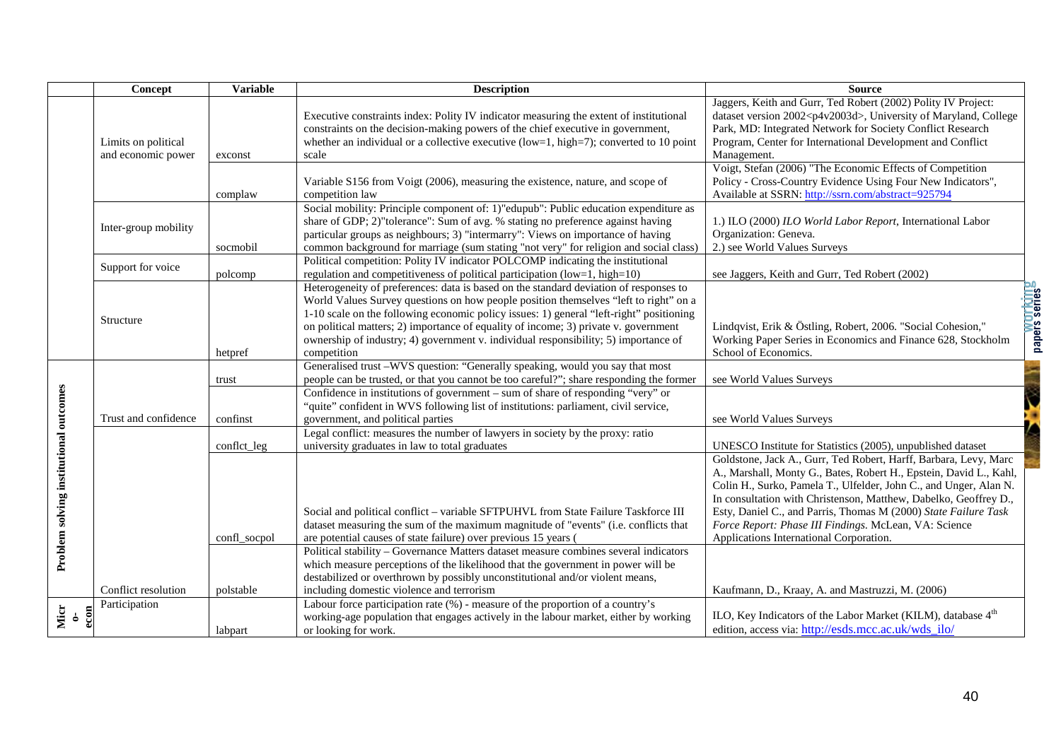| | Concept | Variable | Description | Source |
|---|---|---|---|---|
| | Limits on political and economic power | exconst | Executive constraints index: Polity IV indicator measuring the extent of institutional constraints on the decision-making powers of the chief executive in government, whether an individual or a collective executive (low=1, high=7); converted to 10 point scale | Jaggers, Keith and Gurr, Ted Robert (2002) Polity IV Project: dataset version 2002<p4v2003d>, University of Maryland, College Park, MD: Integrated Network for Society Conflict Research Program, Center for International Development and Conflict Management. |
| | | complaw | Variable S156 from Voigt (2006), measuring the existence, nature, and scope of competition law | Voigt, Stefan (2006) "The Economic Effects of Competition Policy - Cross-Country Evidence Using Four New Indicators", Available at SSRN: http://ssrn.com/abstract=925794 |
| | Inter-group mobility | socmobil | Social mobility: Principle component of: 1)"edupub": Public education expenditure as share of GDP; 2)"tolerance": Sum of avg. % stating no preference against having particular groups as neighbours; 3) "intermarry": Views on importance of having common background for marriage (sum stating "not very" for religion and social class) | 1.) ILO (2000) *ILO World Labor Report*, International Labor Organization: Geneva. 2.) see World Values Surveys |
| | Support for voice | polcomp | Political competition: Polity IV indicator POLCOMP indicating the institutional regulation and competitiveness of political participation (low=1, high=10) | see Jaggers, Keith and Gurr, Ted Robert (2002) |
| | Structure | hetpref | Heterogeneity of preferences: data is based on the standard deviation of responses to World Values Survey questions on how people position themselves "left to right" on a 1-10 scale on the following economic policy issues: 1) general "left-right" positioning on political matters; 2) importance of equality of income; 3) private v. government ownership of industry; 4) government v. individual responsibility; 5) importance of competition | Lindqvist, Erik & Östling, Robert, 2006. "Social Cohesion," Working Paper Series in Economics and Finance 628, Stockholm School of Economics. |
| **Problem solving institutional outcomes** | Trust and confidence | trust | Generalised trust –WVS question: "Generally speaking, would you say that most people can be trusted, or that you cannot be too careful?"; share responding the former | see World Values Surveys |
| | | confinst | Confidence in institutions of government – sum of share of responding "very" or "quite" confident in WVS following list of institutions: parliament, civil service, government, and political parties | see World Values Surveys |
| | Conflict resolution | conflct_leg | Legal conflict: measures the number of lawyers in society by the proxy: ratio university graduates in law to total graduates | UNESCO Institute for Statistics (2005), unpublished dataset |
| | | confl_socpol | Social and political conflict – variable SFTPUHVL from State Failure Taskforce III dataset measuring the sum of the maximum magnitude of "events" (i.e. conflicts that are potential causes of state failure) over previous 15 years ( | Goldstone, Jack A., Gurr, Ted Robert, Harff, Barbara, Levy, Marc A., Marshall, Monty G., Bates, Robert H., Epstein, David L., Kahl, Colin H., Surko, Pamela T., Ulfelder, John C., and Unger, Alan N. In consultation with Christenson, Matthew, Dabelko, Geoffrey D., Esty, Daniel C., and Parris, Thomas M (2000) *State Failure Task Force Report: Phase III Findings*. McLean, VA: Science Applications International Corporation. |
| | | polstable | Political stability – Governance Matters dataset measure combines several indicators which measure perceptions of the likelihood that the government in power will be destabilized or overthrown by possibly unconstitutional and/or violent means, including domestic violence and terrorism | Kaufmann, D., Kraay, A. and Mastruzzi, M. (2006) |
| **Micro-econ** | Participation | labpart | Labour force participation rate (%) - measure of the proportion of a country's working-age population that engages actively in the labour market, either by working or looking for work. | ILO, Key Indicators of the Labor Market (KILM), database 4th edition, access via: http://esds.mcc.ac.uk/wds_ilo/ |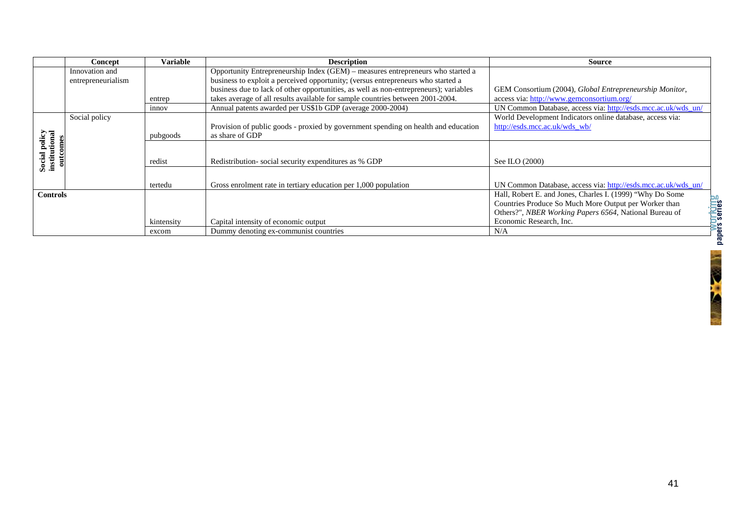| | Concept | Variable | Description | Source |
|---|---|---|---|---|
| | Innovation and entrepreneurialism | entrep | Opportunity Entrepreneurship Index (GEM) – measures entrepreneurs who started a business to exploit a perceived opportunity; (versus entrepreneurs who started a business due to lack of other opportunities, as well as non-entrepreneurs); variables takes average of all results available for sample countries between 2001-2004. | GEM Consortium (2004), *Global Entrepreneurship Monitor*, access via: http://www.gemconsortium.org/ |
| | | innov | Annual patents awarded per US$1b GDP (average 2000-2004) | UN Common Database, access via: http://esds.mcc.ac.uk/wds_un/ |
| **Social policy institutional outcomes** | Social policy | pubgoods | Provision of public goods - proxied by government spending on health and education as share of GDP | World Development Indicators online database, access via: http://esds.mcc.ac.uk/wds_wb/ |
| | | redist | Redistribution- social security expenditures as % GDP | See ILO (2000) |
| | | tertedu | Gross enrolment rate in tertiary education per 1,000 population | UN Common Database, access via: http://esds.mcc.ac.uk/wds_un/ |
| **Controls** | | kintensity | Capital intensity of economic output | Hall, Robert E. and Jones, Charles I. (1999) "Why Do Some Countries Produce So Much More Output per Worker than Others?", *NBER Working Papers 6564*, National Bureau of Economic Research, Inc. |
| | | excom | Dummy denoting ex-communist countries | N/A |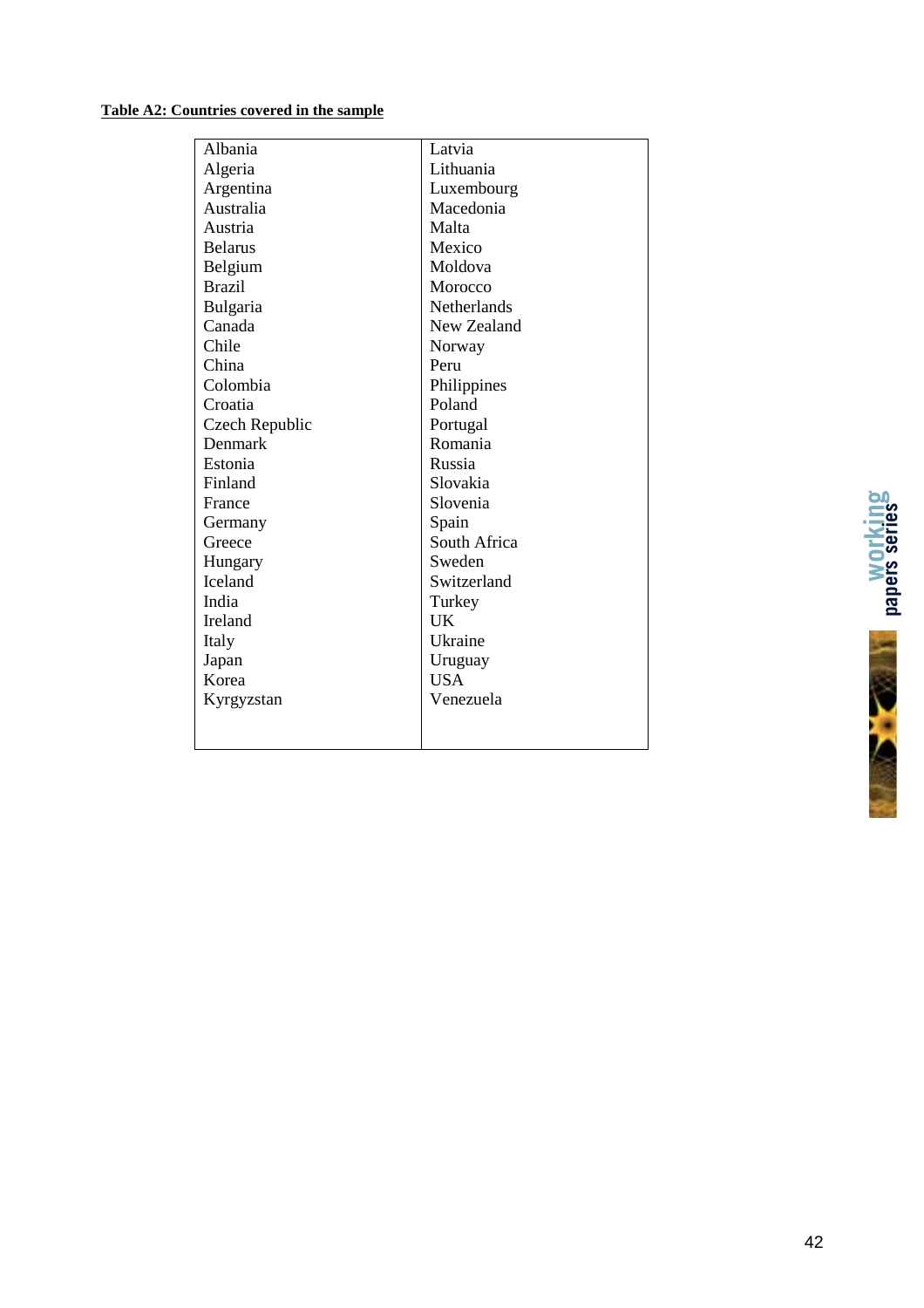**Table A2: Countries covered in the sample**

| | |
|---|---|
| Albania | Latvia |
| Algeria | Lithuania |
| Argentina | Luxembourg |
| Australia | Macedonia |
| Austria | Malta |
| Belarus | Mexico |
| Belgium | Moldova |
| Brazil | Morocco |
| Bulgaria | Netherlands |
| Canada | New Zealand |
| Chile | Norway |
| China | Peru |
| Colombia | Philippines |
| Croatia | Poland |
| Czech Republic | Portugal |
| Denmark | Romania |
| Estonia | Russia |
| Finland | Slovakia |
| France | Slovenia |
| Germany | Spain |
| Greece | South Africa |
| Hungary | Sweden |
| Iceland | Switzerland |
| India | Turkey |
| Ireland | UK |
| Italy | Ukraine |
| Japan | Uruguay |
| Korea | USA |
| Kyrgyzstan | Venezuela |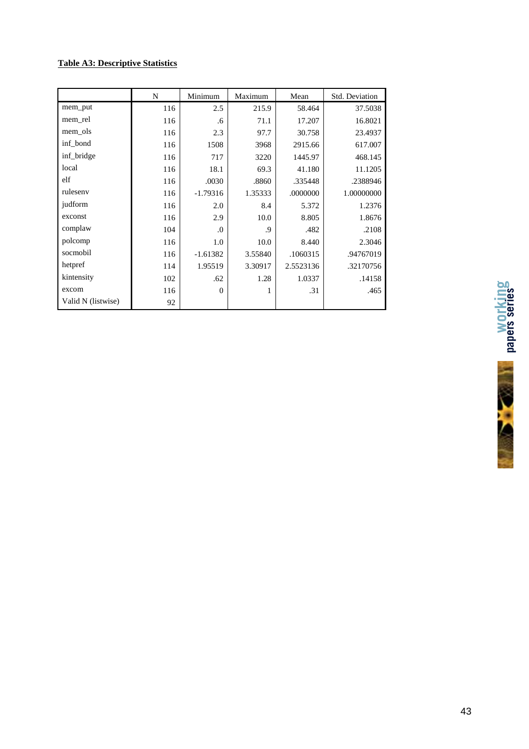**Table A3: Descriptive Statistics**

| | N | Minimum | Maximum | Mean | Std. Deviation |
|---|---|---|---|---|---|
| mem_put | 116 | 2.5 | 215.9 | 58.464 | 37.5038 |
| mem_rel | 116 | .6 | 71.1 | 17.207 | 16.8021 |
| mem_ols | 116 | 2.3 | 97.7 | 30.758 | 23.4937 |
| inf_bond | 116 | 1508 | 3968 | 2915.66 | 617.007 |
| inf_bridge | 116 | 717 | 3220 | 1445.97 | 468.145 |
| local | 116 | 18.1 | 69.3 | 41.180 | 11.1205 |
| elf | 116 | .0030 | .8860 | .335448 | .2388946 |
| rulesenv | 116 | -1.79316 | 1.35333 | .0000000 | 1.00000000 |
| judform | 116 | 2.0 | 8.4 | 5.372 | 1.2376 |
| exconst | 116 | 2.9 | 10.0 | 8.805 | 1.8676 |
| complaw | 104 | .0 | .9 | .482 | .2108 |
| polcomp | 116 | 1.0 | 10.0 | 8.440 | 2.3046 |
| socmobil | 116 | -1.61382 | 3.55840 | .1060315 | .94767019 |
| hetpref | 114 | 1.95519 | 3.30917 | 2.5523136 | .32170756 |
| kintensity | 102 | .62 | 1.28 | 1.0337 | .14158 |
| excom | 116 | 0 | 1 | .31 | .465 |
| Valid N (listwise) | 92 | | | | |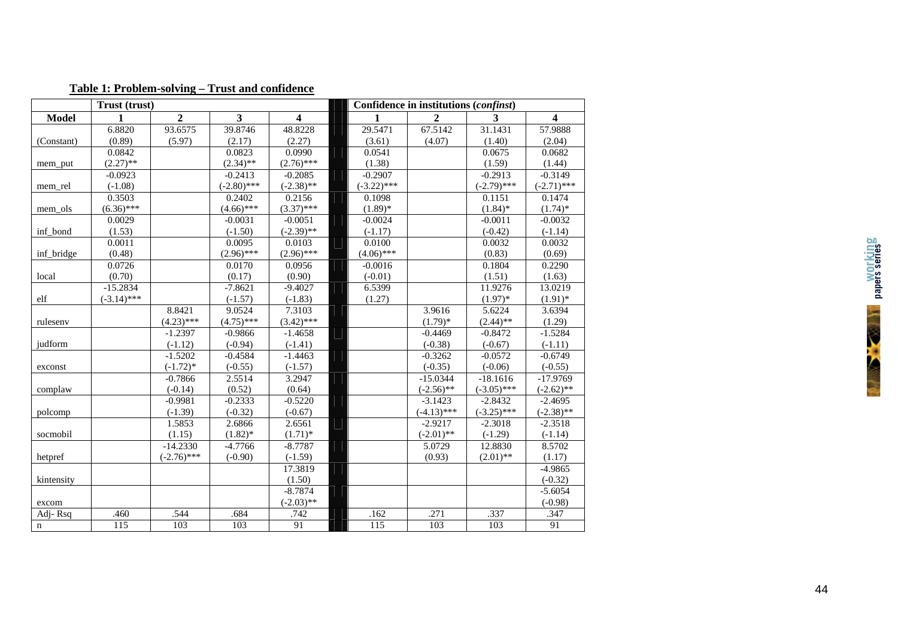**Table 1: Problem-solving – Trust and confidence**

| | Trust (*trust*) | | | | Confidence in institutions (*confinst*) | | | |
|---|---|---|---|---|---|---|---|---|
| **Model** | **1** | **2** | **3** | **4** | **1** | **2** | **3** | **4** |
| (Constant) | 6.8820 (0.89) | 93.6575 (5.97) | 39.8746 (2.17) | 48.8228 (2.27) | 29.5471 (3.61) | 67.5142 (4.07) | 31.1431 (1.40) | 57.9888 (2.04) |
| mem_put | 0.0842 (2.27)** | | 0.0823 (2.34)** | 0.0990 (2.76)*** | 0.0541 (1.38) | | 0.0675 (1.59) | 0.0682 (1.44) |
| mem_rel | -0.0923 (-1.08) | | -0.2413 (-2.80)*** | -0.2085 (-2.38)** | -0.2907 (-3.22)*** | | -0.2913 (-2.79)*** | -0.3149 (-2.71)*** |
| mem_ols | 0.3503 (6.36)*** | | 0.2402 (4.66)*** | 0.2156 (3.37)*** | 0.1098 (1.89)* | | 0.1151 (1.84)* | 0.1474 (1.74)* |
| inf_bond | 0.0029 (1.53) | | -0.0031 (-1.50) | -0.0051 (-2.39)** | -0.0024 (-1.17) | | -0.0011 (-0.42) | -0.0032 (-1.14) |
| inf_bridge | 0.0011 (0.48) | | 0.0095 (2.96)*** | 0.0103 (2.96)*** | 0.0100 (4.06)*** | | 0.0032 (0.83) | 0.0032 (0.69) |
| local | 0.0726 (0.70) | | 0.0170 (0.17) | 0.0956 (0.90) | -0.0016 (-0.01) | | 0.1804 (1.51) | 0.2290 (1.63) |
| elf | -15.2834 (-3.14)*** | | -7.8621 (-1.57) | -9.4027 (-1.83) | 6.5399 (1.27) | | 11.9276 (1.97)* | 13.0219 (1.91)* |
| rulesenv | | 8.8421 (4.23)*** | 9.0524 (4.75)*** | 7.3103 (3.42)*** | | 3.9616 (1.79)* | 5.6224 (2.44)** | 3.6394 (1.29) |
| judform | | -1.2397 (-1.12) | -0.9866 (-0.94) | -1.4658 (-1.41) | | -0.4469 (-0.38) | -0.8472 (-0.67) | -1.5284 (-1.11) |
| exconst | | -1.5202 (-1.72)* | -0.4584 (-0.55) | -1.4463 (-1.57) | | -0.3262 (-0.35) | -0.0572 (-0.06) | -0.6749 (-0.55) |
| complaw | | -0.7866 (-0.14) | 2.5514 (0.52) | 3.2947 (0.64) | | -15.0344 (-2.56)** | -18.1616 (-3.05)*** | -17.9769 (-2.62)** |
| polcomp | | -0.9981 (-1.39) | -0.2333 (-0.32) | -0.5220 (-0.67) | | -3.1423 (-4.13)*** | -2.8432 (-3.25)*** | -2.4695 (-2.38)** |
| socmobil | | 1.5853 (1.15) | 2.6866 (1.82)* | 2.6561 (1.71)* | | -2.9217 (-2.01)** | -2.3018 (-1.29) | -2.3518 (-1.14) |
| hetpref | | -14.2330 (-2.76)*** | -4.7766 (-0.90) | -8.7787 (-1.59) | | 5.0729 (0.93) | 12.8830 (2.01)** | 8.5702 (1.17) |
| kintensity | | | | 17.3819 (1.50) | | | | -4.9865 (-0.32) |
| excom | | | | -8.7874 (-2.03)** | | | | -5.6054 (-0.98) |
| Adj- Rsq | .460 | .544 | .684 | .742 | .162 | .271 | .337 | .347 |
| n | 115 | 103 | 103 | 91 | 115 | 103 | 103 | 91 |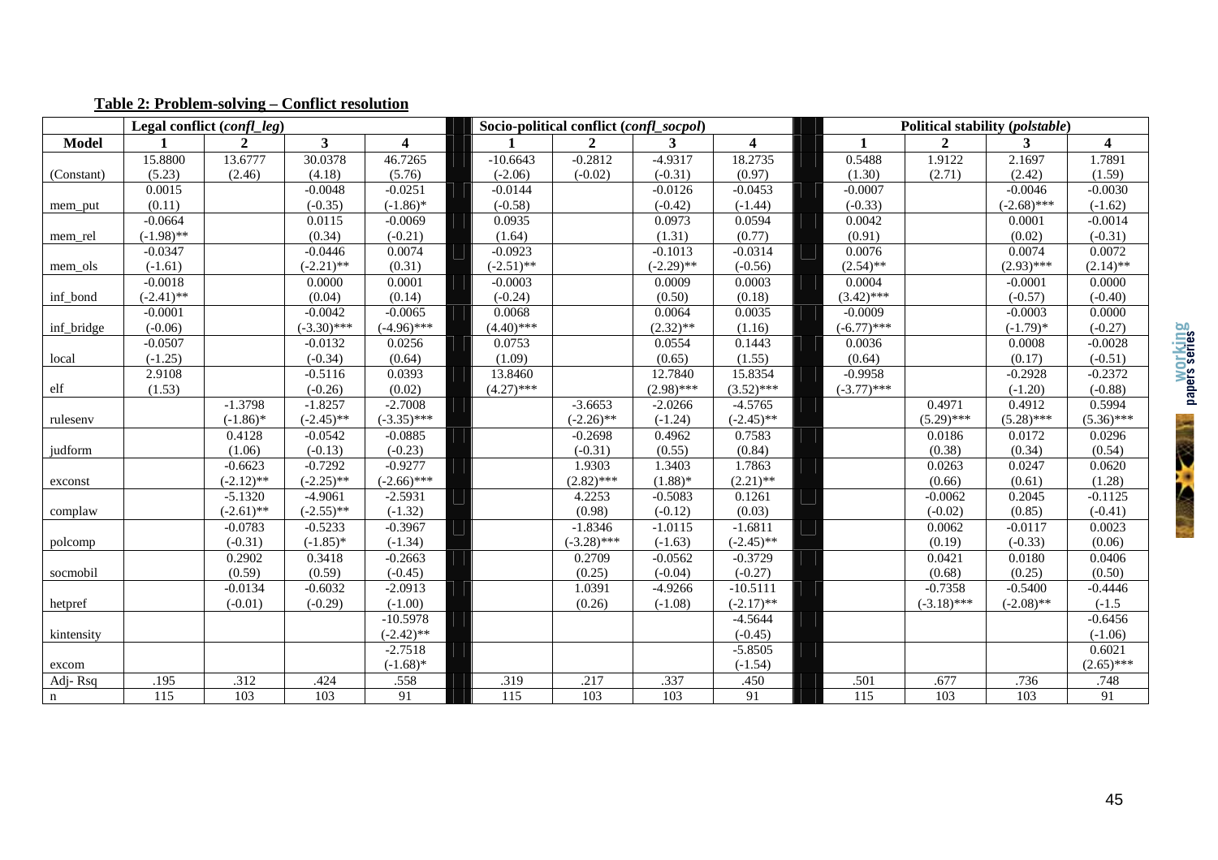**Table 2: Problem-solving – Conflict resolution**

| | Legal conflict (*confl_leg*) | | | | Socio-political conflict (*confl_socpol*) | | | | Political stability (*polstable*) | | | |
|---|---|---|---|---|---|---|---|---|---|---|---|---|
| **Model** | **1** | **2** | **3** | **4** | **1** | **2** | **3** | **4** | **1** | **2** | **3** | **4** |
| (Constant) | 15.8800<br>(5.23) | 13.6777<br>(2.46) | 30.0378<br>(4.18) | 46.7265<br>(5.76) | -10.6643<br>(-2.06) | -0.2812<br>(-0.02) | -4.9317<br>(-0.31) | 18.2735<br>(0.97) | 0.5488<br>(1.30) | 1.9122<br>(2.71) | 2.1697<br>(2.42) | 1.7891<br>(1.59) |
| mem_put | 0.0015<br>(0.11) | | -0.0048<br>(-0.35) | -0.0251<br>(-1.86)* | -0.0144<br>(-0.58) | | -0.0126<br>(-0.42) | -0.0453<br>(-1.44) | -0.0007<br>(-0.33) | | -0.0046<br>(-2.68)*** | -0.0030<br>(-1.62) |
| mem_rel | -0.0664<br>(-1.98)** | | 0.0115<br>(0.34) | -0.0069<br>(-0.21) | 0.0935<br>(1.64) | | 0.0973<br>(1.31) | 0.0594<br>(0.77) | 0.0042<br>(0.91) | | 0.0001<br>(0.02) | -0.0014<br>(-0.31) |
| mem_ols | -0.0347<br>(-1.61) | | -0.0446<br>(-2.21)** | 0.0074<br>(0.31) | -0.0923<br>(-2.51)** | | -0.1013<br>(-2.29)** | -0.0314<br>(-0.56) | 0.0076<br>(2.54)** | | 0.0074<br>(2.93)*** | 0.0072<br>(2.14)** |
| inf_bond | -0.0018<br>(-2.41)** | | 0.0000<br>(0.04) | 0.0001<br>(0.14) | -0.0003<br>(-0.24) | | 0.0009<br>(0.50) | 0.0003<br>(0.18) | 0.0004<br>(3.42)*** | | -0.0001<br>(-0.57) | 0.0000<br>(-0.40) |
| inf_bridge | -0.0001<br>(-0.06) | | -0.0042<br>(-3.30)*** | -0.0065<br>(-4.96)*** | 0.0068<br>(4.40)*** | | 0.0064<br>(2.32)** | 0.0035<br>(1.16) | -0.0009<br>(-6.77)*** | | -0.0003<br>(-1.79)* | 0.0000<br>(-0.27) |
| local | -0.0507<br>(-1.25) | | -0.0132<br>(-0.34) | 0.0256<br>(0.64) | 0.0753<br>(1.09) | | 0.0554<br>(0.65) | 0.1443<br>(1.55) | 0.0036<br>(0.64) | | 0.0008<br>(0.17) | -0.0028<br>(-0.51) |
| elf | 2.9108<br>(1.53) | | -0.5116<br>(-0.26) | 0.0393<br>(0.02) | 13.8460<br>(4.27)*** | | 12.7840<br>(2.98)*** | 15.8354<br>(3.52)*** | -0.9958<br>(-3.77)*** | | -0.2928<br>(-1.20) | -0.2372<br>(-0.88) |
| rulesenv | | -1.3798<br>(-1.86)* | -1.8257<br>(-2.45)** | -2.7008<br>(-3.35)*** | | -3.6653<br>(-2.26)** | -2.0266<br>(-1.24) | -4.5765<br>(-2.45)** | | 0.4971<br>(5.29)*** | 0.4912<br>(5.28)*** | 0.5994<br>(5.36)*** |
| judform | | 0.4128<br>(1.06) | -0.0542<br>(-0.13) | -0.0885<br>(-0.23) | | -0.2698<br>(-0.31) | 0.4962<br>(0.55) | 0.7583<br>(0.84) | | 0.0186<br>(0.38) | 0.0172<br>(0.34) | 0.0296<br>(0.54) |
| exconst | | -0.6623<br>(-2.12)** | -0.7292<br>(-2.25)** | -0.9277<br>(-2.66)*** | | 1.9303<br>(2.82)*** | 1.3403<br>(1.88)* | 1.7863<br>(2.21)** | | 0.0263<br>(0.66) | 0.0247<br>(0.61) | 0.0620<br>(1.28) |
| complaw | | -5.1320<br>(-2.61)** | -4.9061<br>(-2.55)** | -2.5931<br>(-1.32) | | 4.2253<br>(0.98) | -0.5083<br>(-0.12) | 0.1261<br>(0.03) | | -0.0062<br>(-0.02) | 0.2045<br>(0.85) | -0.1125<br>(-0.41) |
| polcomp | | -0.0783<br>(-0.31) | -0.5233<br>(-1.85)* | -0.3967<br>(-1.34) | | -1.8346<br>(-3.28)*** | -1.0115<br>(-1.63) | -1.6811<br>(-2.45)** | | 0.0062<br>(0.19) | -0.0117<br>(-0.33) | 0.0023<br>(0.06) |
| socmobil | | 0.2902<br>(0.59) | 0.3418<br>(0.59) | -0.2663<br>(-0.45) | | 0.2709<br>(0.25) | -0.0562<br>(-0.04) | -0.3729<br>(-0.27) | | 0.0421<br>(0.68) | 0.0180<br>(0.25) | 0.0406<br>(0.50) |
| hetpref | | -0.0134<br>(-0.01) | -0.6032<br>(-0.29) | -2.0913<br>(-1.00) | | 1.0391<br>(0.26) | -4.9266<br>(-1.08) | -10.5111<br>(-2.17)** | | -0.7358<br>(-3.18)*** | -0.5400<br>(-2.08)** | -0.4446<br>(-1.5 |
| kintensity | | | | -10.5978<br>(-2.42)** | | | | -4.5644<br>(-0.45) | | | | -0.6456<br>(-1.06) |
| excom | | | | -2.7518<br>(-1.68)* | | | | -5.8505<br>(-1.54) | | | | 0.6021<br>(2.65)*** |
| Adj- Rsq | .195 | .312 | .424 | .558 | .319 | .217 | .337 | .450 | .501 | .677 | .736 | .748 |
| n | 115 | 103 | 103 | 91 | 115 | 103 | 103 | 91 | 115 | 103 | 103 | 91 |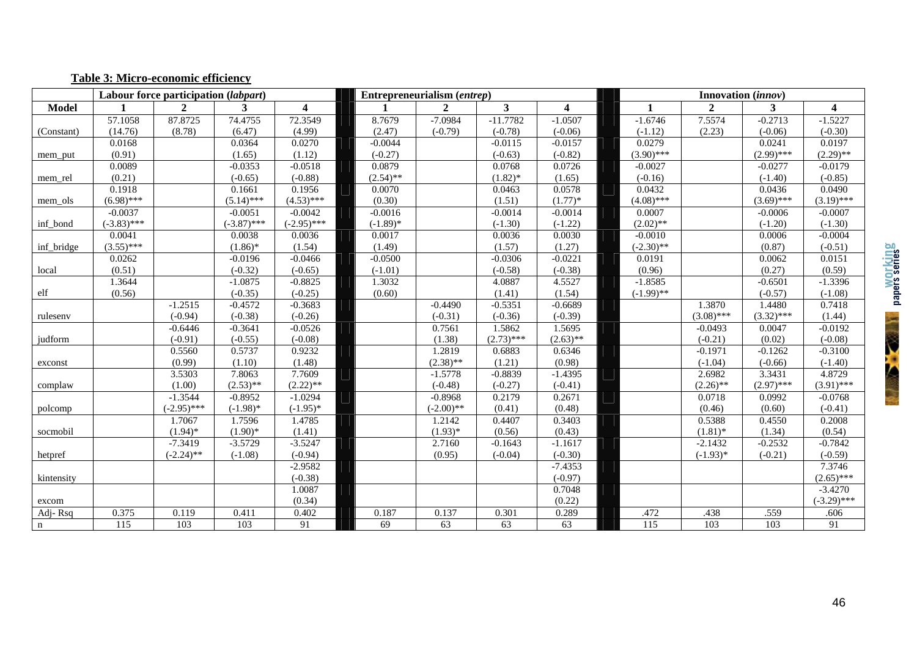**Table 3: Micro-economic efficiency**

| | Labour force participation (*labpart*) | | | | Entrepreneurialism (*entrep*) | | | | Innovation (*innov*) | | | |
|---|---|---|---|---|---|---|---|---|---|---|---|---|
| **Model** | **1** | **2** | **3** | **4** | **1** | **2** | **3** | **4** | **1** | **2** | **3** | **4** |
| | 57.1058 | 87.8725 | 74.4755 | 72.3549 | 8.7679 | -7.0984 | -11.7782 | -1.0507 | -1.6746 | 7.5574 | -0.2713 | -1.5227 |
| (Constant) | (14.76) | (8.78) | (6.47) | (4.99) | (2.47) | (-0.79) | (-0.78) | (-0.06) | (-1.12) | (2.23) | (-0.06) | (-0.30) |
| | 0.0168 | | 0.0364 | 0.0270 | -0.0044 | | -0.0115 | -0.0157 | 0.0279 | | 0.0241 | 0.0197 |
| mem_put | (0.91) | | (1.65) | (1.12) | (-0.27) | | (-0.63) | (-0.82) | (3.90)*** | | (2.99)*** | (2.29)** |
| | 0.0089 | | -0.0353 | -0.0518 | 0.0879 | | 0.0768 | 0.0726 | -0.0027 | | -0.0277 | -0.0179 |
| mem_rel | (0.21) | | (-0.65) | (-0.88) | (2.54)** | | (1.82)* | (1.65) | (-0.16) | | (-1.40) | (-0.85) |
| | 0.1918 | | 0.1661 | 0.1956 | 0.0070 | | 0.0463 | 0.0578 | 0.0432 | | 0.0436 | 0.0490 |
| mem_ols | (6.98)*** | | (5.14)*** | (4.53)*** | (0.30) | | (1.51) | (1.77)* | (4.08)*** | | (3.69)*** | (3.19)*** |
| | -0.0037 | | -0.0051 | -0.0042 | -0.0016 | | -0.0014 | -0.0014 | 0.0007 | | -0.0006 | -0.0007 |
| inf_bond | (-3.83)*** | | (-3.87)*** | (-2.95)*** | (-1.89)* | | (-1.30) | (-1.22) | (2.02)** | | (-1.20) | (-1.30) |
| | 0.0041 | | 0.0038 | 0.0036 | 0.0017 | | 0.0036 | 0.0030 | -0.0010 | | 0.0006 | -0.0004 |
| inf_bridge | (3.55)*** | | (1.86)* | (1.54) | (1.49) | | (1.57) | (1.27) | (-2.30)** | | (0.87) | (-0.51) |
| | 0.0262 | | -0.0196 | -0.0466 | -0.0500 | | -0.0306 | -0.0221 | 0.0191 | | 0.0062 | 0.0151 |
| local | (0.51) | | (-0.32) | (-0.65) | (-1.01) | | (-0.58) | (-0.38) | (0.96) | | (0.27) | (0.59) |
| | 1.3644 | | -1.0875 | -0.8825 | 1.3032 | | 4.0887 | 4.5527 | -1.8585 | | -0.6501 | -1.3396 |
| elf | (0.56) | | (-0.35) | (-0.25) | (0.60) | | (1.41) | (1.54) | (-1.99)** | | (-0.57) | (-1.08) |
| | | -1.2515 | -0.4572 | -0.3683 | | -0.4490 | -0.5351 | -0.6689 | | 1.3870 | 1.4480 | 0.7418 |
| rulesenv | | (-0.94) | (-0.38) | (-0.26) | | (-0.31) | (-0.36) | (-0.39) | | (3.08)*** | (3.32)*** | (1.44) |
| | | -0.6446 | -0.3641 | -0.0526 | | 0.7561 | 1.5862 | 1.5695 | | -0.0493 | 0.0047 | -0.0192 |
| judform | | (-0.91) | (-0.55) | (-0.08) | | (1.38) | (2.73)*** | (2.63)** | | (-0.21) | (0.02) | (-0.08) |
| | | 0.5560 | 0.5737 | 0.9232 | | 1.2819 | 0.6883 | 0.6346 | | -0.1971 | -0.1262 | -0.3100 |
| exconst | | (0.99) | (1.10) | (1.48) | | (2.38)** | (1.21) | (0.98) | | (-1.04) | (-0.66) | (-1.40) |
| | | 3.5303 | 7.8063 | 7.7609 | | -1.5778 | -0.8839 | -1.4395 | | 2.6982 | 3.3431 | 4.8729 |
| complaw | | (1.00) | (2.53)** | (2.22)** | | (-0.48) | (-0.27) | (-0.41) | | (2.26)** | (2.97)*** | (3.91)*** |
| | | -1.3544 | -0.8952 | -1.0294 | | -0.8968 | 0.2179 | 0.2671 | | 0.0718 | 0.0992 | -0.0768 |
| polcomp | | (-2.95)*** | (-1.98)* | (-1.95)* | | (-2.00)** | (0.41) | (0.48) | | (0.46) | (0.60) | (-0.41) |
| | | 1.7067 | 1.7596 | 1.4785 | | 1.2142 | 0.4407 | 0.3403 | | 0.5388 | 0.4550 | 0.2008 |
| socmobil | | (1.94)* | (1.90)* | (1.41) | | (1.93)* | (0.56) | (0.43) | | (1.81)* | (1.34) | (0.54) |
| | | -7.3419 | -3.5729 | -3.5247 | | 2.7160 | -0.1643 | -1.1617 | | -2.1432 | -0.2532 | -0.7842 |
| hetpref | | (-2.24)** | (-1.08) | (-0.94) | | (0.95) | (-0.04) | (-0.30) | | (-1.93)* | (-0.21) | (-0.59) |
| | | | | -2.9582 | | | | -7.4353 | | | | 7.3746 |
| kintensity | | | | (-0.38) | | | | (-0.97) | | | | (2.65)*** |
| | | | | 1.0087 | | | | 0.7048 | | | | -3.4270 |
| excom | | | | (0.34) | | | | (0.22) | | | | (-3.29)*** |
| Adj- Rsq | 0.375 | 0.119 | 0.411 | 0.402 | 0.187 | 0.137 | 0.301 | 0.289 | .472 | .438 | .559 | .606 |
| n | 115 | 103 | 103 | 91 | 69 | 63 | 63 | 63 | 115 | 103 | 103 | 91 |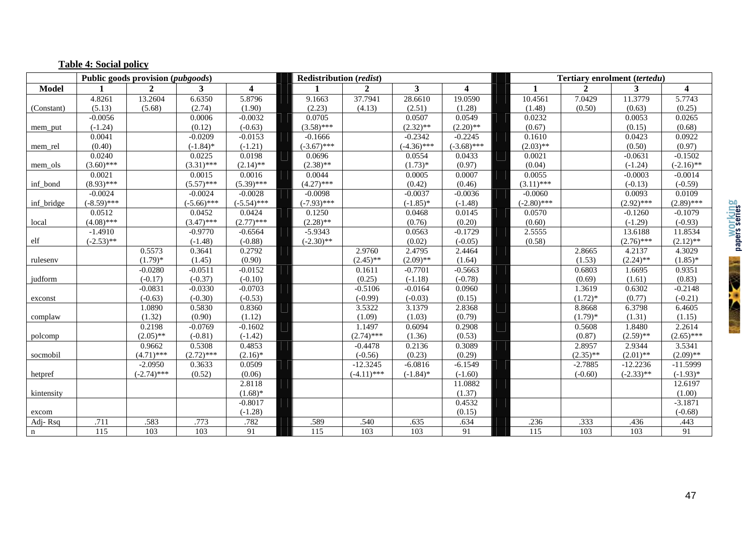**Table 4: Social policy**

| | Public goods provision (*pubgoods*) | | | | Redistribution (*redist*) | | | | Tertiary enrolment (*tertedu*) | | | |
|---|---|---|---|---|---|---|---|---|---|---|---|---|
| **Model** | **1** | **2** | **3** | **4** | **1** | **2** | **3** | **4** | **1** | **2** | **3** | **4** |
| (Constant) | 4.8261<br>(5.13) | 13.2604<br>(5.68) | 6.6350<br>(2.74) | 5.8796<br>(1.90) | 9.1663<br>(2.23) | 37.7941<br>(4.13) | 28.6610<br>(2.51) | 19.0590<br>(1.28) | 10.4561<br>(1.48) | 7.0429<br>(0.50) | 11.3779<br>(0.63) | 5.7743<br>(0.25) |
| mem_put | -0.0056<br>(-1.24) | | 0.0006<br>(0.12) | -0.0032<br>(-0.63) | 0.0705<br>(3.58)*** | | 0.0507<br>(2.32)** | 0.0549<br>(2.20)** | 0.0232<br>(0.67) | | 0.0053<br>(0.15) | 0.0265<br>(0.68) |
| mem_rel | 0.0041<br>(0.40) | | -0.0209<br>(-1.84)* | -0.0153<br>(-1.21) | -0.1666<br>(-3.67)*** | | -0.2342<br>(-4.36)*** | -0.2245<br>(-3.68)*** | 0.1610<br>(2.03)** | | 0.0423<br>(0.50) | 0.0922<br>(0.97) |
| mem_ols | 0.0240<br>(3.60)*** | | 0.0225<br>(3.31)*** | 0.0198<br>(2.14)** | 0.0696<br>(2.38)** | | 0.0554<br>(1.73)* | 0.0433<br>(0.97) | 0.0021<br>(0.04) | | -0.0631<br>(-1.24) | -0.1502<br>(-2.16)** |
| inf_bond | 0.0021<br>(8.93)*** | | 0.0015<br>(5.57)*** | 0.0016<br>(5.39)*** | 0.0044<br>(4.27)*** | | 0.0005<br>(0.42) | 0.0007<br>(0.46) | 0.0055<br>(3.11)*** | | -0.0003<br>(-0.13) | -0.0014<br>(-0.59) |
| inf_bridge | -0.0024<br>(-8.59)*** | | -0.0024<br>(-5.66)*** | -0.0028<br>(-5.54)*** | -0.0098<br>(-7.93)*** | | -0.0037<br>(-1.85)* | -0.0036<br>(-1.48) | -0.0060<br>(-2.80)*** | | 0.0093<br>(2.92)*** | 0.0109<br>(2.89)*** |
| local | 0.0512<br>(4.08)*** | | 0.0452<br>(3.47)*** | 0.0424<br>(2.77)*** | 0.1250<br>(2.28)** | | 0.0468<br>(0.76) | 0.0145<br>(0.20) | 0.0570<br>(0.60) | | -0.1260<br>(-1.29) | -0.1079<br>(-0.93) |
| elf | -1.4910<br>(-2.53)** | | -0.9770<br>(-1.48) | -0.6564<br>(-0.88) | -5.9343<br>(-2.30)** | | 0.0563<br>(0.02) | -0.1729<br>(-0.05) | 2.5555<br>(0.58) | | 13.6188<br>(2.76)*** | 11.8534<br>(2.12)** |
| rulesenv | | 0.5573<br>(1.79)* | 0.3641<br>(1.45) | 0.2792<br>(0.90) | | 2.9760<br>(2.45)** | 2.4795<br>(2.09)** | 2.4464<br>(1.64) | | 2.8665<br>(1.53) | 4.2137<br>(2.24)** | 4.3029<br>(1.85)* |
| judform | | -0.0280<br>(-0.17) | -0.0511<br>(-0.37) | -0.0152<br>(-0.10) | | 0.1611<br>(0.25) | -0.7701<br>(-1.18) | -0.5663<br>(-0.78) | | 0.6803<br>(0.69) | 1.6695<br>(1.61) | 0.9351<br>(0.83) |
| exconst | | -0.0831<br>(-0.63) | -0.0330<br>(-0.30) | -0.0703<br>(-0.53) | | -0.5106<br>(-0.99) | -0.0164<br>(-0.03) | 0.0960<br>(0.15) | | 1.3619<br>(1.72)* | 0.6302<br>(0.77) | -0.2148<br>(-0.21) |
| complaw | | 1.0890<br>(1.32) | 0.5830<br>(0.90) | 0.8360<br>(1.12) | | 3.5322<br>(1.09) | 3.1379<br>(1.03) | 2.8368<br>(0.79) | | 8.8668<br>(1.79)* | 6.3798<br>(1.31) | 6.4605<br>(1.15) |
| polcomp | | 0.2198<br>(2.05)** | -0.0769<br>(-0.81) | -0.1602<br>(-1.42) | | 1.1497<br>(2.74)*** | 0.6094<br>(1.36) | 0.2908<br>(0.53) | | 0.5608<br>(0.87) | 1.8480<br>(2.59)** | 2.2614<br>(2.65)*** |
| socmobil | | 0.9662<br>(4.71)*** | 0.5308<br>(2.72)*** | 0.4853<br>(2.16)* | | -0.4478<br>(-0.56) | 0.2136<br>(0.23) | 0.3089<br>(0.29) | | 2.8957<br>(2.35)** | 2.9344<br>(2.01)** | 3.5341<br>(2.09)** |
| hetpref | | -2.0950<br>(-2.74)*** | 0.3633<br>(0.52) | 0.0509<br>(0.06) | | -12.3245<br>(-4.11)*** | -6.0816<br>(-1.84)* | -6.1549<br>(-1.60) | | -2.7885<br>(-0.60) | -12.2236<br>(-2.33)** | -11.5999<br>(-1.93)* |
| kintensity | | | | 2.8118<br>(1.68)* | | | | 11.0882<br>(1.37) | | | | 12.6197<br>(1.00) |
| excom | | | | -0.8017<br>(-1.28) | | | | 0.4532<br>(0.15) | | | | -3.1871<br>(-0.68) |
| Adj- Rsq | .711 | .583 | .773 | .782 | .589 | .540 | .635 | .634 | .236 | .333 | .436 | .443 |
| n | 115 | 103 | 103 | 91 | 115 | 103 | 103 | 91 | 115 | 103 | 103 | 91 |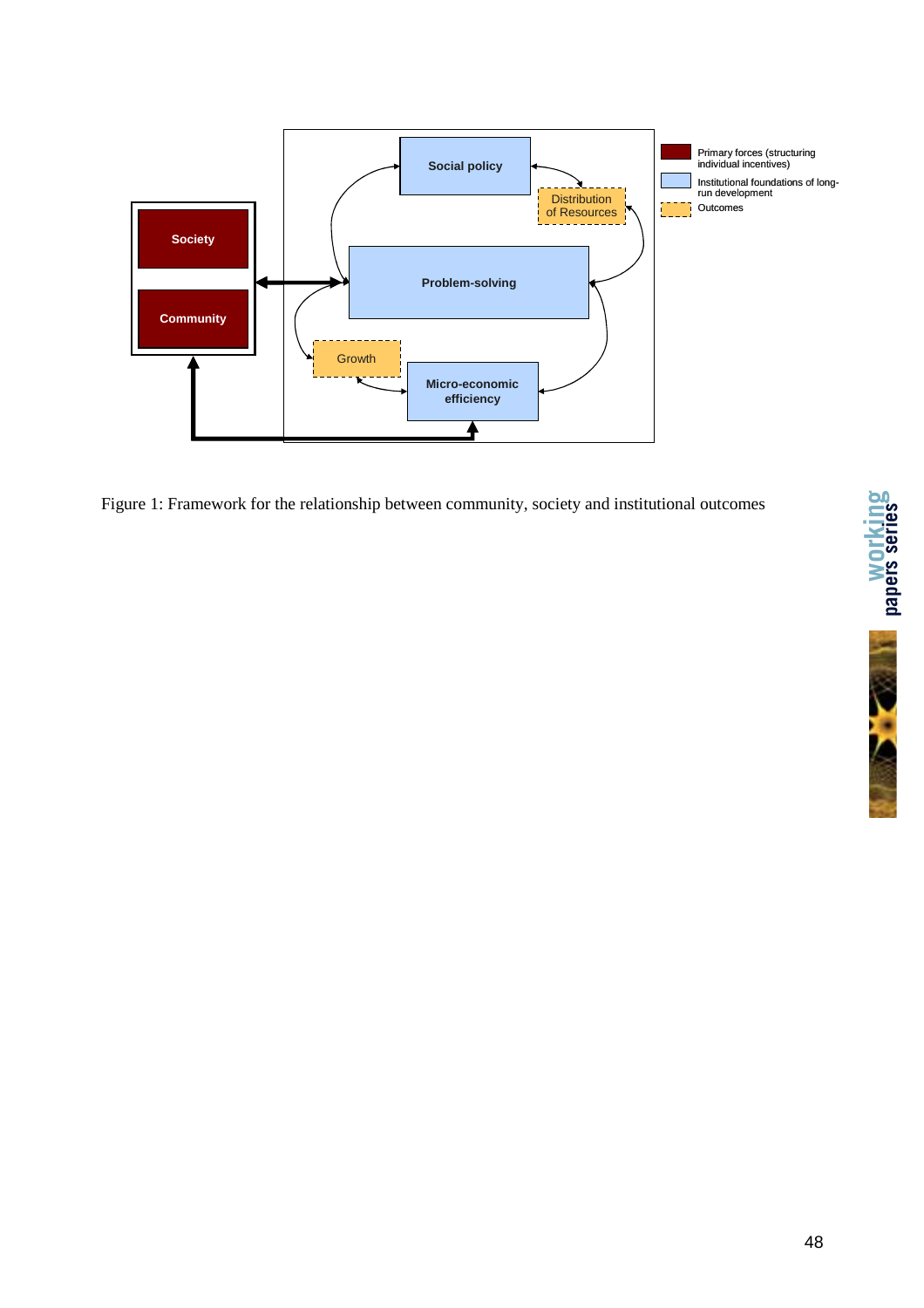Figure 1: Framework for the relationship between community, society and institutional outcomes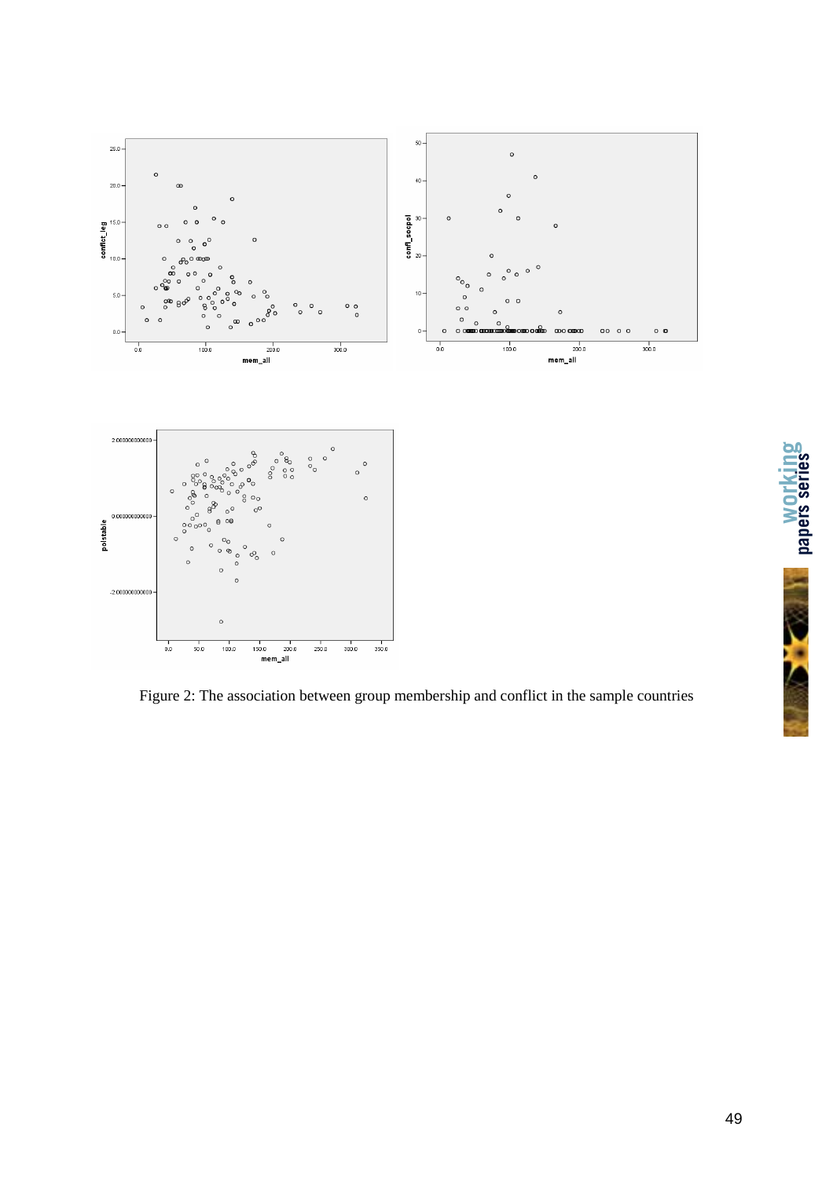25.0
20.0
15.0
10.0
5.0
0.0
conflict_leg
0.0
100.0
200.0
300.0
mem_all

50
40
30
20
10
0
confl_socpol
0.0
100.0
200.0
300.0
mem_all

2.000000000000
0.000000000000
-2.000000000000
polstable
0.0
50.0
100.0
150.0
200.0
250.0
300.0
350.0
mem_all

Figure 2: The association between group membership and conflict in the sample countries